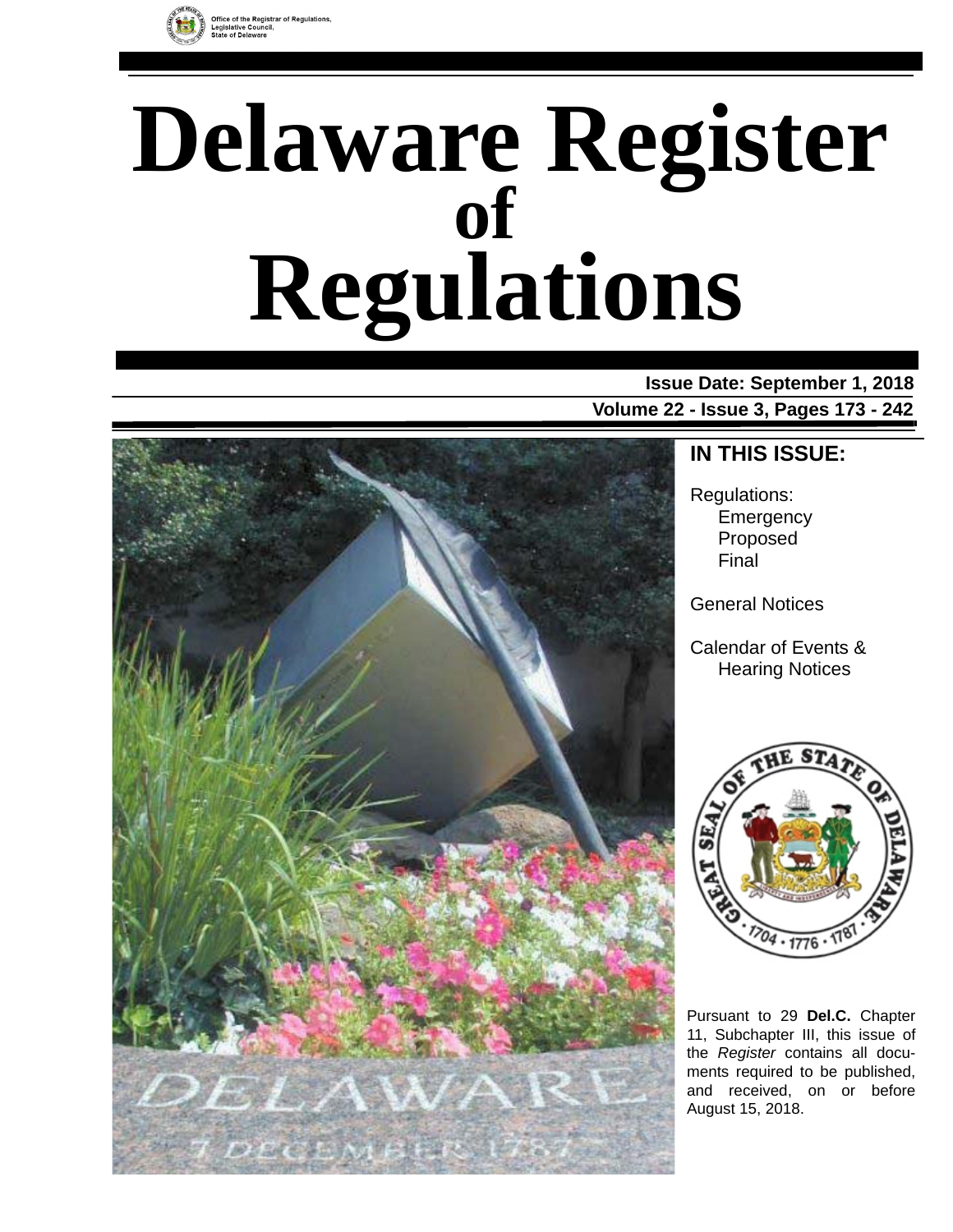Office of the Registrar of Regulations,
Legislative Council,
State of Delaware

# Delaware Register of Regulations

**Issue Date: September 1, 2018**

**Volume 22 - Issue 3, Pages 173 - 242**

## IN THIS ISSUE:

Regulations:
- Emergency
- Proposed
- Final

General Notices

Calendar of Events & Hearing Notices

Pursuant to 29 **Del.C.** Chapter 11, Subchapter III, this issue of the *Register* contains all documents required to be published, and received, on or before August 15, 2018.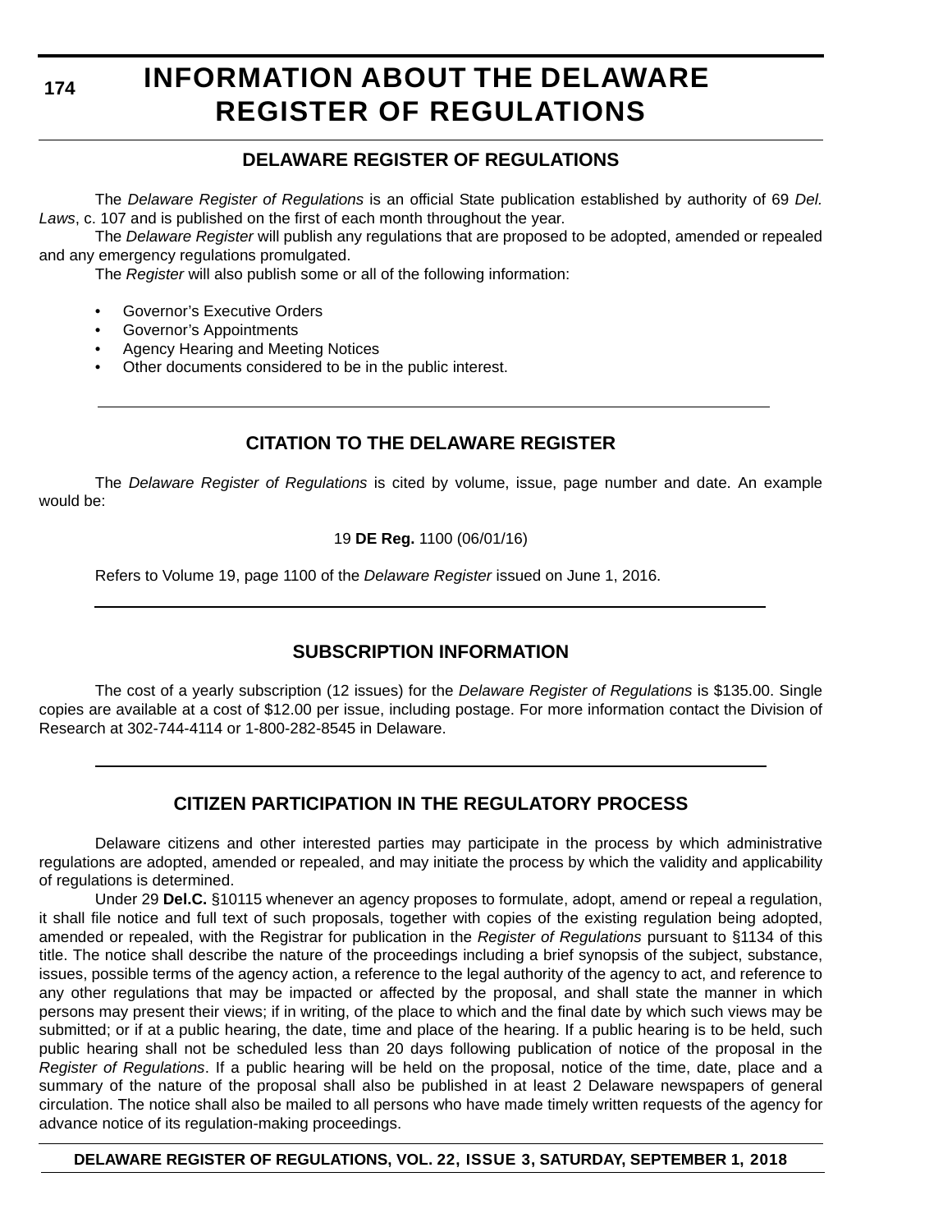# INFORMATION ABOUT THE DELAWARE REGISTER OF REGULATIONS

## DELAWARE REGISTER OF REGULATIONS

The *Delaware Register of Regulations* is an official State publication established by authority of 69 *Del. Laws*, c. 107 and is published on the first of each month throughout the year.

The *Delaware Register* will publish any regulations that are proposed to be adopted, amended or repealed and any emergency regulations promulgated.

The *Register* will also publish some or all of the following information:

- Governor's Executive Orders
- Governor's Appointments
- Agency Hearing and Meeting Notices
- Other documents considered to be in the public interest.

## CITATION TO THE DELAWARE REGISTER

The *Delaware Register of Regulations* is cited by volume, issue, page number and date. An example would be:

19 **DE Reg.** 1100 (06/01/16)

Refers to Volume 19, page 1100 of the *Delaware Register* issued on June 1, 2016.

## SUBSCRIPTION INFORMATION

The cost of a yearly subscription (12 issues) for the *Delaware Register of Regulations* is $135.00. Single copies are available at a cost of $12.00 per issue, including postage. For more information contact the Division of Research at 302-744-4114 or 1-800-282-8545 in Delaware.

## CITIZEN PARTICIPATION IN THE REGULATORY PROCESS

Delaware citizens and other interested parties may participate in the process by which administrative regulations are adopted, amended or repealed, and may initiate the process by which the validity and applicability of regulations is determined.

Under 29 **Del.C.** §10115 whenever an agency proposes to formulate, adopt, amend or repeal a regulation, it shall file notice and full text of such proposals, together with copies of the existing regulation being adopted, amended or repealed, with the Registrar for publication in the *Register of Regulations* pursuant to §1134 of this title. The notice shall describe the nature of the proceedings including a brief synopsis of the subject, substance, issues, possible terms of the agency action, a reference to the legal authority of the agency to act, and reference to any other regulations that may be impacted or affected by the proposal, and shall state the manner in which persons may present their views; if in writing, of the place to which and the final date by which such views may be submitted; or if at a public hearing, the date, time and place of the hearing. If a public hearing is to be held, such public hearing shall not be scheduled less than 20 days following publication of notice of the proposal in the *Register of Regulations*. If a public hearing will be held on the proposal, notice of the time, date, place and a summary of the nature of the proposal shall also be published in at least 2 Delaware newspapers of general circulation. The notice shall also be mailed to all persons who have made timely written requests of the agency for advance notice of its regulation-making proceedings.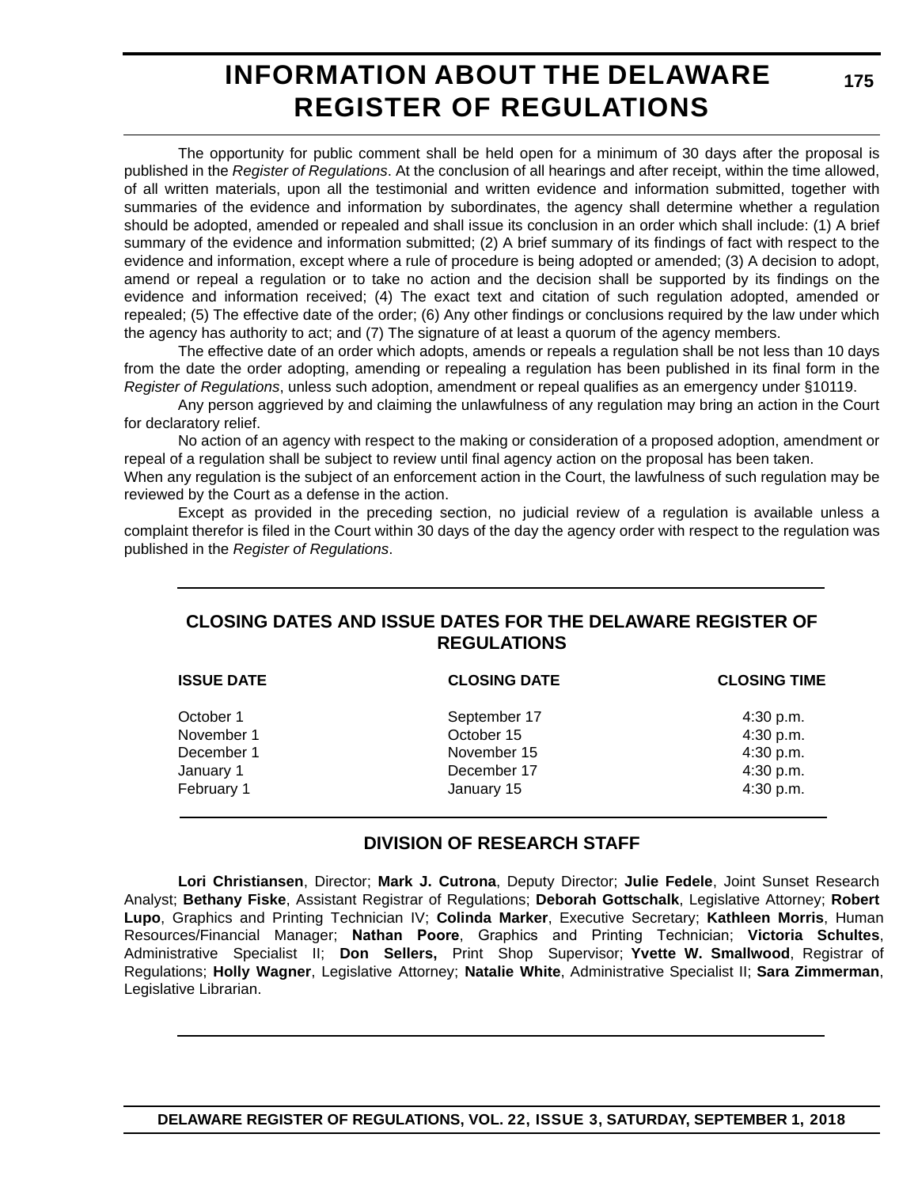# INFORMATION ABOUT THE DELAWARE REGISTER OF REGULATIONS

The opportunity for public comment shall be held open for a minimum of 30 days after the proposal is published in the *Register of Regulations*. At the conclusion of all hearings and after receipt, within the time allowed, of all written materials, upon all the testimonial and written evidence and information submitted, together with summaries of the evidence and information by subordinates, the agency shall determine whether a regulation should be adopted, amended or repealed and shall issue its conclusion in an order which shall include: (1) A brief summary of the evidence and information submitted; (2) A brief summary of its findings of fact with respect to the evidence and information, except where a rule of procedure is being adopted or amended; (3) A decision to adopt, amend or repeal a regulation or to take no action and the decision shall be supported by its findings on the evidence and information received; (4) The exact text and citation of such regulation adopted, amended or repealed; (5) The effective date of the order; (6) Any other findings or conclusions required by the law under which the agency has authority to act; and (7) The signature of at least a quorum of the agency members.

The effective date of an order which adopts, amends or repeals a regulation shall be not less than 10 days from the date the order adopting, amending or repealing a regulation has been published in its final form in the *Register of Regulations*, unless such adoption, amendment or repeal qualifies as an emergency under §10119.

Any person aggrieved by and claiming the unlawfulness of any regulation may bring an action in the Court for declaratory relief.

No action of an agency with respect to the making or consideration of a proposed adoption, amendment or repeal of a regulation shall be subject to review until final agency action on the proposal has been taken.

When any regulation is the subject of an enforcement action in the Court, the lawfulness of such regulation may be reviewed by the Court as a defense in the action.

Except as provided in the preceding section, no judicial review of a regulation is available unless a complaint therefor is filed in the Court within 30 days of the day the agency order with respect to the regulation was published in the *Register of Regulations*.

## CLOSING DATES AND ISSUE DATES FOR THE DELAWARE REGISTER OF REGULATIONS

| ISSUE DATE | CLOSING DATE | CLOSING TIME |
|---|---|---|
| October 1 | September 17 | 4:30 p.m. |
| November 1 | October 15 | 4:30 p.m. |
| December 1 | November 15 | 4:30 p.m. |
| January 1 | December 17 | 4:30 p.m. |
| February 1 | January 15 | 4:30 p.m. |

## DIVISION OF RESEARCH STAFF

**Lori Christiansen**, Director; **Mark J. Cutrona**, Deputy Director; **Julie Fedele**, Joint Sunset Research Analyst; **Bethany Fiske**, Assistant Registrar of Regulations; **Deborah Gottschalk**, Legislative Attorney; **Robert Lupo**, Graphics and Printing Technician IV; **Colinda Marker**, Executive Secretary; **Kathleen Morris**, Human Resources/Financial Manager; **Nathan Poore**, Graphics and Printing Technician; **Victoria Schultes**, Administrative Specialist II; **Don Sellers,** Print Shop Supervisor; **Yvette W. Smallwood**, Registrar of Regulations; **Holly Wagner**, Legislative Attorney; **Natalie White**, Administrative Specialist II; **Sara Zimmerman**, Legislative Librarian.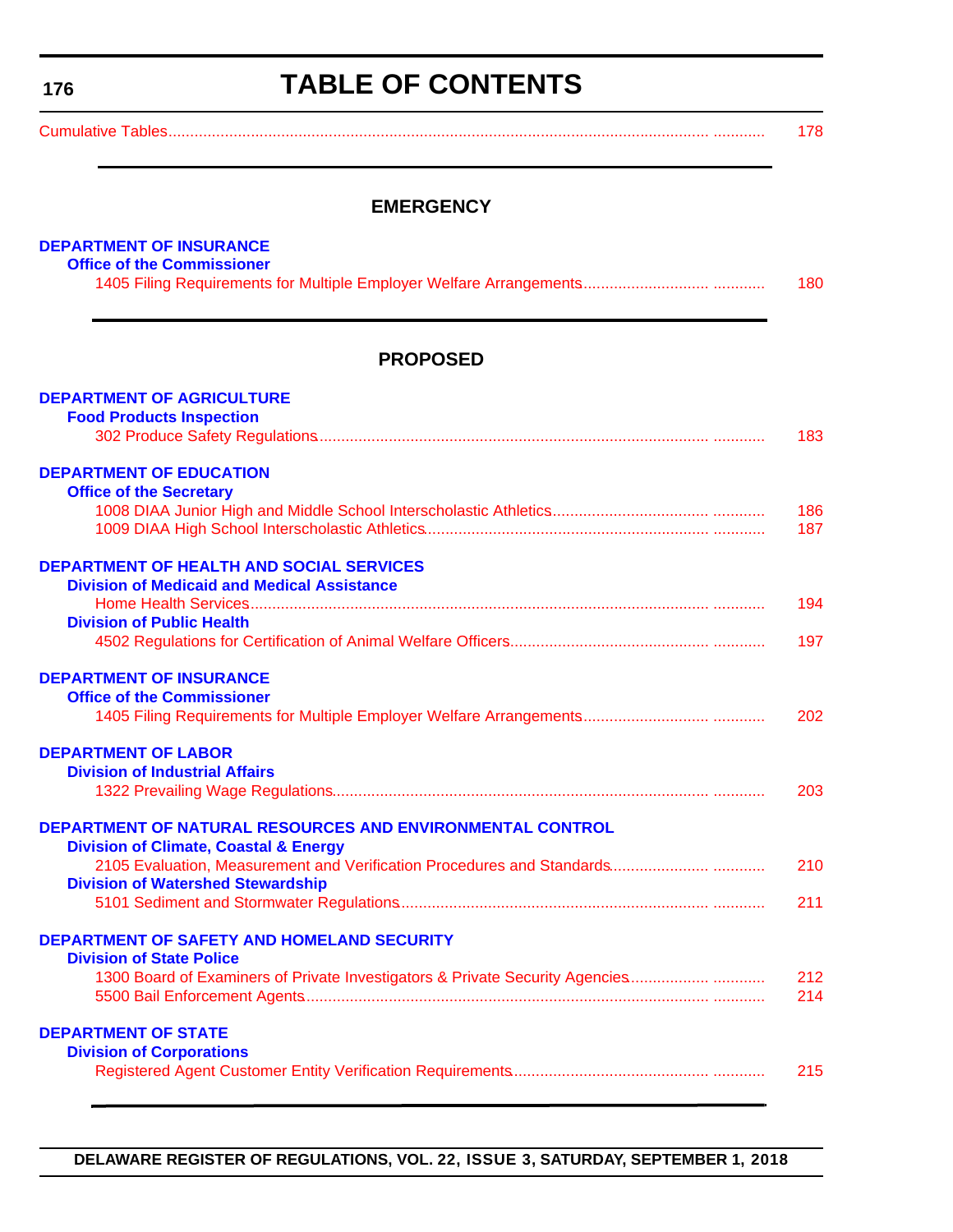# TABLE OF CONTENTS

Cumulative Tables ........................................................................................................................................ 178

## EMERGENCY

**DEPARTMENT OF INSURANCE**

**Office of the Commissioner**

1405 Filing Requirements for Multiple Employer Welfare Arrangements ........................................ 180

## PROPOSED

**DEPARTMENT OF AGRICULTURE**

**Food Products Inspection**

302 Produce Safety Regulations ........................................................................................................ 183

**DEPARTMENT OF EDUCATION**

**Office of the Secretary**

1008 DIAA Junior High and Middle School Interscholastic Athletics .................................................. 186

1009 DIAA High School Interscholastic Athletics ............................................................................... 187

**DEPARTMENT OF HEALTH AND SOCIAL SERVICES**

**Division of Medicaid and Medical Assistance**

Home Health Services ......................................................................................................................... 194

**Division of Public Health**

4502 Regulations for Certification of Animal Welfare Officers ............................................................ 197

**DEPARTMENT OF INSURANCE**

**Office of the Commissioner**

1405 Filing Requirements for Multiple Employer Welfare Arrangements ........................................ 202

**DEPARTMENT OF LABOR**

**Division of Industrial Affairs**

1322 Prevailing Wage Regulations ..................................................................................................... 203

**DEPARTMENT OF NATURAL RESOURCES AND ENVIRONMENTAL CONTROL**

**Division of Climate, Coastal & Energy**

2105 Evaluation, Measurement and Verification Procedures and Standards ..................................... 210

**Division of Watershed Stewardship**

5101 Sediment and Stormwater Regulations ...................................................................................... 211

**DEPARTMENT OF SAFETY AND HOMELAND SECURITY**

**Division of State Police**

1300 Board of Examiners of Private Investigators & Private Security Agencies ................................ 212

5500 Bail Enforcement Agents ........................................................................................................... 214

**DEPARTMENT OF STATE**

**Division of Corporations**

Registered Agent Customer Entity Verification Requirements ............................................................ 215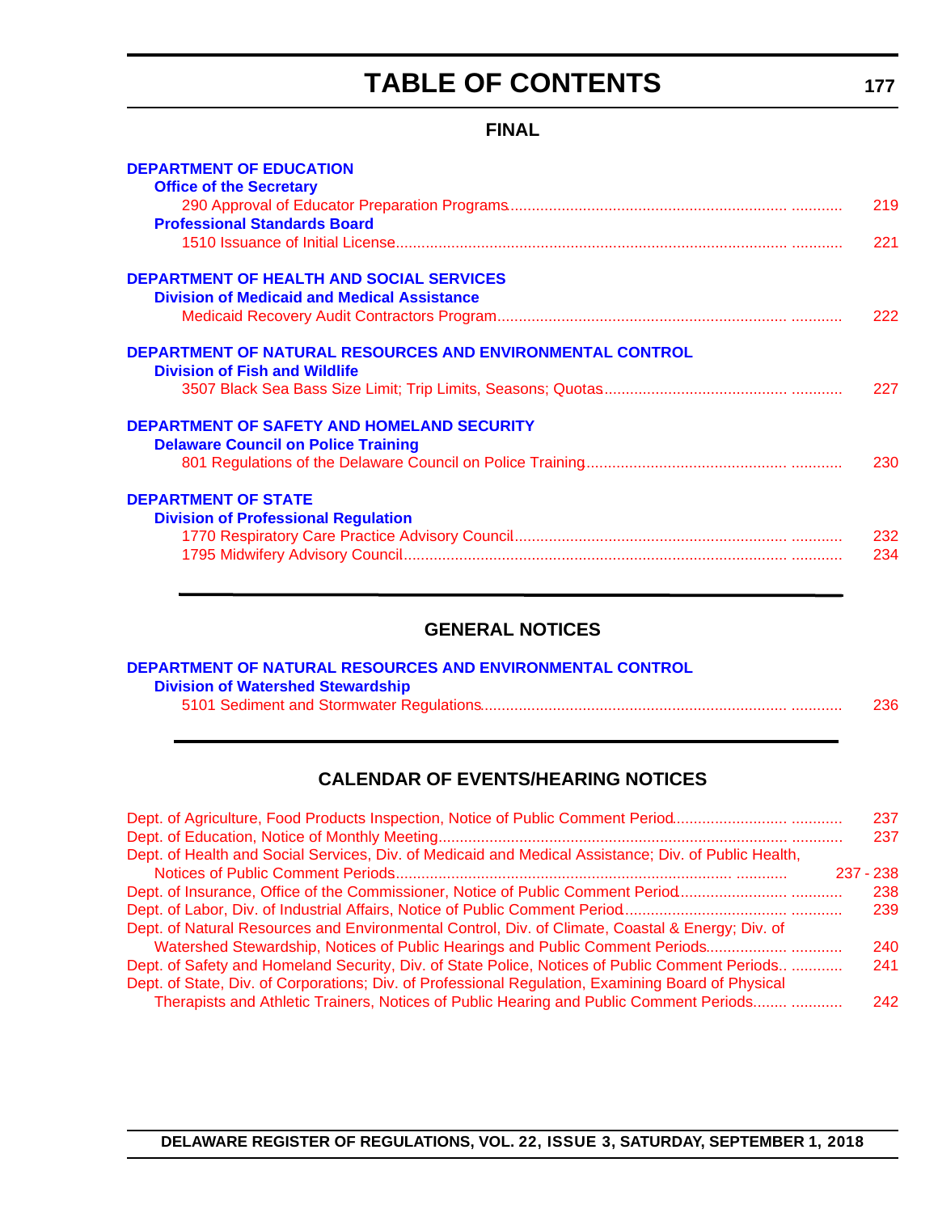# TABLE OF CONTENTS

## FINAL

**DEPARTMENT OF EDUCATION**

**Office of the Secretary**

290 Approval of Educator Preparation Programs ........ 219

**Professional Standards Board**

1510 Issuance of Initial License ........ 221

**DEPARTMENT OF HEALTH AND SOCIAL SERVICES**

**Division of Medicaid and Medical Assistance**

Medicaid Recovery Audit Contractors Program ........ 222

**DEPARTMENT OF NATURAL RESOURCES AND ENVIRONMENTAL CONTROL**

**Division of Fish and Wildlife**

3507 Black Sea Bass Size Limit; Trip Limits, Seasons; Quotas ........ 227

**DEPARTMENT OF SAFETY AND HOMELAND SECURITY**

**Delaware Council on Police Training**

801 Regulations of the Delaware Council on Police Training ........ 230

**DEPARTMENT OF STATE**

**Division of Professional Regulation**

1770 Respiratory Care Practice Advisory Council ........ 232

1795 Midwifery Advisory Council ........ 234

## GENERAL NOTICES

**DEPARTMENT OF NATURAL RESOURCES AND ENVIRONMENTAL CONTROL**

**Division of Watershed Stewardship**

5101 Sediment and Stormwater Regulations ........ 236

## CALENDAR OF EVENTS/HEARING NOTICES

Dept. of Agriculture, Food Products Inspection, Notice of Public Comment Period ........ 237

Dept. of Education, Notice of Monthly Meeting ........ 237

Dept. of Health and Social Services, Div. of Medicaid and Medical Assistance; Div. of Public Health, Notices of Public Comment Periods ........ 237 - 238

Dept. of Insurance, Office of the Commissioner, Notice of Public Comment Period ........ 238

Dept. of Labor, Div. of Industrial Affairs, Notice of Public Comment Period ........ 239

Dept. of Natural Resources and Environmental Control, Div. of Climate, Coastal & Energy; Div. of Watershed Stewardship, Notices of Public Hearings and Public Comment Periods ........ 240

Dept. of Safety and Homeland Security, Div. of State Police, Notices of Public Comment Periods ........ 241

Dept. of State, Div. of Corporations; Div. of Professional Regulation, Examining Board of Physical Therapists and Athletic Trainers, Notices of Public Hearing and Public Comment Periods ........ 242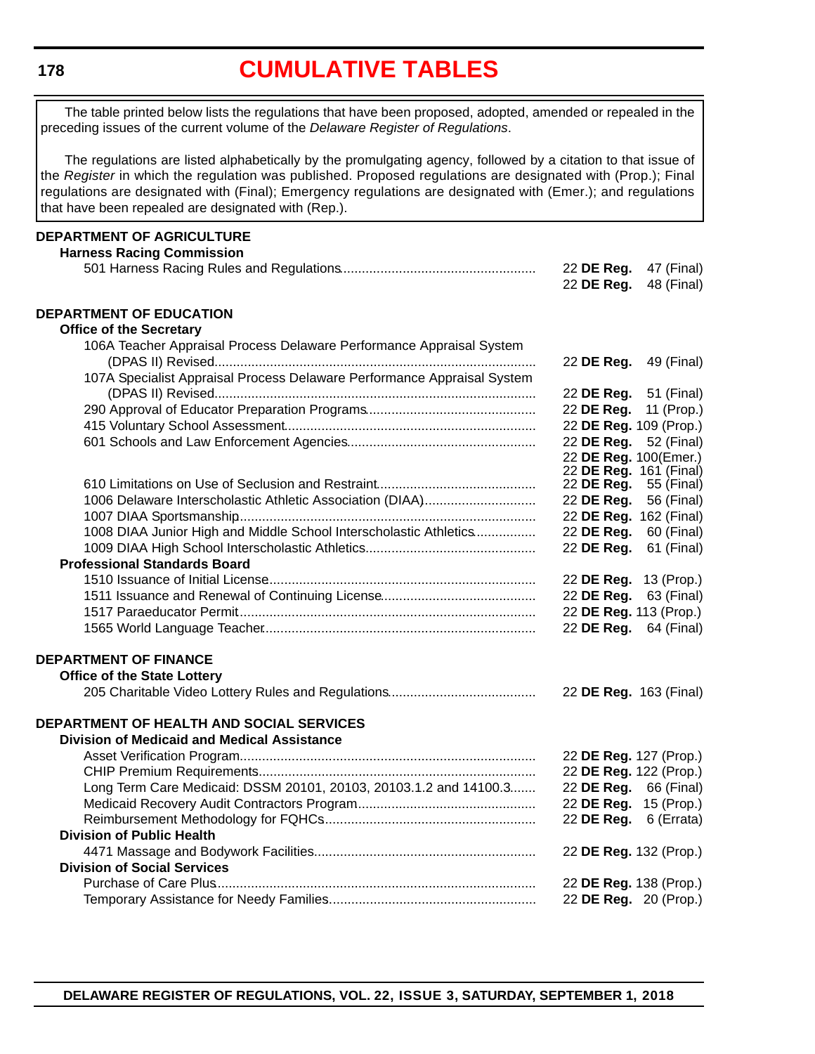# CUMULATIVE TABLES

The table printed below lists the regulations that have been proposed, adopted, amended or repealed in the preceding issues of the current volume of the *Delaware Register of Regulations*.

The regulations are listed alphabetically by the promulgating agency, followed by a citation to that issue of the *Register* in which the regulation was published. Proposed regulations are designated with (Prop.); Final regulations are designated with (Final); Emergency regulations are designated with (Emer.); and regulations that have been repealed are designated with (Rep.).

## DEPARTMENT OF AGRICULTURE

### Harness Racing Commission

| Regulation | Citation |
|---|---|
| 501 Harness Racing Rules and Regulations | 22 **DE Reg.** 47 (Final) |
| | 22 **DE Reg.** 48 (Final) |

## DEPARTMENT OF EDUCATION

### Office of the Secretary

| Regulation | Citation |
|---|---|
| 106A Teacher Appraisal Process Delaware Performance Appraisal System (DPAS II) Revised | 22 **DE Reg.** 49 (Final) |
| 107A Specialist Appraisal Process Delaware Performance Appraisal System (DPAS II) Revised | 22 **DE Reg.** 51 (Final) |
| 290 Approval of Educator Preparation Programs | 22 **DE Reg.** 11 (Prop.) |
| 415 Voluntary School Assessment | 22 **DE Reg.** 109 (Prop.) |
| 601 Schools and Law Enforcement Agencies | 22 **DE Reg.** 52 (Final) |
| | 22 **DE Reg.** 100(Emer.) |
| | 22 **DE Reg.** 161 (Final) |
| 610 Limitations on Use of Seclusion and Restraint | 22 **DE Reg.** 55 (Final) |
| 1006 Delaware Interscholastic Athletic Association (DIAA) | 22 **DE Reg.** 56 (Final) |
| 1007 DIAA Sportsmanship | 22 **DE Reg.** 162 (Final) |
| 1008 DIAA Junior High and Middle School Interscholastic Athletics | 22 **DE Reg.** 60 (Final) |
| 1009 DIAA High School Interscholastic Athletics | 22 **DE Reg.** 61 (Final) |

### Professional Standards Board

| Regulation | Citation |
|---|---|
| 1510 Issuance of Initial License | 22 **DE Reg.** 13 (Prop.) |
| 1511 Issuance and Renewal of Continuing License | 22 **DE Reg.** 63 (Final) |
| 1517 Paraeducator Permit | 22 **DE Reg.** 113 (Prop.) |
| 1565 World Language Teacher | 22 **DE Reg.** 64 (Final) |

## DEPARTMENT OF FINANCE

### Office of the State Lottery

| Regulation | Citation |
|---|---|
| 205 Charitable Video Lottery Rules and Regulations | 22 **DE Reg.** 163 (Final) |

## DEPARTMENT OF HEALTH AND SOCIAL SERVICES

### Division of Medicaid and Medical Assistance

| Regulation | Citation |
|---|---|
| Asset Verification Program | 22 **DE Reg.** 127 (Prop.) |
| CHIP Premium Requirements | 22 **DE Reg.** 122 (Prop.) |
| Long Term Care Medicaid: DSSM 20101, 20103, 20103.1.2 and 14100.3 | 22 **DE Reg.** 66 (Final) |
| Medicaid Recovery Audit Contractors Program | 22 **DE Reg.** 15 (Prop.) |
| Reimbursement Methodology for FQHCs | 22 **DE Reg.** 6 (Errata) |

### Division of Public Health

| Regulation | Citation |
|---|---|
| 4471 Massage and Bodywork Facilities | 22 **DE Reg.** 132 (Prop.) |

### Division of Social Services

| Regulation | Citation |
|---|---|
| Purchase of Care Plus | 22 **DE Reg.** 138 (Prop.) |
| Temporary Assistance for Needy Families | 22 **DE Reg.** 20 (Prop.) |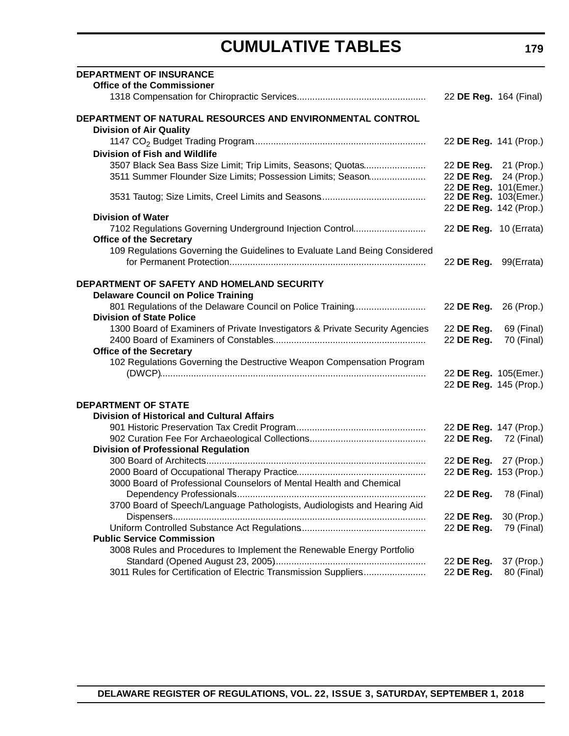# CUMULATIVE TABLES

**DEPARTMENT OF INSURANCE**

**Office of the Commissioner**

1318 Compensation for Chiropractic Services.................................................. 22 **DE Reg.** 164 (Final)

**DEPARTMENT OF NATURAL RESOURCES AND ENVIRONMENTAL CONTROL**

**Division of Air Quality**

1147 $CO_2$ Budget Trading Program.................................................................. 22 **DE Reg.** 141 (Prop.)

**Division of Fish and Wildlife**

3507 Black Sea Bass Size Limit; Trip Limits, Seasons; Quotas........................ 22 **DE Reg.** 21 (Prop.)

3511 Summer Flounder Size Limits; Possession Limits; Season...................... 22 **DE Reg.** 24 (Prop.)
22 **DE Reg.** 101(Emer.)

3531 Tautog; Size Limits, Creel Limits and Seasons........................................ 22 **DE Reg.** 103(Emer.)
22 **DE Reg.** 142 (Prop.)

**Division of Water**

7102 Regulations Governing Underground Injection Control............................ 22 **DE Reg.** 10 (Errata)

**Office of the Secretary**

109 Regulations Governing the Guidelines to Evaluate Land Being Considered for Permanent Protection........................................................................... 22 **DE Reg.** 99(Errata)

**DEPARTMENT OF SAFETY AND HOMELAND SECURITY**

**Delaware Council on Police Training**

801 Regulations of the Delaware Council on Police Training............................ 22 **DE Reg.** 26 (Prop.)

**Division of State Police**

1300 Board of Examiners of Private Investigators & Private Security Agencies 22 **DE Reg.** 69 (Final)

2400 Board of Examiners of Constables.......................................................... 22 **DE Reg.** 70 (Final)

**Office of the Secretary**

102 Regulations Governing the Destructive Weapon Compensation Program (DWCP)...................................................................................................... 22 **DE Reg.** 105(Emer.)
22 **DE Reg.** 145 (Prop.)

**DEPARTMENT OF STATE**

**Division of Historical and Cultural Affairs**

901 Historic Preservation Tax Credit Program.................................................. 22 **DE Reg.** 147 (Prop.)

902 Curation Fee For Archaeological Collections............................................ 22 **DE Reg.** 72 (Final)

**Division of Professional Regulation**

300 Board of Architects.................................................................................... 22 **DE Reg.** 27 (Prop.)

2000 Board of Occupational Therapy Practice.................................................. 22 **DE Reg.** 153 (Prop.)

3000 Board of Professional Counselors of Mental Health and Chemical Dependency Professionals........................................................................ 22 **DE Reg.** 78 (Final)

3700 Board of Speech/Language Pathologists, Audiologists and Hearing Aid Dispensers................................................................................................. 22 **DE Reg.** 30 (Prop.)

Uniform Controlled Substance Act Regulations................................................ 22 **DE Reg.** 79 (Final)

**Public Service Commission**

3008 Rules and Procedures to Implement the Renewable Energy Portfolio Standard (Opened August 23, 2005).......................................................... 22 **DE Reg.** 37 (Prop.)

3011 Rules for Certification of Electric Transmission Suppliers........................ 22 **DE Reg.** 80 (Final)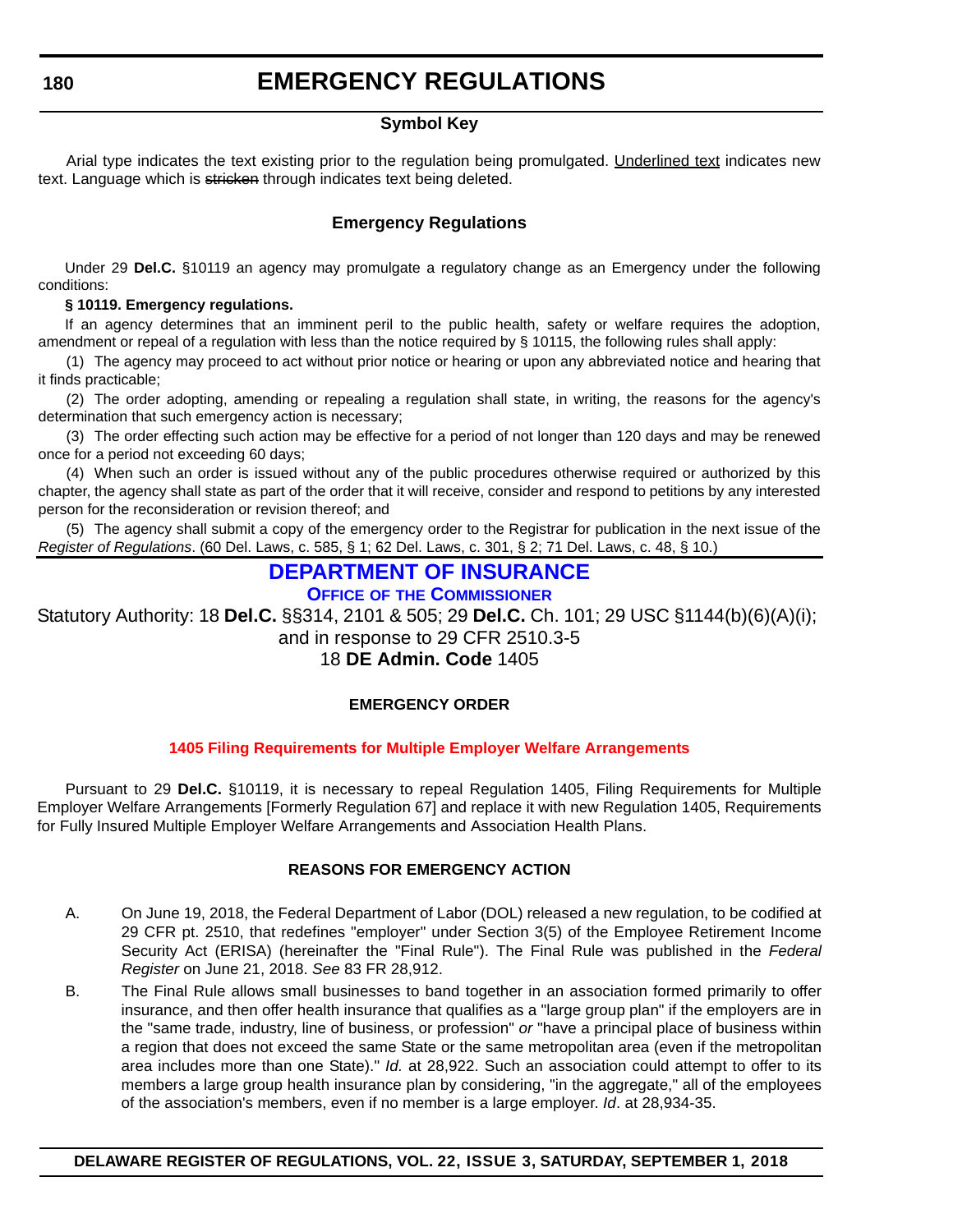# EMERGENCY REGULATIONS

### Symbol Key

Arial type indicates the text existing prior to the regulation being promulgated. Underlined text indicates new text. Language which is ~~stricken~~ through indicates text being deleted.

### Emergency Regulations

Under 29 **Del.C.** §10119 an agency may promulgate a regulatory change as an Emergency under the following conditions:

**§ 10119. Emergency regulations.**

If an agency determines that an imminent peril to the public health, safety or welfare requires the adoption, amendment or repeal of a regulation with less than the notice required by § 10115, the following rules shall apply:

(1) The agency may proceed to act without prior notice or hearing or upon any abbreviated notice and hearing that it finds practicable;

(2) The order adopting, amending or repealing a regulation shall state, in writing, the reasons for the agency's determination that such emergency action is necessary;

(3) The order effecting such action may be effective for a period of not longer than 120 days and may be renewed once for a period not exceeding 60 days;

(4) When such an order is issued without any of the public procedures otherwise required or authorized by this chapter, the agency shall state as part of the order that it will receive, consider and respond to petitions by any interested person for the reconsideration or revision thereof; and

(5) The agency shall submit a copy of the emergency order to the Registrar for publication in the next issue of the *Register of Regulations*. (60 Del. Laws, c. 585, § 1; 62 Del. Laws, c. 301, § 2; 71 Del. Laws, c. 48, § 10.)

## DEPARTMENT OF INSURANCE

### Office of the Commissioner

Statutory Authority: 18 **Del.C.** §§314, 2101 & 505; 29 **Del.C.** Ch. 101; 29 USC §1144(b)(6)(A)(i); and in response to 29 CFR 2510.3-5
18 **DE Admin. Code** 1405

**EMERGENCY ORDER**

**1405 Filing Requirements for Multiple Employer Welfare Arrangements**

Pursuant to 29 **Del.C.** §10119, it is necessary to repeal Regulation 1405, Filing Requirements for Multiple Employer Welfare Arrangements [Formerly Regulation 67] and replace it with new Regulation 1405, Requirements for Fully Insured Multiple Employer Welfare Arrangements and Association Health Plans.

**REASONS FOR EMERGENCY ACTION**

A. On June 19, 2018, the Federal Department of Labor (DOL) released a new regulation, to be codified at 29 CFR pt. 2510, that redefines "employer" under Section 3(5) of the Employee Retirement Income Security Act (ERISA) (hereinafter the "Final Rule"). The Final Rule was published in the *Federal Register* on June 21, 2018. *See* 83 FR 28,912.

B. The Final Rule allows small businesses to band together in an association formed primarily to offer insurance, and then offer health insurance that qualifies as a "large group plan" if the employers are in the "same trade, industry, line of business, or profession" *or* "have a principal place of business within a region that does not exceed the same State or the same metropolitan area (even if the metropolitan area includes more than one State)." *Id.* at 28,922. Such an association could attempt to offer to its members a large group health insurance plan by considering, "in the aggregate," all of the employees of the association's members, even if no member is a large employer. *Id*. at 28,934-35.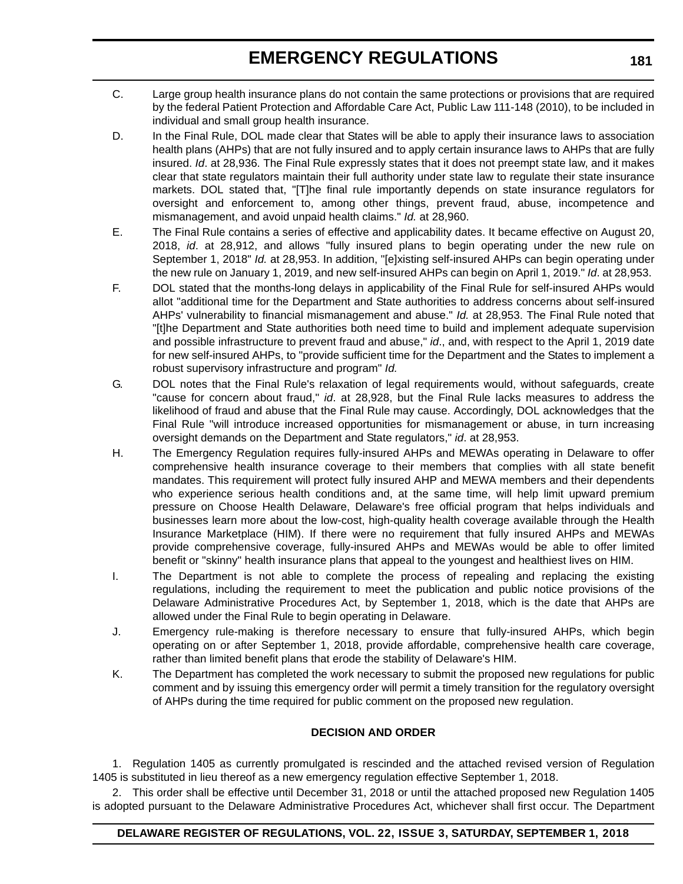C. Large group health insurance plans do not contain the same protections or provisions that are required by the federal Patient Protection and Affordable Care Act, Public Law 111-148 (2010), to be included in individual and small group health insurance.

D. In the Final Rule, DOL made clear that States will be able to apply their insurance laws to association health plans (AHPs) that are not fully insured and to apply certain insurance laws to AHPs that are fully insured. *Id*. at 28,936. The Final Rule expressly states that it does not preempt state law, and it makes clear that state regulators maintain their full authority under state law to regulate their state insurance markets. DOL stated that, "[T]he final rule importantly depends on state insurance regulators for oversight and enforcement to, among other things, prevent fraud, abuse, incompetence and mismanagement, and avoid unpaid health claims." *Id.* at 28,960.

E. The Final Rule contains a series of effective and applicability dates. It became effective on August 20, 2018, *id*. at 28,912, and allows "fully insured plans to begin operating under the new rule on September 1, 2018" *Id.* at 28,953. In addition, "[e]xisting self-insured AHPs can begin operating under the new rule on January 1, 2019, and new self-insured AHPs can begin on April 1, 2019." *Id*. at 28,953.

F. DOL stated that the months-long delays in applicability of the Final Rule for self-insured AHPs would allot "additional time for the Department and State authorities to address concerns about self-insured AHPs' vulnerability to financial mismanagement and abuse." *Id.* at 28,953. The Final Rule noted that "[t]he Department and State authorities both need time to build and implement adequate supervision and possible infrastructure to prevent fraud and abuse," *id*., and, with respect to the April 1, 2019 date for new self-insured AHPs, to "provide sufficient time for the Department and the States to implement a robust supervisory infrastructure and program" *Id.*

G. DOL notes that the Final Rule's relaxation of legal requirements would, without safeguards, create "cause for concern about fraud," *id*. at 28,928, but the Final Rule lacks measures to address the likelihood of fraud and abuse that the Final Rule may cause. Accordingly, DOL acknowledges that the Final Rule "will introduce increased opportunities for mismanagement or abuse, in turn increasing oversight demands on the Department and State regulators," *id*. at 28,953.

H. The Emergency Regulation requires fully-insured AHPs and MEWAs operating in Delaware to offer comprehensive health insurance coverage to their members that complies with all state benefit mandates. This requirement will protect fully insured AHP and MEWA members and their dependents who experience serious health conditions and, at the same time, will help limit upward premium pressure on Choose Health Delaware, Delaware's free official program that helps individuals and businesses learn more about the low-cost, high-quality health coverage available through the Health Insurance Marketplace (HIM). If there were no requirement that fully insured AHPs and MEWAs provide comprehensive coverage, fully-insured AHPs and MEWAs would be able to offer limited benefit or "skinny" health insurance plans that appeal to the youngest and healthiest lives on HIM.

I. The Department is not able to complete the process of repealing and replacing the existing regulations, including the requirement to meet the publication and public notice provisions of the Delaware Administrative Procedures Act, by September 1, 2018, which is the date that AHPs are allowed under the Final Rule to begin operating in Delaware.

J. Emergency rule-making is therefore necessary to ensure that fully-insured AHPs, which begin operating on or after September 1, 2018, provide affordable, comprehensive health care coverage, rather than limited benefit plans that erode the stability of Delaware's HIM.

K. The Department has completed the work necessary to submit the proposed new regulations for public comment and by issuing this emergency order will permit a timely transition for the regulatory oversight of AHPs during the time required for public comment on the proposed new regulation.

**DECISION AND ORDER**

1. Regulation 1405 as currently promulgated is rescinded and the attached revised version of Regulation 1405 is substituted in lieu thereof as a new emergency regulation effective September 1, 2018.

2. This order shall be effective until December 31, 2018 or until the attached proposed new Regulation 1405 is adopted pursuant to the Delaware Administrative Procedures Act, whichever shall first occur. The Department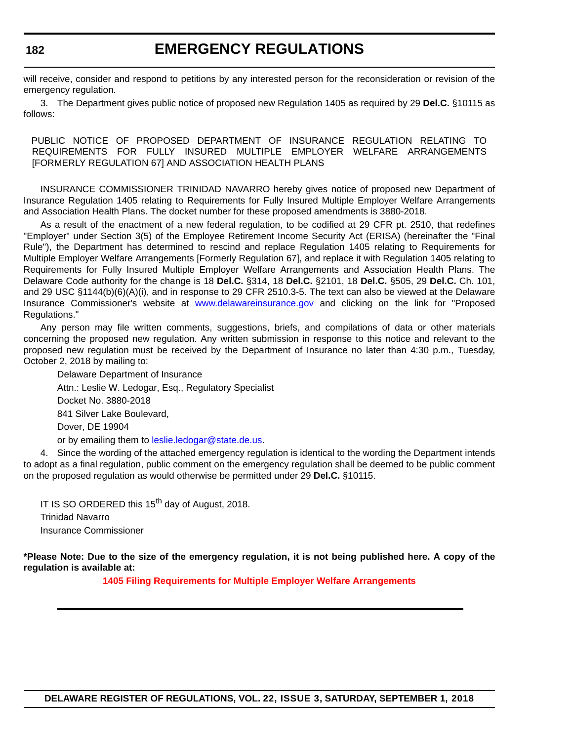will receive, consider and respond to petitions by any interested person for the reconsideration or revision of the emergency regulation.

3. The Department gives public notice of proposed new Regulation 1405 as required by 29 **Del.C.** §10115 as follows:

PUBLIC NOTICE OF PROPOSED DEPARTMENT OF INSURANCE REGULATION RELATING TO REQUIREMENTS FOR FULLY INSURED MULTIPLE EMPLOYER WELFARE ARRANGEMENTS [FORMERLY REGULATION 67] AND ASSOCIATION HEALTH PLANS

INSURANCE COMMISSIONER TRINIDAD NAVARRO hereby gives notice of proposed new Department of Insurance Regulation 1405 relating to Requirements for Fully Insured Multiple Employer Welfare Arrangements and Association Health Plans. The docket number for these proposed amendments is 3880-2018.

As a result of the enactment of a new federal regulation, to be codified at 29 CFR pt. 2510, that redefines "Employer" under Section 3(5) of the Employee Retirement Income Security Act (ERISA) (hereinafter the "Final Rule"), the Department has determined to rescind and replace Regulation 1405 relating to Requirements for Multiple Employer Welfare Arrangements [Formerly Regulation 67], and replace it with Regulation 1405 relating to Requirements for Fully Insured Multiple Employer Welfare Arrangements and Association Health Plans. The Delaware Code authority for the change is 18 **Del.C.** §314, 18 **Del.C.** §2101, 18 **Del.C.** §505, 29 **Del.C.** Ch. 101, and 29 USC §1144(b)(6)(A)(i), and in response to 29 CFR 2510.3-5. The text can also be viewed at the Delaware Insurance Commissioner's website at www.delawareinsurance.gov and clicking on the link for "Proposed Regulations."

Any person may file written comments, suggestions, briefs, and compilations of data or other materials concerning the proposed new regulation. Any written submission in response to this notice and relevant to the proposed new regulation must be received by the Department of Insurance no later than 4:30 p.m., Tuesday, October 2, 2018 by mailing to:

Delaware Department of Insurance
Attn.: Leslie W. Ledogar, Esq., Regulatory Specialist
Docket No. 3880-2018
841 Silver Lake Boulevard,
Dover, DE 19904
or by emailing them to leslie.ledogar@state.de.us.

4. Since the wording of the attached emergency regulation is identical to the wording the Department intends to adopt as a final regulation, public comment on the emergency regulation shall be deemed to be public comment on the proposed regulation as would otherwise be permitted under 29 **Del.C.** §10115.

IT IS SO ORDERED this 15th day of August, 2018.
Trinidad Navarro
Insurance Commissioner

**\*Please Note: Due to the size of the emergency regulation, it is not being published here. A copy of the regulation is available at:**

**1405 Filing Requirements for Multiple Employer Welfare Arrangements**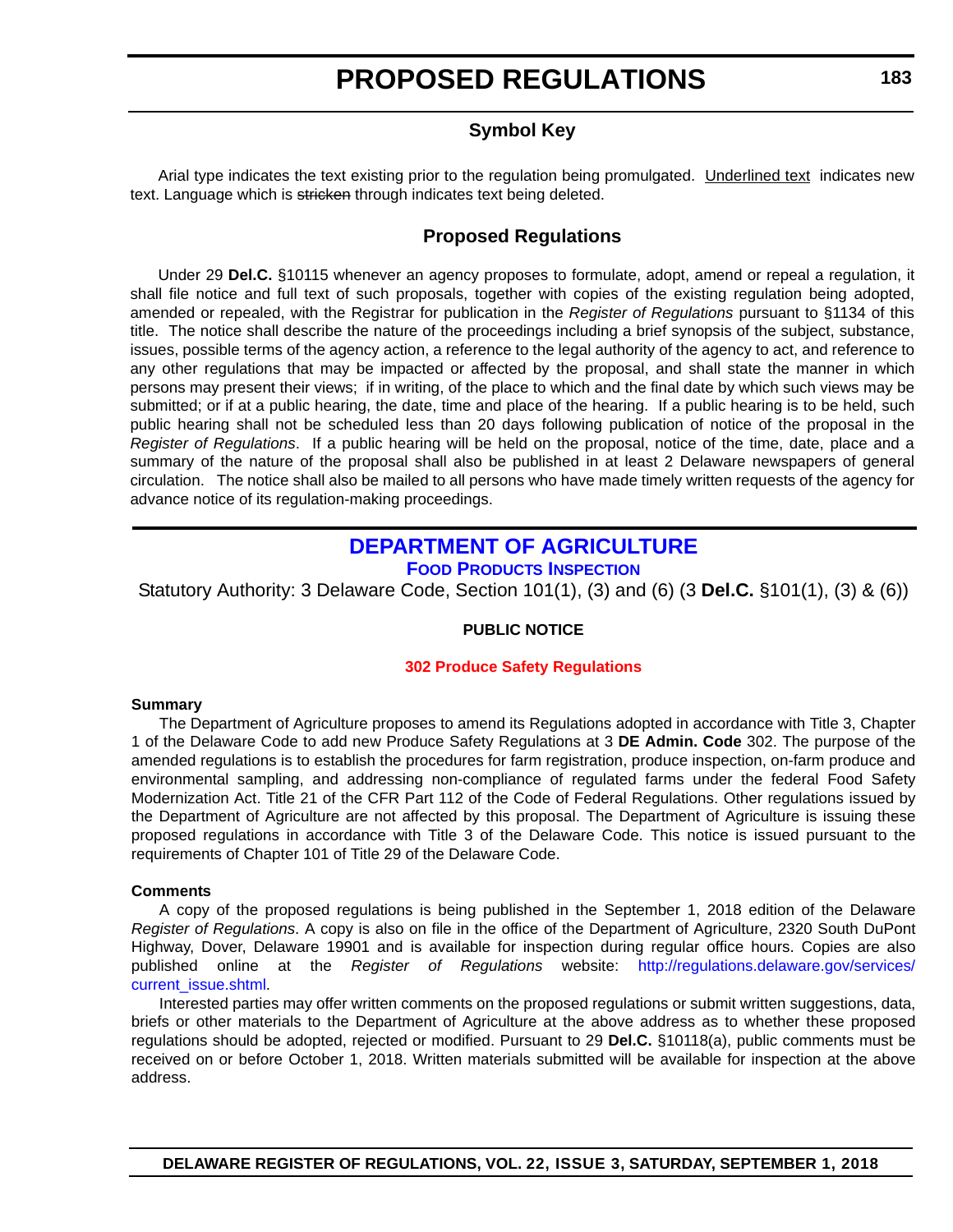# PROPOSED REGULATIONS

## Symbol Key

Arial type indicates the text existing prior to the regulation being promulgated. Underlined text indicates new text. Language which is ~~stricken~~ through indicates text being deleted.

## Proposed Regulations

Under 29 **Del.C.** §10115 whenever an agency proposes to formulate, adopt, amend or repeal a regulation, it shall file notice and full text of such proposals, together with copies of the existing regulation being adopted, amended or repealed, with the Registrar for publication in the *Register of Regulations* pursuant to §1134 of this title. The notice shall describe the nature of the proceedings including a brief synopsis of the subject, substance, issues, possible terms of the agency action, a reference to the legal authority of the agency to act, and reference to any other regulations that may be impacted or affected by the proposal, and shall state the manner in which persons may present their views; if in writing, of the place to which and the final date by which such views may be submitted; or if at a public hearing, the date, time and place of the hearing. If a public hearing is to be held, such public hearing shall not be scheduled less than 20 days following publication of notice of the proposal in the *Register of Regulations*. If a public hearing will be held on the proposal, notice of the time, date, place and a summary of the nature of the proposal shall also be published in at least 2 Delaware newspapers of general circulation. The notice shall also be mailed to all persons who have made timely written requests of the agency for advance notice of its regulation-making proceedings.

## DEPARTMENT OF AGRICULTURE

### Food Products Inspection

Statutory Authority: 3 Delaware Code, Section 101(1), (3) and (6) (3 **Del.C.** §101(1), (3) & (6))

**PUBLIC NOTICE**

**302 Produce Safety Regulations**

**Summary**

The Department of Agriculture proposes to amend its Regulations adopted in accordance with Title 3, Chapter 1 of the Delaware Code to add new Produce Safety Regulations at 3 **DE Admin. Code** 302. The purpose of the amended regulations is to establish the procedures for farm registration, produce inspection, on-farm produce and environmental sampling, and addressing non-compliance of regulated farms under the federal Food Safety Modernization Act. Title 21 of the CFR Part 112 of the Code of Federal Regulations. Other regulations issued by the Department of Agriculture are not affected by this proposal. The Department of Agriculture is issuing these proposed regulations in accordance with Title 3 of the Delaware Code. This notice is issued pursuant to the requirements of Chapter 101 of Title 29 of the Delaware Code.

**Comments**

A copy of the proposed regulations is being published in the September 1, 2018 edition of the Delaware *Register of Regulations*. A copy is also on file in the office of the Department of Agriculture, 2320 South DuPont Highway, Dover, Delaware 19901 and is available for inspection during regular office hours. Copies are also published online at the *Register of Regulations* website: http://regulations.delaware.gov/services/current_issue.shtml.

Interested parties may offer written comments on the proposed regulations or submit written suggestions, data, briefs or other materials to the Department of Agriculture at the above address as to whether these proposed regulations should be adopted, rejected or modified. Pursuant to 29 **Del.C.** §10118(a), public comments must be received on or before October 1, 2018. Written materials submitted will be available for inspection at the above address.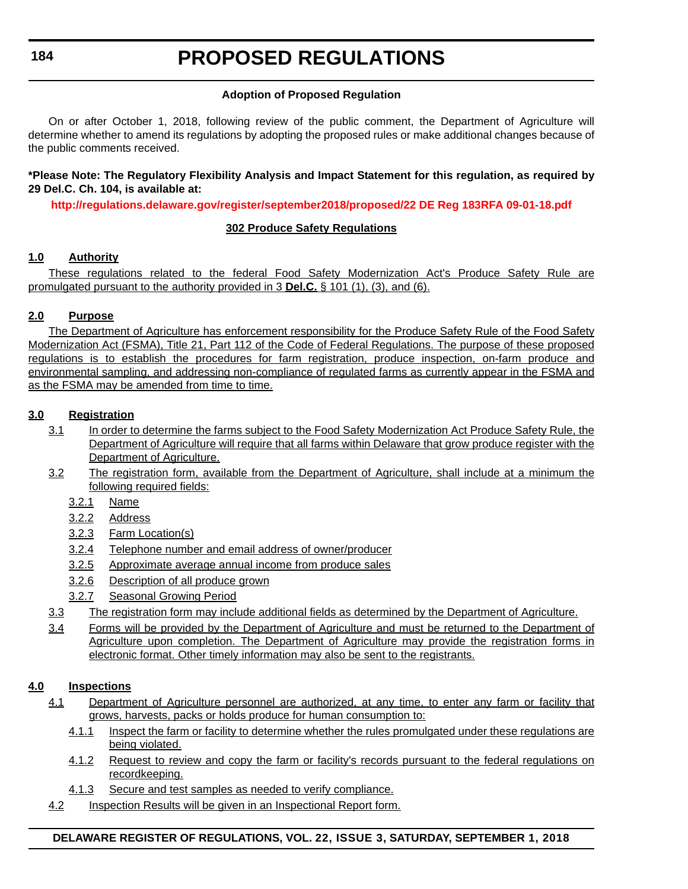**Adoption of Proposed Regulation**

On or after October 1, 2018, following review of the public comment, the Department of Agriculture will determine whether to amend its regulations by adopting the proposed rules or make additional changes because of the public comments received.

***Please Note: The Regulatory Flexibility Analysis and Impact Statement for this regulation, as required by 29 Del.C. Ch. 104, is available at:**

**http://regulations.delaware.gov/register/september2018/proposed/22 DE Reg 183RFA 09-01-18.pdf**

**302 Produce Safety Regulations**

**1.0 Authority**

These regulations related to the federal Food Safety Modernization Act's Produce Safety Rule are promulgated pursuant to the authority provided in 3 **Del.C.** § 101 (1), (3), and (6).

**2.0 Purpose**

The Department of Agriculture has enforcement responsibility for the Produce Safety Rule of the Food Safety Modernization Act (FSMA), Title 21, Part 112 of the Code of Federal Regulations. The purpose of these proposed regulations is to establish the procedures for farm registration, produce inspection, on-farm produce and environmental sampling, and addressing non-compliance of regulated farms as currently appear in the FSMA and as the FSMA may be amended from time to time.

**3.0 Registration**

3.1 In order to determine the farms subject to the Food Safety Modernization Act Produce Safety Rule, the Department of Agriculture will require that all farms within Delaware that grow produce register with the Department of Agriculture.

3.2 The registration form, available from the Department of Agriculture, shall include at a minimum the following required fields:

3.2.1 Name

3.2.2 Address

3.2.3 Farm Location(s)

3.2.4 Telephone number and email address of owner/producer

3.2.5 Approximate average annual income from produce sales

3.2.6 Description of all produce grown

3.2.7 Seasonal Growing Period

3.3 The registration form may include additional fields as determined by the Department of Agriculture.

3.4 Forms will be provided by the Department of Agriculture and must be returned to the Department of Agriculture upon completion. The Department of Agriculture may provide the registration forms in electronic format. Other timely information may also be sent to the registrants.

**4.0 Inspections**

4.1 Department of Agriculture personnel are authorized, at any time, to enter any farm or facility that grows, harvests, packs or holds produce for human consumption to:

4.1.1 Inspect the farm or facility to determine whether the rules promulgated under these regulations are being violated.

4.1.2 Request to review and copy the farm or facility's records pursuant to the federal regulations on recordkeeping.

4.1.3 Secure and test samples as needed to verify compliance.

4.2 Inspection Results will be given in an Inspectional Report form.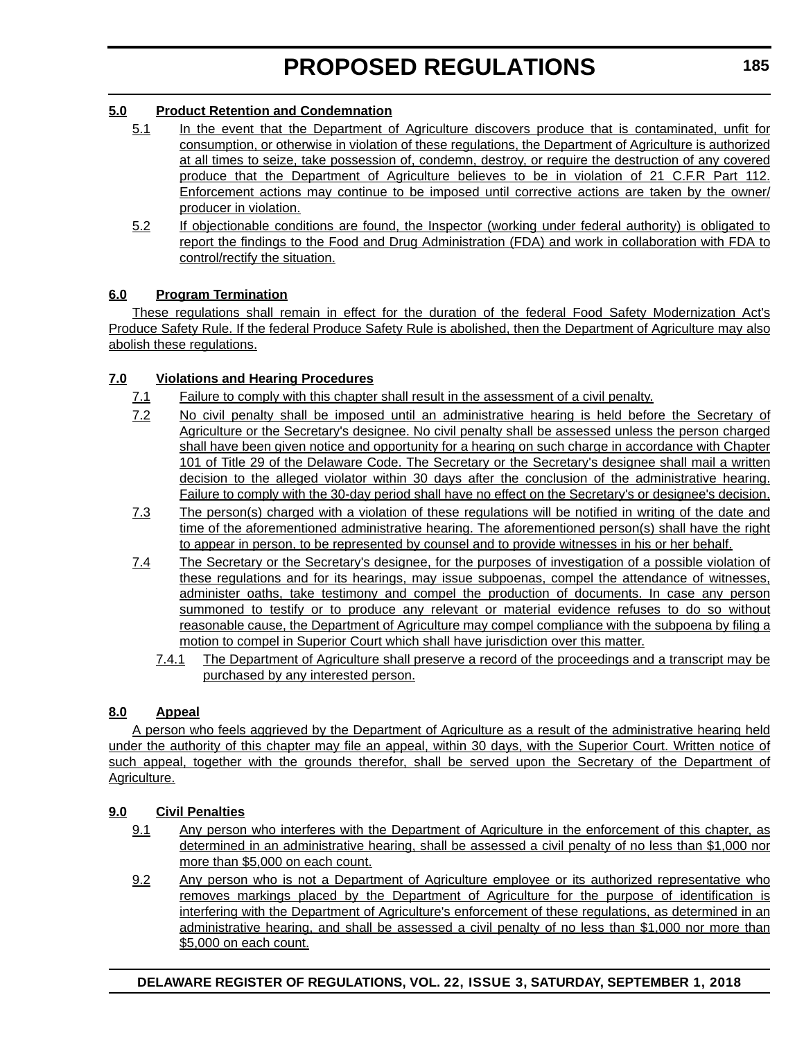### 5.0 Product Retention and Condemnation

5.1 In the event that the Department of Agriculture discovers produce that is contaminated, unfit for consumption, or otherwise in violation of these regulations, the Department of Agriculture is authorized at all times to seize, take possession of, condemn, destroy, or require the destruction of any covered produce that the Department of Agriculture believes to be in violation of 21 C.F.R Part 112. Enforcement actions may continue to be imposed until corrective actions are taken by the owner/producer in violation.

5.2 If objectionable conditions are found, the Inspector (working under federal authority) is obligated to report the findings to the Food and Drug Administration (FDA) and work in collaboration with FDA to control/rectify the situation.

### 6.0 Program Termination

These regulations shall remain in effect for the duration of the federal Food Safety Modernization Act's Produce Safety Rule. If the federal Produce Safety Rule is abolished, then the Department of Agriculture may also abolish these regulations.

### 7.0 Violations and Hearing Procedures

7.1 Failure to comply with this chapter shall result in the assessment of a civil penalty.

7.2 No civil penalty shall be imposed until an administrative hearing is held before the Secretary of Agriculture or the Secretary's designee. No civil penalty shall be assessed unless the person charged shall have been given notice and opportunity for a hearing on such charge in accordance with Chapter 101 of Title 29 of the Delaware Code. The Secretary or the Secretary's designee shall mail a written decision to the alleged violator within 30 days after the conclusion of the administrative hearing. Failure to comply with the 30-day period shall have no effect on the Secretary's or designee's decision.

7.3 The person(s) charged with a violation of these regulations will be notified in writing of the date and time of the aforementioned administrative hearing. The aforementioned person(s) shall have the right to appear in person, to be represented by counsel and to provide witnesses in his or her behalf.

7.4 The Secretary or the Secretary's designee, for the purposes of investigation of a possible violation of these regulations and for its hearings, may issue subpoenas, compel the attendance of witnesses, administer oaths, take testimony and compel the production of documents. In case any person summoned to testify or to produce any relevant or material evidence refuses to do so without reasonable cause, the Department of Agriculture may compel compliance with the subpoena by filing a motion to compel in Superior Court which shall have jurisdiction over this matter.

7.4.1 The Department of Agriculture shall preserve a record of the proceedings and a transcript may be purchased by any interested person.

### 8.0 Appeal

A person who feels aggrieved by the Department of Agriculture as a result of the administrative hearing held under the authority of this chapter may file an appeal, within 30 days, with the Superior Court. Written notice of such appeal, together with the grounds therefor, shall be served upon the Secretary of the Department of Agriculture.

### 9.0 Civil Penalties

9.1 Any person who interferes with the Department of Agriculture in the enforcement of this chapter, as determined in an administrative hearing, shall be assessed a civil penalty of no less than $1,000 nor more than $5,000 on each count.

9.2 Any person who is not a Department of Agriculture employee or its authorized representative who removes markings placed by the Department of Agriculture for the purpose of identification is interfering with the Department of Agriculture's enforcement of these regulations, as determined in an administrative hearing, and shall be assessed a civil penalty of no less than $1,000 nor more than $5,000 on each count.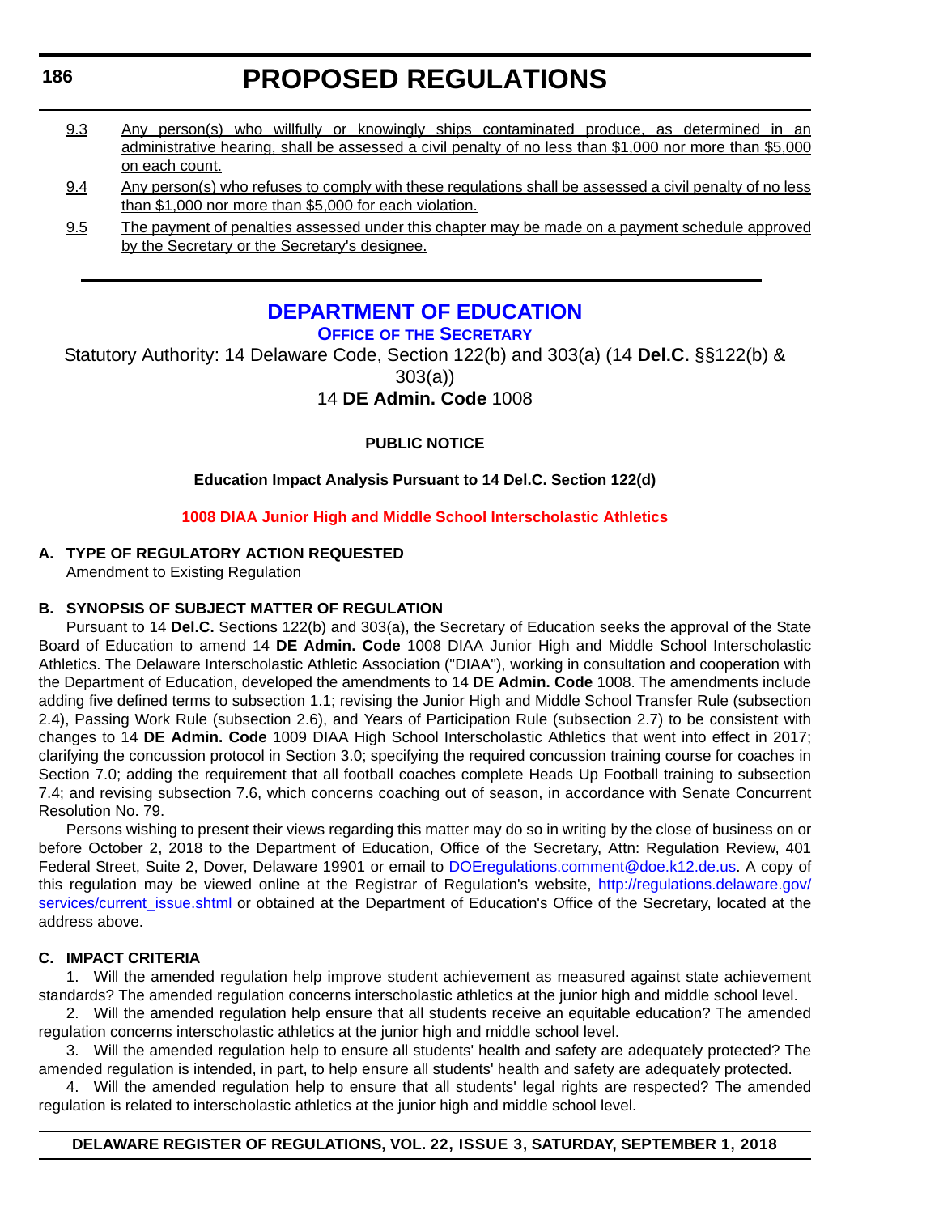9.3 Any person(s) who willfully or knowingly ships contaminated produce, as determined in an administrative hearing, shall be assessed a civil penalty of no less than $1,000 nor more than $5,000 on each count.

9.4 Any person(s) who refuses to comply with these regulations shall be assessed a civil penalty of no less than $1,000 nor more than $5,000 for each violation.

9.5 The payment of penalties assessed under this chapter may be made on a payment schedule approved by the Secretary or the Secretary's designee.

---

## DEPARTMENT OF EDUCATION

### OFFICE OF THE SECRETARY

Statutory Authority: 14 Delaware Code, Section 122(b) and 303(a) (14 **Del.C.** §§122(b) & 303(a))

14 **DE Admin. Code** 1008

**PUBLIC NOTICE**

**Education Impact Analysis Pursuant to 14 Del.C. Section 122(d)**

**1008 DIAA Junior High and Middle School Interscholastic Athletics**

**A. TYPE OF REGULATORY ACTION REQUESTED**

Amendment to Existing Regulation

**B. SYNOPSIS OF SUBJECT MATTER OF REGULATION**

Pursuant to 14 **Del.C.** Sections 122(b) and 303(a), the Secretary of Education seeks the approval of the State Board of Education to amend 14 **DE Admin. Code** 1008 DIAA Junior High and Middle School Interscholastic Athletics. The Delaware Interscholastic Athletic Association ("DIAA"), working in consultation and cooperation with the Department of Education, developed the amendments to 14 **DE Admin. Code** 1008. The amendments include adding five defined terms to subsection 1.1; revising the Junior High and Middle School Transfer Rule (subsection 2.4), Passing Work Rule (subsection 2.6), and Years of Participation Rule (subsection 2.7) to be consistent with changes to 14 **DE Admin. Code** 1009 DIAA High School Interscholastic Athletics that went into effect in 2017; clarifying the concussion protocol in Section 3.0; specifying the required concussion training course for coaches in Section 7.0; adding the requirement that all football coaches complete Heads Up Football training to subsection 7.4; and revising subsection 7.6, which concerns coaching out of season, in accordance with Senate Concurrent Resolution No. 79.

Persons wishing to present their views regarding this matter may do so in writing by the close of business on or before October 2, 2018 to the Department of Education, Office of the Secretary, Attn: Regulation Review, 401 Federal Street, Suite 2, Dover, Delaware 19901 or email to DOEregulations.comment@doe.k12.de.us. A copy of this regulation may be viewed online at the Registrar of Regulation's website, http://regulations.delaware.gov/services/current_issue.shtml or obtained at the Department of Education's Office of the Secretary, located at the address above.

**C. IMPACT CRITERIA**

1. Will the amended regulation help improve student achievement as measured against state achievement standards? The amended regulation concerns interscholastic athletics at the junior high and middle school level.

2. Will the amended regulation help ensure that all students receive an equitable education? The amended regulation concerns interscholastic athletics at the junior high and middle school level.

3. Will the amended regulation help to ensure all students' health and safety are adequately protected? The amended regulation is intended, in part, to help ensure all students' health and safety are adequately protected.

4. Will the amended regulation help to ensure that all students' legal rights are respected? The amended regulation is related to interscholastic athletics at the junior high and middle school level.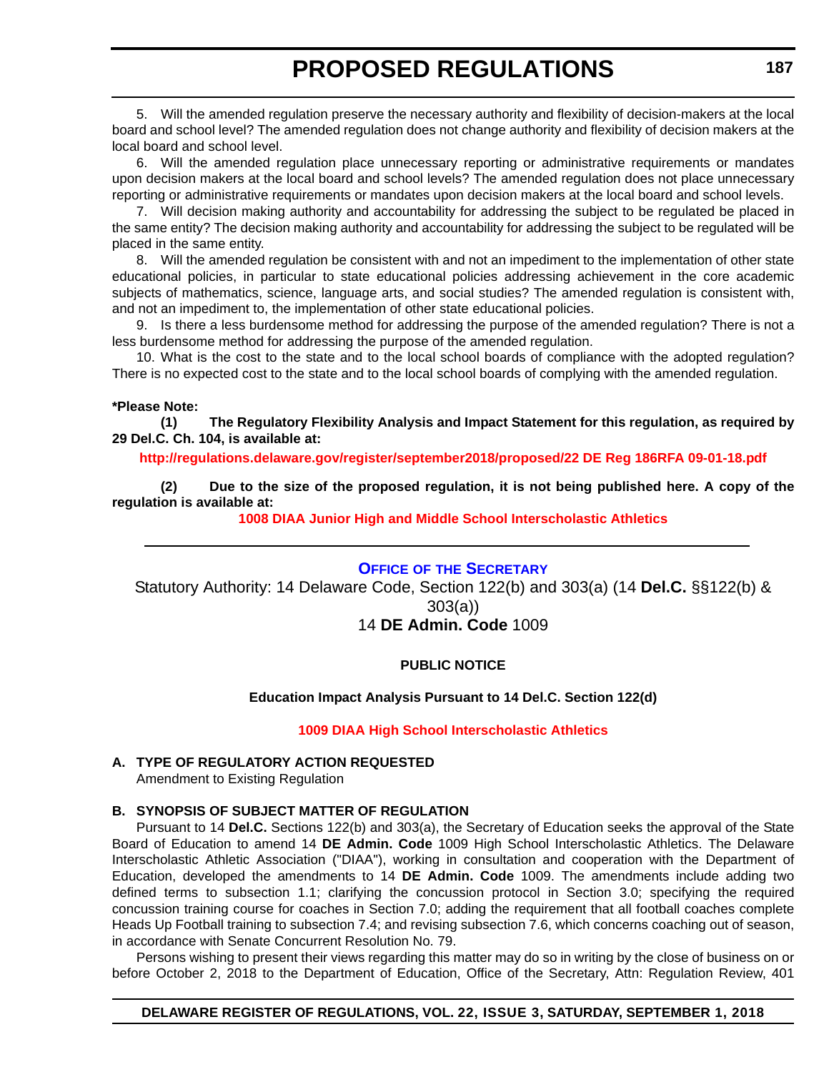5. Will the amended regulation preserve the necessary authority and flexibility of decision-makers at the local board and school level? The amended regulation does not change authority and flexibility of decision makers at the local board and school level.

6. Will the amended regulation place unnecessary reporting or administrative requirements or mandates upon decision makers at the local board and school levels? The amended regulation does not place unnecessary reporting or administrative requirements or mandates upon decision makers at the local board and school levels.

7. Will decision making authority and accountability for addressing the subject to be regulated be placed in the same entity? The decision making authority and accountability for addressing the subject to be regulated will be placed in the same entity.

8. Will the amended regulation be consistent with and not an impediment to the implementation of other state educational policies, in particular to state educational policies addressing achievement in the core academic subjects of mathematics, science, language arts, and social studies? The amended regulation is consistent with, and not an impediment to, the implementation of other state educational policies.

9. Is there a less burdensome method for addressing the purpose of the amended regulation? There is not a less burdensome method for addressing the purpose of the amended regulation.

10. What is the cost to the state and to the local school boards of compliance with the adopted regulation? There is no expected cost to the state and to the local school boards of complying with the amended regulation.

**\*Please Note:**

**(1) The Regulatory Flexibility Analysis and Impact Statement for this regulation, as required by 29 Del.C. Ch. 104, is available at:**

**http://regulations.delaware.gov/register/september2018/proposed/22 DE Reg 186RFA 09-01-18.pdf**

**(2) Due to the size of the proposed regulation, it is not being published here. A copy of the regulation is available at:**

**1008 DIAA Junior High and Middle School Interscholastic Athletics**

---

**OFFICE OF THE SECRETARY**

Statutory Authority: 14 Delaware Code, Section 122(b) and 303(a) (14 **Del.C.** §§122(b) & 303(a))

14 **DE Admin. Code** 1009

**PUBLIC NOTICE**

**Education Impact Analysis Pursuant to 14 Del.C. Section 122(d)**

**1009 DIAA High School Interscholastic Athletics**

**A. TYPE OF REGULATORY ACTION REQUESTED**

Amendment to Existing Regulation

**B. SYNOPSIS OF SUBJECT MATTER OF REGULATION**

Pursuant to 14 **Del.C.** Sections 122(b) and 303(a), the Secretary of Education seeks the approval of the State Board of Education to amend 14 **DE Admin. Code** 1009 High School Interscholastic Athletics. The Delaware Interscholastic Athletic Association ("DIAA"), working in consultation and cooperation with the Department of Education, developed the amendments to 14 **DE Admin. Code** 1009. The amendments include adding two defined terms to subsection 1.1; clarifying the concussion protocol in Section 3.0; specifying the required concussion training course for coaches in Section 7.0; adding the requirement that all football coaches complete Heads Up Football training to subsection 7.4; and revising subsection 7.6, which concerns coaching out of season, in accordance with Senate Concurrent Resolution No. 79.

Persons wishing to present their views regarding this matter may do so in writing by the close of business on or before October 2, 2018 to the Department of Education, Office of the Secretary, Attn: Regulation Review, 401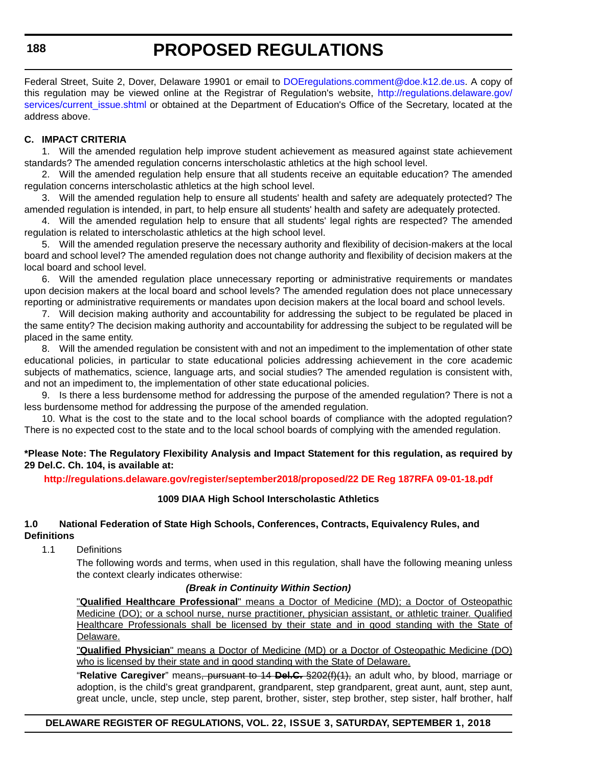Federal Street, Suite 2, Dover, Delaware 19901 or email to DOEregulations.comment@doe.k12.de.us. A copy of this regulation may be viewed online at the Registrar of Regulation's website, http://regulations.delaware.gov/services/current_issue.shtml or obtained at the Department of Education's Office of the Secretary, located at the address above.

**C. IMPACT CRITERIA**

1. Will the amended regulation help improve student achievement as measured against state achievement standards? The amended regulation concerns interscholastic athletics at the high school level.

2. Will the amended regulation help ensure that all students receive an equitable education? The amended regulation concerns interscholastic athletics at the high school level.

3. Will the amended regulation help to ensure all students' health and safety are adequately protected? The amended regulation is intended, in part, to help ensure all students' health and safety are adequately protected.

4. Will the amended regulation help to ensure that all students' legal rights are respected? The amended regulation is related to interscholastic athletics at the high school level.

5. Will the amended regulation preserve the necessary authority and flexibility of decision-makers at the local board and school level? The amended regulation does not change authority and flexibility of decision makers at the local board and school level.

6. Will the amended regulation place unnecessary reporting or administrative requirements or mandates upon decision makers at the local board and school levels? The amended regulation does not place unnecessary reporting or administrative requirements or mandates upon decision makers at the local board and school levels.

7. Will decision making authority and accountability for addressing the subject to be regulated be placed in the same entity? The decision making authority and accountability for addressing the subject to be regulated will be placed in the same entity.

8. Will the amended regulation be consistent with and not an impediment to the implementation of other state educational policies, in particular to state educational policies addressing achievement in the core academic subjects of mathematics, science, language arts, and social studies? The amended regulation is consistent with, and not an impediment to, the implementation of other state educational policies.

9. Is there a less burdensome method for addressing the purpose of the amended regulation? There is not a less burdensome method for addressing the purpose of the amended regulation.

10. What is the cost to the state and to the local school boards of compliance with the adopted regulation? There is no expected cost to the state and to the local school boards of complying with the amended regulation.

**\*Please Note: The Regulatory Flexibility Analysis and Impact Statement for this regulation, as required by 29 Del.C. Ch. 104, is available at:**

**http://regulations.delaware.gov/register/september2018/proposed/22 DE Reg 187RFA 09-01-18.pdf**

**1009 DIAA High School Interscholastic Athletics**

**1.0 National Federation of State High Schools, Conferences, Contracts, Equivalency Rules, and Definitions**

1.1 Definitions

The following words and terms, when used in this regulation, shall have the following meaning unless the context clearly indicates otherwise:

***(Break in Continuity Within Section)***

<u>"**Qualified Healthcare Professional**" means a Doctor of Medicine (MD); a Doctor of Osteopathic Medicine (DO); or a school nurse, nurse practitioner, physician assistant, or athletic trainer. Qualified Healthcare Professionals shall be licensed by their state and in good standing with the State of Delaware.</u>

<u>"**Qualified Physician**" means a Doctor of Medicine (MD) or a Doctor of Osteopathic Medicine (DO) who is licensed by their state and in good standing with the State of Delaware.</u>

"**Relative Caregiver**" means~~, pursuant to 14 **Del.C.** §202(f)(1),~~ an adult who, by blood, marriage or adoption, is the child's great grandparent, grandparent, step grandparent, great aunt, aunt, step aunt, great uncle, uncle, step uncle, step parent, brother, sister, step brother, step sister, half brother, half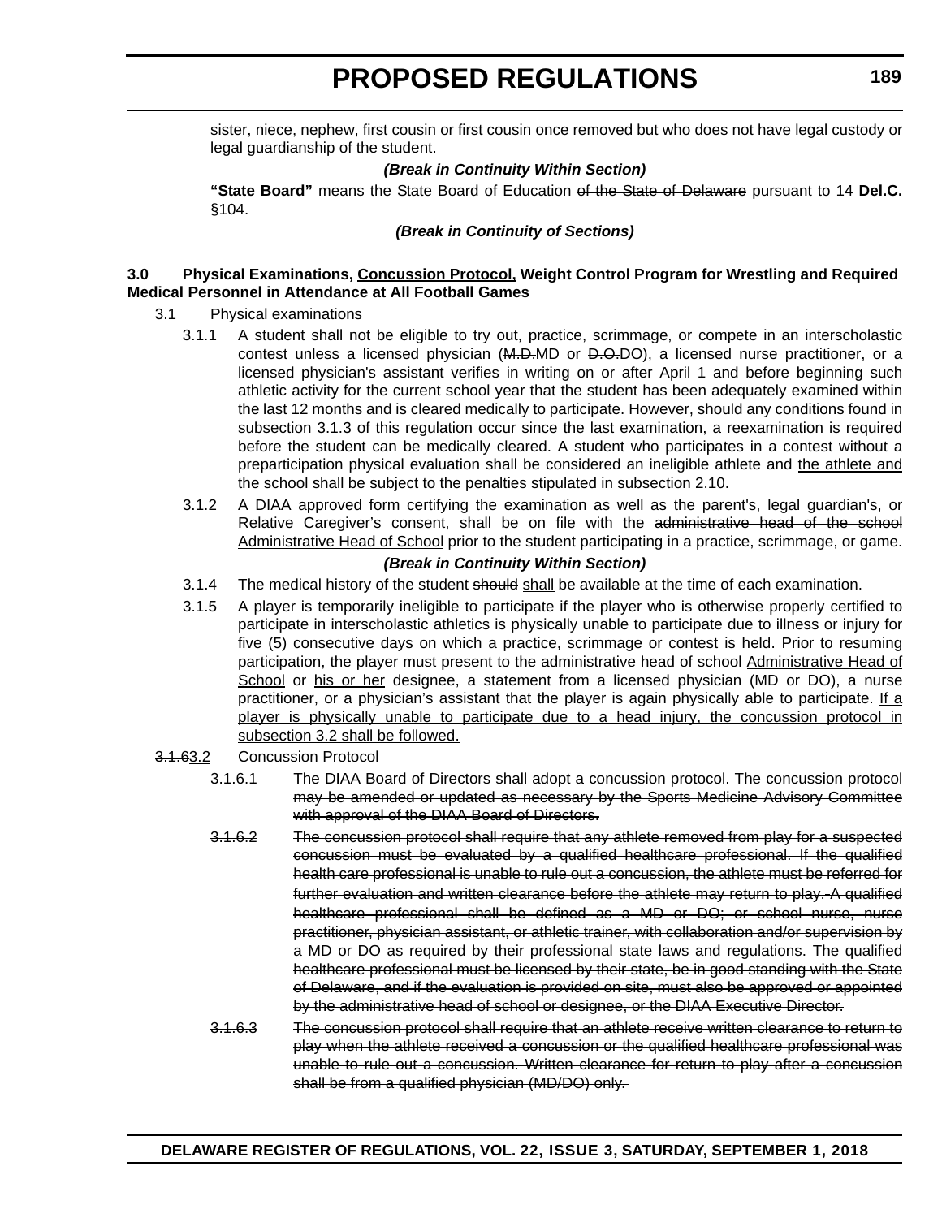sister, niece, nephew, first cousin or first cousin once removed but who does not have legal custody or legal guardianship of the student.

***(Break in Continuity Within Section)***

**"State Board"** means the State Board of Education ~~of the State of Delaware~~ pursuant to 14 **Del.C.** §104.

***(Break in Continuity of Sections)***

**3.0 Physical Examinations, <u>Concussion Protocol,</u> Weight Control Program for Wrestling and Required Medical Personnel in Attendance at All Football Games**

3.1 Physical examinations

3.1.1 A student shall not be eligible to try out, practice, scrimmage, or compete in an interscholastic contest unless a licensed physician (~~M.D.~~<u>MD</u> or ~~D.O.~~<u>DO</u>), a licensed nurse practitioner, or a licensed physician's assistant verifies in writing on or after April 1 and before beginning such athletic activity for the current school year that the student has been adequately examined within the last 12 months and is cleared medically to participate. However, should any conditions found in subsection 3.1.3 of this regulation occur since the last examination, a reexamination is required before the student can be medically cleared. A student who participates in a contest without a preparticipation physical evaluation shall be considered an ineligible athlete and <u>the athlete and</u> the school <u>shall be</u> subject to the penalties stipulated in <u>subsection</u> 2.10.

3.1.2 A DIAA approved form certifying the examination as well as the parent's, legal guardian's, or Relative Caregiver's consent, shall be on file with the ~~administrative head of the school~~ <u>Administrative Head of School</u> prior to the student participating in a practice, scrimmage, or game.

***(Break in Continuity Within Section)***

3.1.4 The medical history of the student ~~should~~ <u>shall</u> be available at the time of each examination.

3.1.5 A player is temporarily ineligible to participate if the player who is otherwise properly certified to participate in interscholastic athletics is physically unable to participate due to illness or injury for five (5) consecutive days on which a practice, scrimmage or contest is held. Prior to resuming participation, the player must present to the ~~administrative head of school~~ <u>Administrative Head of School</u> or <u>his or her</u> designee, a statement from a licensed physician (MD or DO), a nurse practitioner, or a physician's assistant that the player is again physically able to participate. <u>If a player is physically unable to participate due to a head injury, the concussion protocol in subsection 3.2 shall be followed.</u>

~~3.1.6~~3.2 Concussion Protocol

~~3.1.6.1 The DIAA Board of Directors shall adopt a concussion protocol. The concussion protocol may be amended or updated as necessary by the Sports Medicine Advisory Committee with approval of the DIAA Board of Directors.~~

~~3.1.6.2 The concussion protocol shall require that any athlete removed from play for a suspected concussion must be evaluated by a qualified healthcare professional. If the qualified health care professional is unable to rule out a concussion, the athlete must be referred for further evaluation and written clearance before the athlete may return to play. A qualified healthcare professional shall be defined as a MD or DO; or school nurse, nurse practitioner, physician assistant, or athletic trainer, with collaboration and/or supervision by a MD or DO as required by their professional state laws and regulations. The qualified healthcare professional must be licensed by their state, be in good standing with the State of Delaware, and if the evaluation is provided on site, must also be approved or appointed by the administrative head of school or designee, or the DIAA Executive Director.~~

~~3.1.6.3 The concussion protocol shall require that an athlete receive written clearance to return to play when the athlete received a concussion or the qualified healthcare professional was unable to rule out a concussion. Written clearance for return to play after a concussion shall be from a qualified physician (MD/DO) only.~~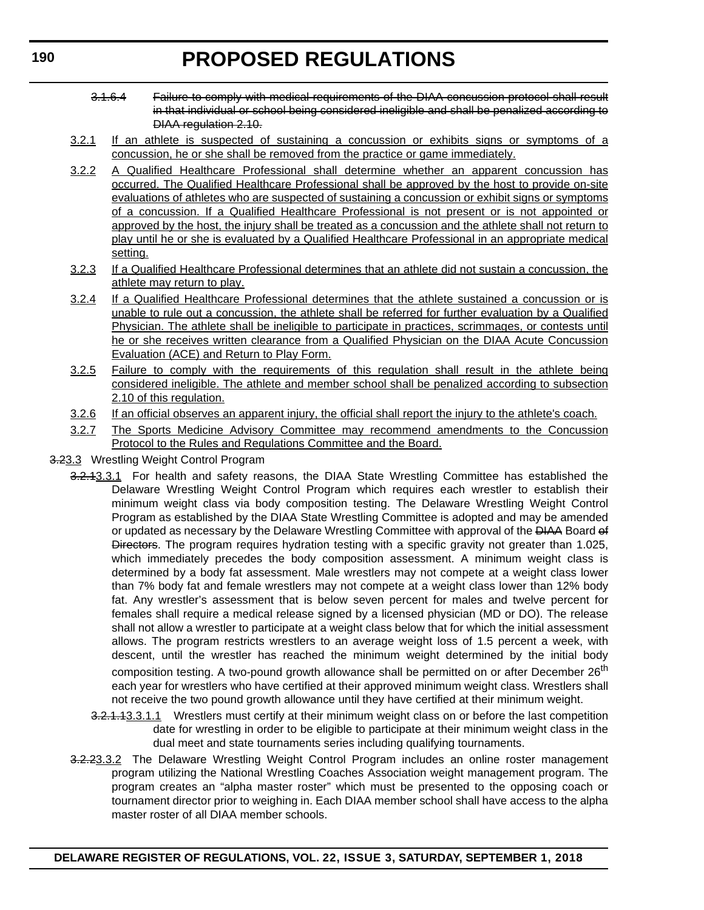~~3.1.6.4 Failure to comply with medical requirements of the DIAA concussion protocol shall result in that individual or school being considered ineligible and shall be penalized according to DIAA regulation 2.10.~~

<u>3.2.1 If an athlete is suspected of sustaining a concussion or exhibits signs or symptoms of a concussion, he or she shall be removed from the practice or game immediately.</u>

<u>3.2.2 A Qualified Healthcare Professional shall determine whether an apparent concussion has occurred. The Qualified Healthcare Professional shall be approved by the host to provide on-site evaluations of athletes who are suspected of sustaining a concussion or exhibit signs or symptoms of a concussion. If a Qualified Healthcare Professional is not present or is not appointed or approved by the host, the injury shall be treated as a concussion and the athlete shall not return to play until he or she is evaluated by a Qualified Healthcare Professional in an appropriate medical setting.</u>

<u>3.2.3 If a Qualified Healthcare Professional determines that an athlete did not sustain a concussion, the athlete may return to play.</u>

<u>3.2.4 If a Qualified Healthcare Professional determines that the athlete sustained a concussion or is unable to rule out a concussion, the athlete shall be referred for further evaluation by a Qualified Physician. The athlete shall be ineligible to participate in practices, scrimmages, or contests until he or she receives written clearance from a Qualified Physician on the DIAA Acute Concussion Evaluation (ACE) and Return to Play Form.</u>

<u>3.2.5 Failure to comply with the requirements of this regulation shall result in the athlete being considered ineligible. The athlete and member school shall be penalized according to subsection 2.10 of this regulation.</u>

<u>3.2.6 If an official observes an apparent injury, the official shall report the injury to the athlete's coach.</u>

<u>3.2.7 The Sports Medicine Advisory Committee may recommend amendments to the Concussion Protocol to the Rules and Regulations Committee and the Board.</u>

~~3.2~~<u>3.3</u> Wrestling Weight Control Program

~~3.2.1~~<u>3.3.1</u> For health and safety reasons, the DIAA State Wrestling Committee has established the Delaware Wrestling Weight Control Program which requires each wrestler to establish their minimum weight class via body composition testing. The Delaware Wrestling Weight Control Program as established by the DIAA State Wrestling Committee is adopted and may be amended or updated as necessary by the Delaware Wrestling Committee with approval of the ~~DIAA~~ Board ~~of Directors~~. The program requires hydration testing with a specific gravity not greater than 1.025, which immediately precedes the body composition assessment. A minimum weight class is determined by a body fat assessment. Male wrestlers may not compete at a weight class lower than 7% body fat and female wrestlers may not compete at a weight class lower than 12% body fat. Any wrestler's assessment that is below seven percent for males and twelve percent for females shall require a medical release signed by a licensed physician (MD or DO). The release shall not allow a wrestler to participate at a weight class below that for which the initial assessment allows. The program restricts wrestlers to an average weight loss of 1.5 percent a week, with descent, until the wrestler has reached the minimum weight determined by the initial body composition testing. A two-pound growth allowance shall be permitted on or after December 26th each year for wrestlers who have certified at their approved minimum weight class. Wrestlers shall not receive the two pound growth allowance until they have certified at their minimum weight.

~~3.2.1.1~~<u>3.3.1.1</u> Wrestlers must certify at their minimum weight class on or before the last competition date for wrestling in order to be eligible to participate at their minimum weight class in the dual meet and state tournaments series including qualifying tournaments.

~~3.2.2~~<u>3.3.2</u> The Delaware Wrestling Weight Control Program includes an online roster management program utilizing the National Wrestling Coaches Association weight management program. The program creates an "alpha master roster" which must be presented to the opposing coach or tournament director prior to weighing in. Each DIAA member school shall have access to the alpha master roster of all DIAA member schools.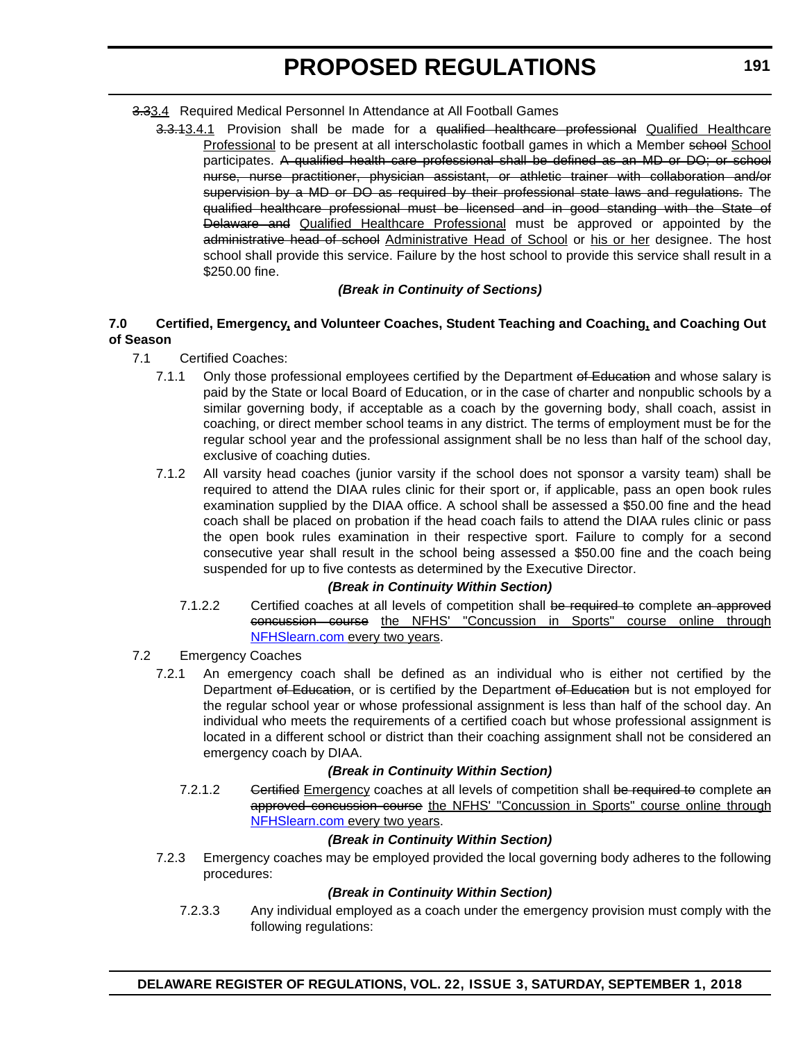~~3.3~~3.4 Required Medical Personnel In Attendance at All Football Games

~~3.3.1~~3.4.1 Provision shall be made for a ~~qualified healthcare professional~~ <u>Qualified Healthcare Professional</u> to be present at all interscholastic football games in which a Member ~~school~~ <u>School</u> participates. ~~A qualified health care professional shall be defined as an MD or DO; or school nurse, nurse practitioner, physician assistant, or athletic trainer with collaboration and/or supervision by a MD or DO as required by their professional state laws and regulations.~~ The ~~qualified healthcare professional must be licensed and in good standing with the State of Delaware and~~ <u>Qualified Healthcare Professional</u> must be approved or appointed by the ~~administrative head of school~~ <u>Administrative Head of School</u> or <u>his or her</u> designee. The host school shall provide this service. Failure by the host school to provide this service shall result in a $250.00 fine.

***(Break in Continuity of Sections)***

**7.0 Certified, Emergency<u>,</u> and Volunteer Coaches, Student Teaching and Coaching<u>,</u> and Coaching Out of Season**

7.1 Certified Coaches:

7.1.1 Only those professional employees certified by the Department ~~of Education~~ and whose salary is paid by the State or local Board of Education, or in the case of charter and nonpublic schools by a similar governing body, if acceptable as a coach by the governing body, shall coach, assist in coaching, or direct member school teams in any district. The terms of employment must be for the regular school year and the professional assignment shall be no less than half of the school day, exclusive of coaching duties.

7.1.2 All varsity head coaches (junior varsity if the school does not sponsor a varsity team) shall be required to attend the DIAA rules clinic for their sport or, if applicable, pass an open book rules examination supplied by the DIAA office. A school shall be assessed a $50.00 fine and the head coach shall be placed on probation if the head coach fails to attend the DIAA rules clinic or pass the open book rules examination in their respective sport. Failure to comply for a second consecutive year shall result in the school being assessed a $50.00 fine and the coach being suspended for up to five contests as determined by the Executive Director.

***(Break in Continuity Within Section)***

7.1.2.2 Certified coaches at all levels of competition shall ~~be required to~~ complete ~~an approved concussion course~~ <u>the NFHS' "Concussion in Sports" course online through NFHSlearn.com every two years</u>.

7.2 Emergency Coaches

7.2.1 An emergency coach shall be defined as an individual who is either not certified by the Department ~~of Education~~, or is certified by the Department ~~of Education~~ but is not employed for the regular school year or whose professional assignment is less than half of the school day. An individual who meets the requirements of a certified coach but whose professional assignment is located in a different school or district than their coaching assignment shall not be considered an emergency coach by DIAA.

***(Break in Continuity Within Section)***

7.2.1.2 ~~Certified~~ <u>Emergency</u> coaches at all levels of competition shall ~~be required to~~ complete ~~an approved concussion course~~ <u>the NFHS' "Concussion in Sports" course online through NFHSlearn.com every two years</u>.

***(Break in Continuity Within Section)***

7.2.3 Emergency coaches may be employed provided the local governing body adheres to the following procedures:

***(Break in Continuity Within Section)***

7.2.3.3 Any individual employed as a coach under the emergency provision must comply with the following regulations: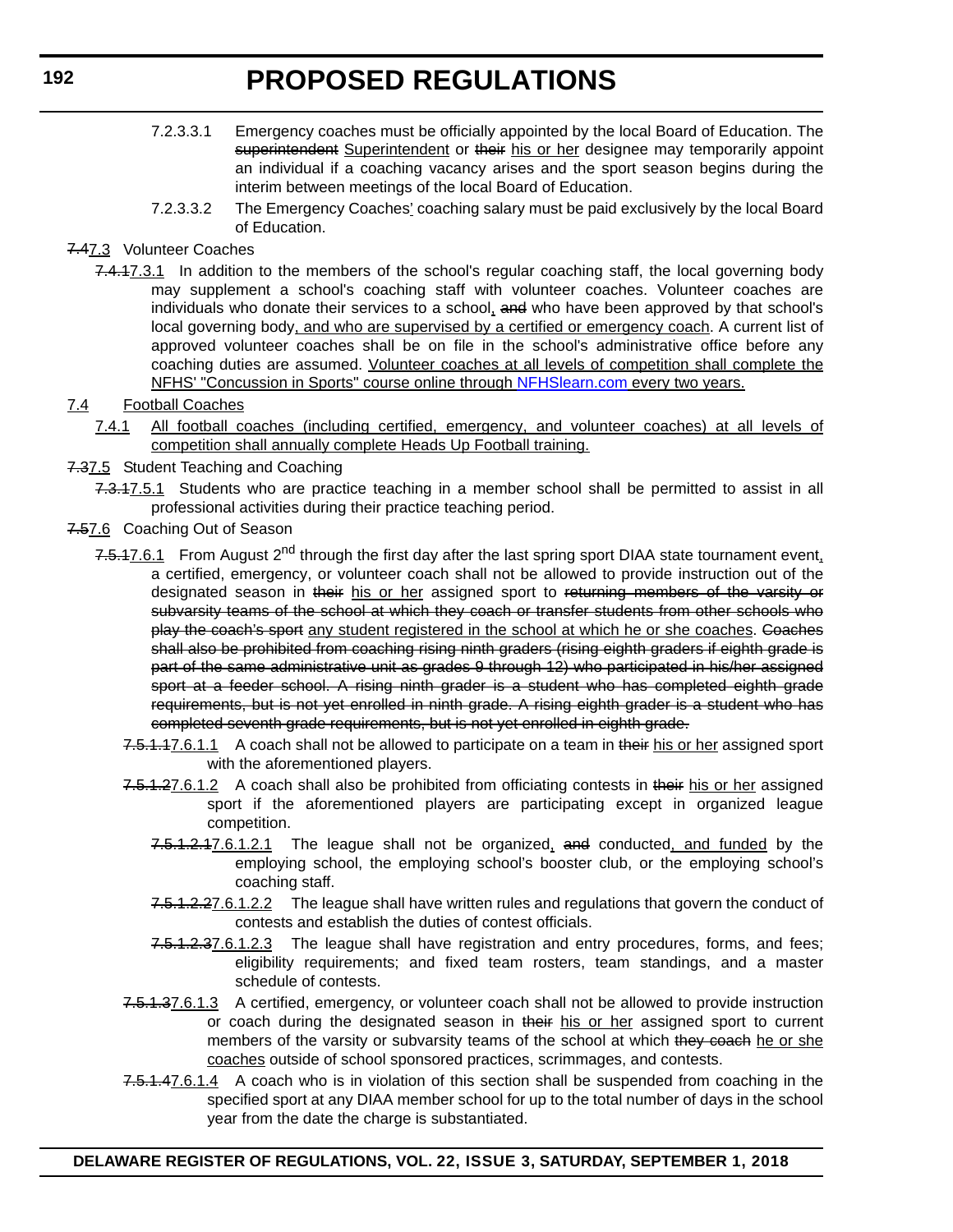7.2.3.3.1 Emergency coaches must be officially appointed by the local Board of Education. The ~~superintendent~~ <u>Superintendent</u> or ~~their~~ <u>his or her</u> designee may temporarily appoint an individual if a coaching vacancy arises and the sport season begins during the interim between meetings of the local Board of Education.

7.2.3.3.2 The Emergency Coaches<u>'</u> coaching salary must be paid exclusively by the local Board of Education.

~~7.4~~<u>7.3</u> Volunteer Coaches

~~7.4.1~~<u>7.3.1</u> In addition to the members of the school's regular coaching staff, the local governing body may supplement a school's coaching staff with volunteer coaches. Volunteer coaches are individuals who donate their services to a school<u>,</u> ~~and~~ who have been approved by that school's local governing body<u>, and who are supervised by a certified or emergency coach</u>. A current list of approved volunteer coaches shall be on file in the school's administrative office before any coaching duties are assumed. <u>Volunteer coaches at all levels of competition shall complete the NFHS' "Concussion in Sports" course online through NFHSlearn.com every two years.</u>

<u>7.4</u> <u>Football Coaches</u>

<u>7.4.1</u> <u>All football coaches (including certified, emergency, and volunteer coaches) at all levels of competition shall annually complete Heads Up Football training.</u>

~~7.3~~<u>7.5</u> Student Teaching and Coaching

~~7.3.1~~<u>7.5.1</u> Students who are practice teaching in a member school shall be permitted to assist in all professional activities during their practice teaching period.

~~7.5~~<u>7.6</u> Coaching Out of Season

~~7.5.1~~<u>7.6.1</u> From August 2nd through the first day after the last spring sport DIAA state tournament event<u>,</u> a certified, emergency, or volunteer coach shall not be allowed to provide instruction out of the designated season in ~~their~~ <u>his or her</u> assigned sport to ~~returning members of the varsity or subvarsity teams of the school at which they coach or transfer students from other schools who play the coach's sport~~ <u>any student registered in the school at which he or she coaches</u>. ~~Coaches shall also be prohibited from coaching rising ninth graders (rising eighth graders if eighth grade is part of the same administrative unit as grades 9 through 12) who participated in his/her assigned sport at a feeder school. A rising ninth grader is a student who has completed eighth grade requirements, but is not yet enrolled in ninth grade. A rising eighth grader is a student who has completed seventh grade requirements, but is not yet enrolled in eighth grade.~~

~~7.5.1.1~~<u>7.6.1.1</u> A coach shall not be allowed to participate on a team in ~~their~~ <u>his or her</u> assigned sport with the aforementioned players.

~~7.5.1.2~~<u>7.6.1.2</u> A coach shall also be prohibited from officiating contests in ~~their~~ <u>his or her</u> assigned sport if the aforementioned players are participating except in organized league competition.

~~7.5.1.2.1~~<u>7.6.1.2.1</u> The league shall not be organized<u>,</u> ~~and~~ conducted<u>, and funded</u> by the employing school, the employing school's booster club, or the employing school's coaching staff.

~~7.5.1.2.2~~<u>7.6.1.2.2</u> The league shall have written rules and regulations that govern the conduct of contests and establish the duties of contest officials.

~~7.5.1.2.3~~<u>7.6.1.2.3</u> The league shall have registration and entry procedures, forms, and fees; eligibility requirements; and fixed team rosters, team standings, and a master schedule of contests.

~~7.5.1.3~~<u>7.6.1.3</u> A certified, emergency, or volunteer coach shall not be allowed to provide instruction or coach during the designated season in ~~their~~ <u>his or her</u> assigned sport to current members of the varsity or subvarsity teams of the school at which ~~they coach~~ <u>he or she coaches</u> outside of school sponsored practices, scrimmages, and contests.

~~7.5.1.4~~<u>7.6.1.4</u> A coach who is in violation of this section shall be suspended from coaching in the specified sport at any DIAA member school for up to the total number of days in the school year from the date the charge is substantiated.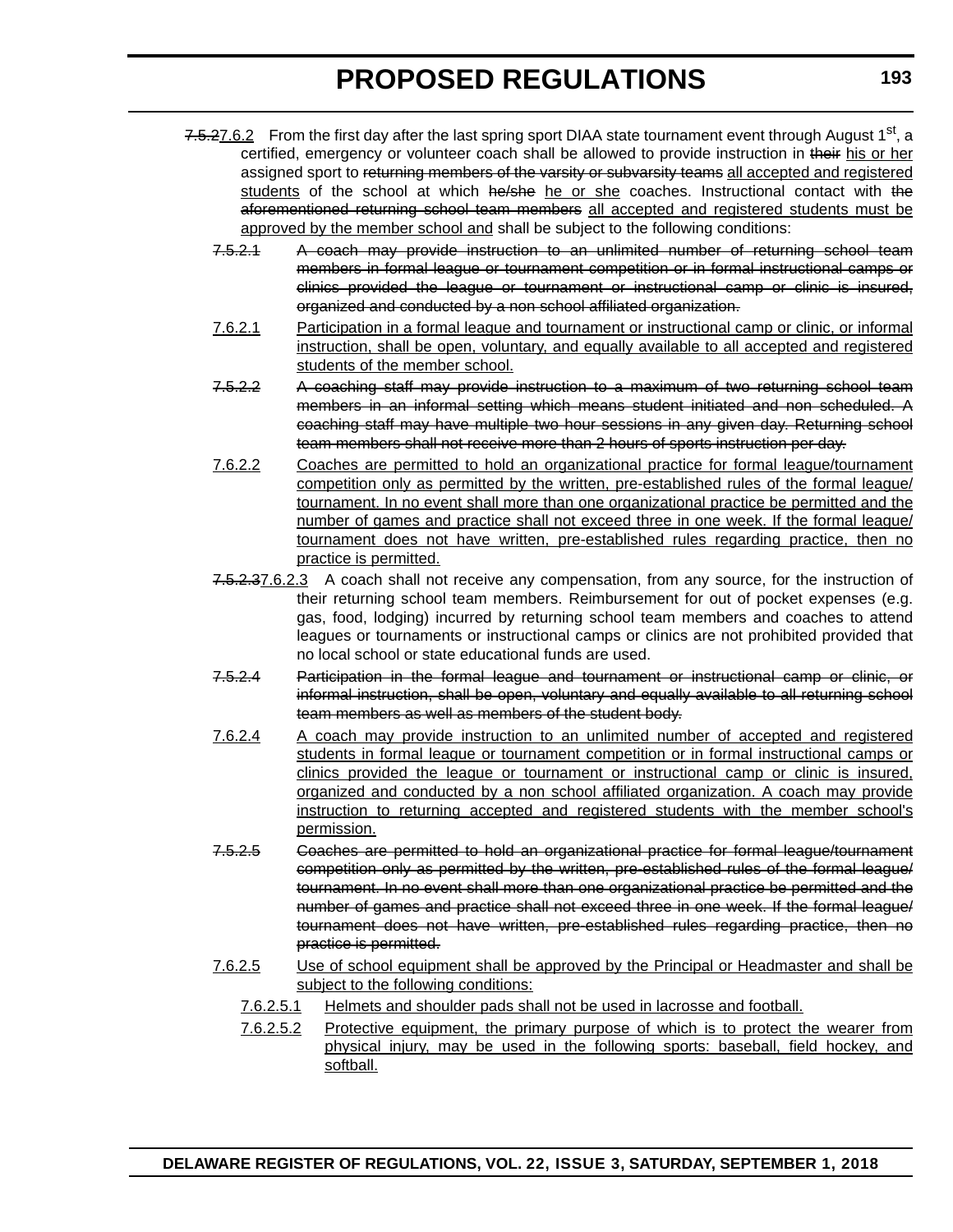~~7.5.2~~<u>7.6.2</u> From the first day after the last spring sport DIAA state tournament event through August 1st, a certified, emergency or volunteer coach shall be allowed to provide instruction in ~~their~~ <u>his or her</u> assigned sport to ~~returning members of the varsity or subvarsity teams~~ <u>all accepted and registered students</u> of the school at which ~~he/she~~ <u>he or she</u> coaches. Instructional contact with ~~the aforementioned returning school team members~~ <u>all accepted and registered students must be approved by the member school and</u> shall be subject to the following conditions:

~~7.5.2.1 A coach may provide instruction to an unlimited number of returning school team members in formal league or tournament competition or in formal instructional camps or clinics provided the league or tournament or instructional camp or clinic is insured, organized and conducted by a non school affiliated organization.~~

<u>7.6.2.1 Participation in a formal league and tournament or instructional camp or clinic, or informal instruction, shall be open, voluntary, and equally available to all accepted and registered students of the member school.</u>

~~7.5.2.2 A coaching staff may provide instruction to a maximum of two returning school team members in an informal setting which means student initiated and non scheduled. A coaching staff may have multiple two hour sessions in any given day. Returning school team members shall not receive more than 2 hours of sports instruction per day.~~

<u>7.6.2.2 Coaches are permitted to hold an organizational practice for formal league/tournament competition only as permitted by the written, pre-established rules of the formal league/tournament. In no event shall more than one organizational practice be permitted and the number of games and practice shall not exceed three in one week. If the formal league/tournament does not have written, pre-established rules regarding practice, then no practice is permitted.</u>

~~7.5.2.3~~<u>7.6.2.3</u> A coach shall not receive any compensation, from any source, for the instruction of their returning school team members. Reimbursement for out of pocket expenses (e.g. gas, food, lodging) incurred by returning school team members and coaches to attend leagues or tournaments or instructional camps or clinics are not prohibited provided that no local school or state educational funds are used.

~~7.5.2.4 Participation in the formal league and tournament or instructional camp or clinic, or informal instruction, shall be open, voluntary and equally available to all returning school team members as well as members of the student body.~~

<u>7.6.2.4 A coach may provide instruction to an unlimited number of accepted and registered students in formal league or tournament competition or in formal instructional camps or clinics provided the league or tournament or instructional camp or clinic is insured, organized and conducted by a non school affiliated organization. A coach may provide instruction to returning accepted and registered students with the member school's permission.</u>

~~7.5.2.5 Coaches are permitted to hold an organizational practice for formal league/tournament competition only as permitted by the written, pre-established rules of the formal league/tournament. In no event shall more than one organizational practice be permitted and the number of games and practice shall not exceed three in one week. If the formal league/tournament does not have written, pre-established rules regarding practice, then no practice is permitted.~~

<u>7.6.2.5 Use of school equipment shall be approved by the Principal or Headmaster and shall be subject to the following conditions:</u>

<u>7.6.2.5.1 Helmets and shoulder pads shall not be used in lacrosse and football.</u>

<u>7.6.2.5.2 Protective equipment, the primary purpose of which is to protect the wearer from physical injury, may be used in the following sports: baseball, field hockey, and softball.</u>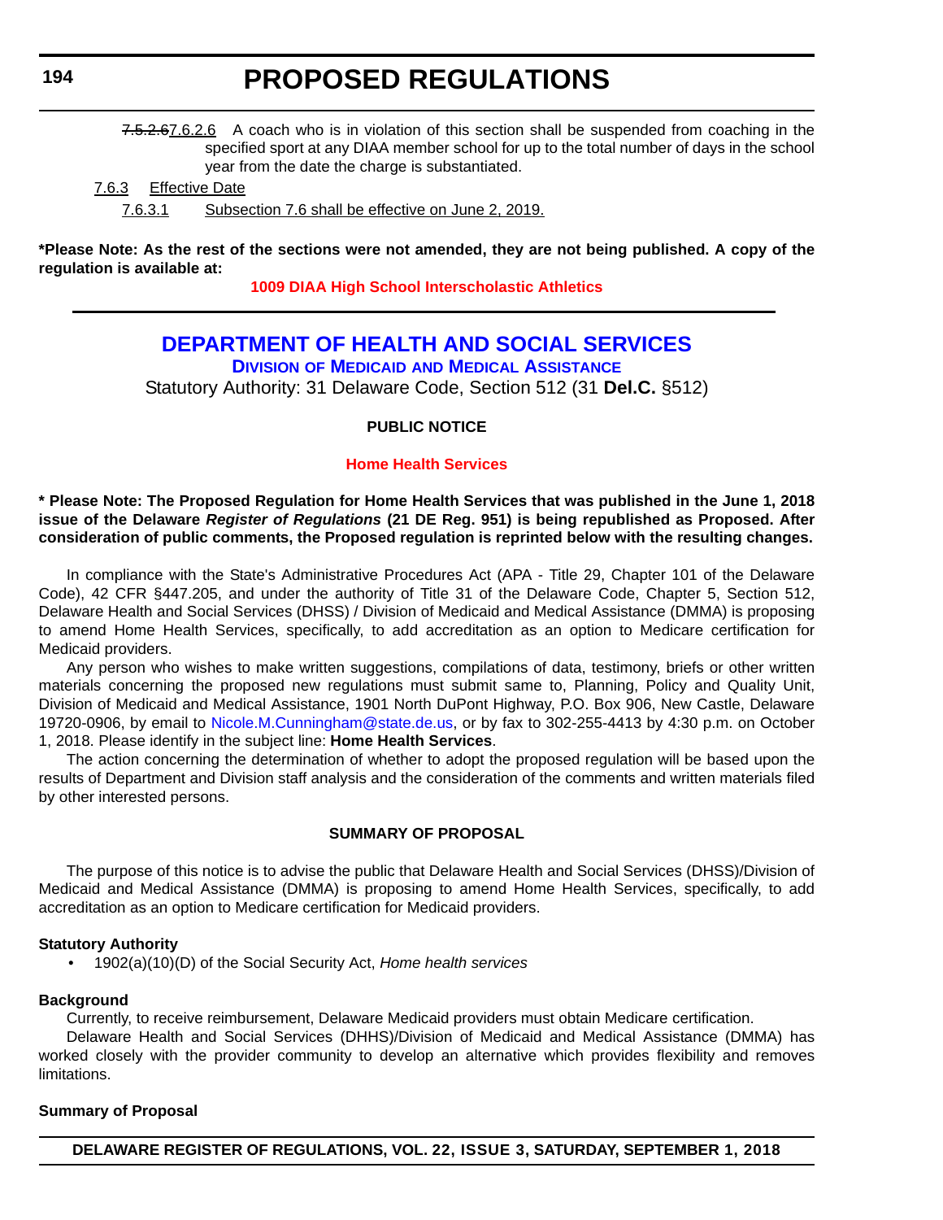~~7.5.2.6~~7.6.2.6 A coach who is in violation of this section shall be suspended from coaching in the specified sport at any DIAA member school for up to the total number of days in the school year from the date the charge is substantiated.

7.6.3 Effective Date

7.6.3.1 Subsection 7.6 shall be effective on June 2, 2019.

**\*Please Note: As the rest of the sections were not amended, they are not being published. A copy of the regulation is available at:**

**1009 DIAA High School Interscholastic Athletics**

---

## DEPARTMENT OF HEALTH AND SOCIAL SERVICES

### Division of Medicaid and Medical Assistance

Statutory Authority: 31 Delaware Code, Section 512 (31 **Del.C.** §512)

**PUBLIC NOTICE**

**Home Health Services**

**\* Please Note: The Proposed Regulation for Home Health Services that was published in the June 1, 2018 issue of the Delaware *Register of Regulations* (21 DE Reg. 951) is being republished as Proposed. After consideration of public comments, the Proposed regulation is reprinted below with the resulting changes.**

In compliance with the State's Administrative Procedures Act (APA - Title 29, Chapter 101 of the Delaware Code), 42 CFR §447.205, and under the authority of Title 31 of the Delaware Code, Chapter 5, Section 512, Delaware Health and Social Services (DHSS) / Division of Medicaid and Medical Assistance (DMMA) is proposing to amend Home Health Services, specifically, to add accreditation as an option to Medicare certification for Medicaid providers.

Any person who wishes to make written suggestions, compilations of data, testimony, briefs or other written materials concerning the proposed new regulations must submit same to, Planning, Policy and Quality Unit, Division of Medicaid and Medical Assistance, 1901 North DuPont Highway, P.O. Box 906, New Castle, Delaware 19720-0906, by email to Nicole.M.Cunningham@state.de.us, or by fax to 302-255-4413 by 4:30 p.m. on October 1, 2018. Please identify in the subject line: **Home Health Services**.

The action concerning the determination of whether to adopt the proposed regulation will be based upon the results of Department and Division staff analysis and the consideration of the comments and written materials filed by other interested persons.

**SUMMARY OF PROPOSAL**

The purpose of this notice is to advise the public that Delaware Health and Social Services (DHSS)/Division of Medicaid and Medical Assistance (DMMA) is proposing to amend Home Health Services, specifically, to add accreditation as an option to Medicare certification for Medicaid providers.

**Statutory Authority**

- 1902(a)(10)(D) of the Social Security Act, *Home health services*

**Background**

Currently, to receive reimbursement, Delaware Medicaid providers must obtain Medicare certification.

Delaware Health and Social Services (DHHS)/Division of Medicaid and Medical Assistance (DMMA) has worked closely with the provider community to develop an alternative which provides flexibility and removes limitations.

**Summary of Proposal**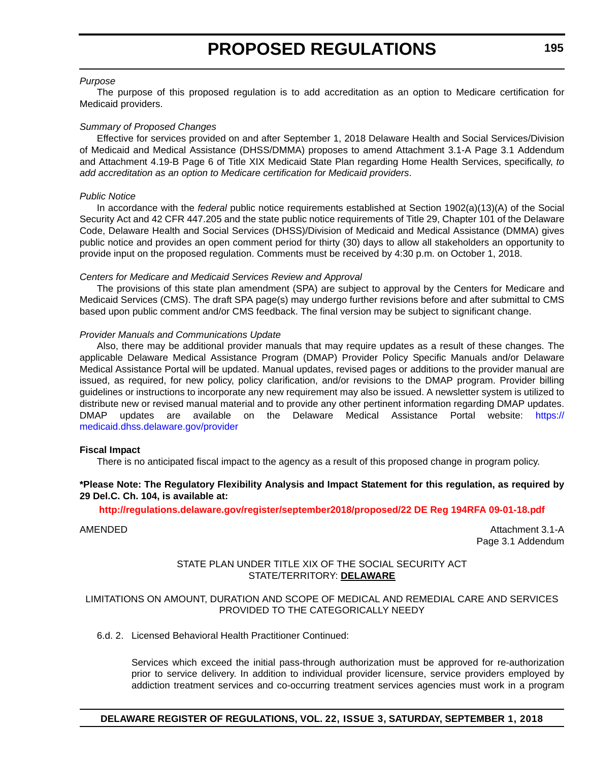*Purpose*

The purpose of this proposed regulation is to add accreditation as an option to Medicare certification for Medicaid providers.

*Summary of Proposed Changes*

Effective for services provided on and after September 1, 2018 Delaware Health and Social Services/Division of Medicaid and Medical Assistance (DHSS/DMMA) proposes to amend Attachment 3.1-A Page 3.1 Addendum and Attachment 4.19-B Page 6 of Title XIX Medicaid State Plan regarding Home Health Services, specifically, *to add accreditation as an option to Medicare certification for Medicaid providers*.

*Public Notice*

In accordance with the *federal* public notice requirements established at Section 1902(a)(13)(A) of the Social Security Act and 42 CFR 447.205 and the state public notice requirements of Title 29, Chapter 101 of the Delaware Code, Delaware Health and Social Services (DHSS)/Division of Medicaid and Medical Assistance (DMMA) gives public notice and provides an open comment period for thirty (30) days to allow all stakeholders an opportunity to provide input on the proposed regulation. Comments must be received by 4:30 p.m. on October 1, 2018.

*Centers for Medicare and Medicaid Services Review and Approval*

The provisions of this state plan amendment (SPA) are subject to approval by the Centers for Medicare and Medicaid Services (CMS). The draft SPA page(s) may undergo further revisions before and after submittal to CMS based upon public comment and/or CMS feedback. The final version may be subject to significant change.

*Provider Manuals and Communications Update*

Also, there may be additional provider manuals that may require updates as a result of these changes. The applicable Delaware Medical Assistance Program (DMAP) Provider Policy Specific Manuals and/or Delaware Medical Assistance Portal will be updated. Manual updates, revised pages or additions to the provider manual are issued, as required, for new policy, policy clarification, and/or revisions to the DMAP program. Provider billing guidelines or instructions to incorporate any new requirement may also be issued. A newsletter system is utilized to distribute new or revised manual material and to provide any other pertinent information regarding DMAP updates. DMAP updates are available on the Delaware Medical Assistance Portal website: https://medicaid.dhss.delaware.gov/provider

**Fiscal Impact**

There is no anticipated fiscal impact to the agency as a result of this proposed change in program policy.

**\*Please Note: The Regulatory Flexibility Analysis and Impact Statement for this regulation, as required by 29 Del.C. Ch. 104, is available at:**

**http://regulations.delaware.gov/register/september2018/proposed/22 DE Reg 194RFA 09-01-18.pdf**

AMENDED

Attachment 3.1-A
Page 3.1 Addendum

STATE PLAN UNDER TITLE XIX OF THE SOCIAL SECURITY ACT
STATE/TERRITORY: **DELAWARE**

LIMITATIONS ON AMOUNT, DURATION AND SCOPE OF MEDICAL AND REMEDIAL CARE AND SERVICES PROVIDED TO THE CATEGORICALLY NEEDY

6.d. 2. Licensed Behavioral Health Practitioner Continued:

Services which exceed the initial pass-through authorization must be approved for re-authorization prior to service delivery. In addition to individual provider licensure, service providers employed by addiction treatment services and co-occurring treatment services agencies must work in a program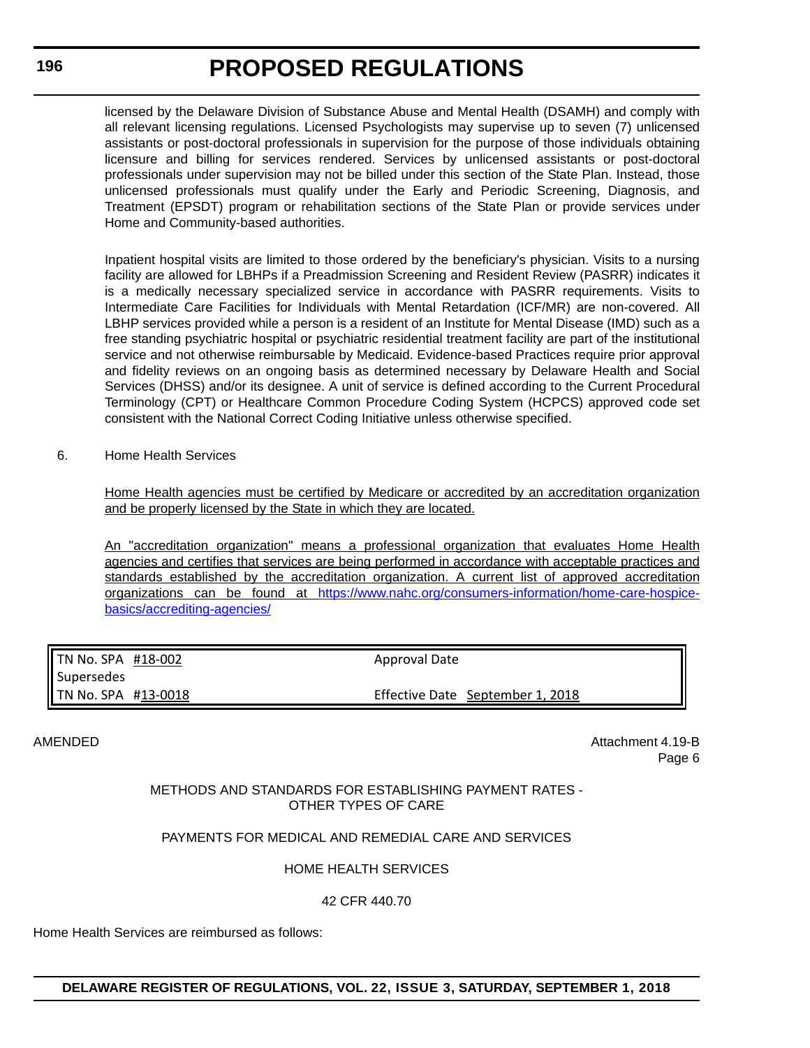licensed by the Delaware Division of Substance Abuse and Mental Health (DSAMH) and comply with all relevant licensing regulations. Licensed Psychologists may supervise up to seven (7) unlicensed assistants or post-doctoral professionals in supervision for the purpose of those individuals obtaining licensure and billing for services rendered. Services by unlicensed assistants or post-doctoral professionals under supervision may not be billed under this section of the State Plan. Instead, those unlicensed professionals must qualify under the Early and Periodic Screening, Diagnosis, and Treatment (EPSDT) program or rehabilitation sections of the State Plan or provide services under Home and Community-based authorities.

Inpatient hospital visits are limited to those ordered by the beneficiary's physician. Visits to a nursing facility are allowed for LBHPs if a Preadmission Screening and Resident Review (PASRR) indicates it is a medically necessary specialized service in accordance with PASRR requirements. Visits to Intermediate Care Facilities for Individuals with Mental Retardation (ICF/MR) are non-covered. All LBHP services provided while a person is a resident of an Institute for Mental Disease (IMD) such as a free standing psychiatric hospital or psychiatric residential treatment facility are part of the institutional service and not otherwise reimbursable by Medicaid. Evidence-based Practices require prior approval and fidelity reviews on an ongoing basis as determined necessary by Delaware Health and Social Services (DHSS) and/or its designee. A unit of service is defined according to the Current Procedural Terminology (CPT) or Healthcare Common Procedure Coding System (HCPCS) approved code set consistent with the National Correct Coding Initiative unless otherwise specified.

6. Home Health Services

<u>Home Health agencies must be certified by Medicare or accredited by an accreditation organization and be properly licensed by the State in which they are located.</u>

<u>An "accreditation organization" means a professional organization that evaluates Home Health agencies and certifies that services are being performed in accordance with acceptable practices and standards established by the accreditation organization. A current list of approved accreditation organizations can be found at https://www.nahc.org/consumers-information/home-care-hospice-basics/accrediting-agencies/</u>

| | |
|---|---|
| TN No. SPA <u>#18-002</u> | Approval Date |
| Supersedes | |
| TN No. SPA <u>#13-0018</u> | Effective Date <u>September 1, 2018</u> |

AMENDED

Attachment 4.19-B
Page 6

METHODS AND STANDARDS FOR ESTABLISHING PAYMENT RATES - OTHER TYPES OF CARE

PAYMENTS FOR MEDICAL AND REMEDIAL CARE AND SERVICES

HOME HEALTH SERVICES

42 CFR 440.70

Home Health Services are reimbursed as follows: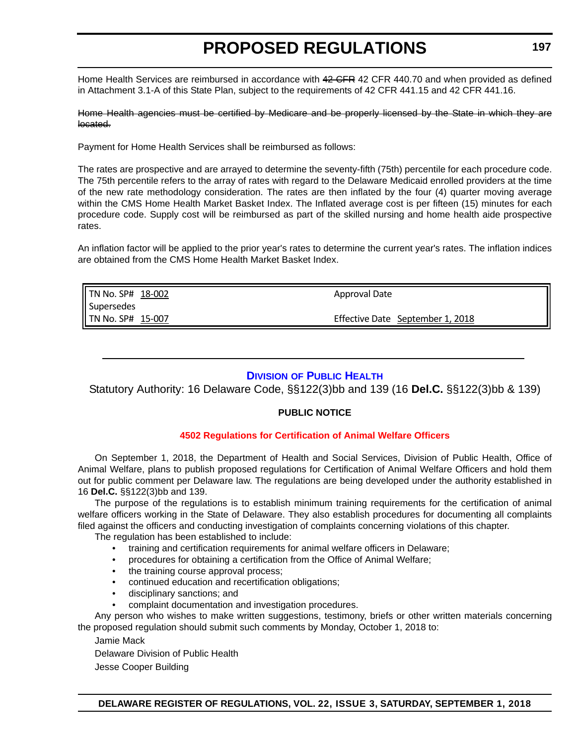Home Health Services are reimbursed in accordance with ~~42 CFR~~ 42 CFR 440.70 and when provided as defined in Attachment 3.1-A of this State Plan, subject to the requirements of 42 CFR 441.15 and 42 CFR 441.16.

~~Home Health agencies must be certified by Medicare and be properly licensed by the State in which they are located.~~

Payment for Home Health Services shall be reimbursed as follows:

The rates are prospective and are arrayed to determine the seventy-fifth (75th) percentile for each procedure code. The 75th percentile refers to the array of rates with regard to the Delaware Medicaid enrolled providers at the time of the new rate methodology consideration. The rates are then inflated by the four (4) quarter moving average within the CMS Home Health Market Basket Index. The Inflated average cost is per fifteen (15) minutes for each procedure code. Supply cost will be reimbursed as part of the skilled nursing and home health aide prospective rates.

An inflation factor will be applied to the prior year's rates to determine the current year's rates. The inflation indices are obtained from the CMS Home Health Market Basket Index.

| | |
|---|---|
| TN No. SP# 18-002 | Approval Date |
| Supersedes | |
| TN No. SP# 15-007 | Effective Date September 1, 2018 |

---

## Division of Public Health

Statutory Authority: 16 Delaware Code, §§122(3)bb and 139 (16 **Del.C.** §§122(3)bb & 139)

**PUBLIC NOTICE**

### 4502 Regulations for Certification of Animal Welfare Officers

On September 1, 2018, the Department of Health and Social Services, Division of Public Health, Office of Animal Welfare, plans to publish proposed regulations for Certification of Animal Welfare Officers and hold them out for public comment per Delaware law. The regulations are being developed under the authority established in 16 **Del.C.** §§122(3)bb and 139.

The purpose of the regulations is to establish minimum training requirements for the certification of animal welfare officers working in the State of Delaware. They also establish procedures for documenting all complaints filed against the officers and conducting investigation of complaints concerning violations of this chapter.

The regulation has been established to include:

- training and certification requirements for animal welfare officers in Delaware;
- procedures for obtaining a certification from the Office of Animal Welfare;
- the training course approval process;
- continued education and recertification obligations;
- disciplinary sanctions; and
- complaint documentation and investigation procedures.

Any person who wishes to make written suggestions, testimony, briefs or other written materials concerning the proposed regulation should submit such comments by Monday, October 1, 2018 to:

Jamie Mack

Delaware Division of Public Health

Jesse Cooper Building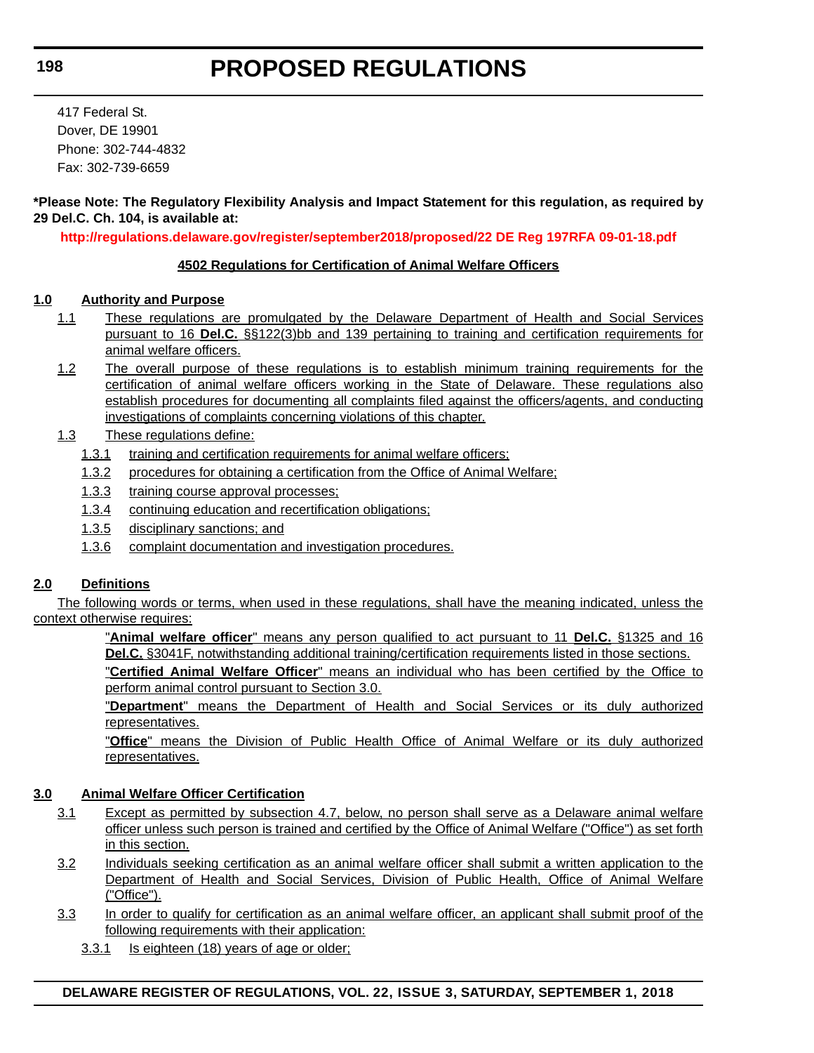417 Federal St.
Dover, DE 19901
Phone: 302-744-4832
Fax: 302-739-6659

**\*Please Note: The Regulatory Flexibility Analysis and Impact Statement for this regulation, as required by 29 Del.C. Ch. 104, is available at:**

**http://regulations.delaware.gov/register/september2018/proposed/22 DE Reg 197RFA 09-01-18.pdf**

**4502 Regulations for Certification of Animal Welfare Officers**

**1.0 Authority and Purpose**

1.1 These regulations are promulgated by the Delaware Department of Health and Social Services pursuant to 16 **Del.C.** §§122(3)bb and 139 pertaining to training and certification requirements for animal welfare officers.

1.2 The overall purpose of these regulations is to establish minimum training requirements for the certification of animal welfare officers working in the State of Delaware. These regulations also establish procedures for documenting all complaints filed against the officers/agents, and conducting investigations of complaints concerning violations of this chapter.

1.3 These regulations define:

1.3.1 training and certification requirements for animal welfare officers;

1.3.2 procedures for obtaining a certification from the Office of Animal Welfare;

1.3.3 training course approval processes;

1.3.4 continuing education and recertification obligations;

1.3.5 disciplinary sanctions; and

1.3.6 complaint documentation and investigation procedures.

**2.0 Definitions**

The following words or terms, when used in these regulations, shall have the meaning indicated, unless the context otherwise requires:

"**Animal welfare officer**" means any person qualified to act pursuant to 11 **Del.C.** §1325 and 16 **Del.C.** §3041F, notwithstanding additional training/certification requirements listed in those sections.

"**Certified Animal Welfare Officer**" means an individual who has been certified by the Office to perform animal control pursuant to Section 3.0.

"**Department**" means the Department of Health and Social Services or its duly authorized representatives.

"**Office**" means the Division of Public Health Office of Animal Welfare or its duly authorized representatives.

**3.0 Animal Welfare Officer Certification**

3.1 Except as permitted by subsection 4.7, below, no person shall serve as a Delaware animal welfare officer unless such person is trained and certified by the Office of Animal Welfare ("Office") as set forth in this section.

3.2 Individuals seeking certification as an animal welfare officer shall submit a written application to the Department of Health and Social Services, Division of Public Health, Office of Animal Welfare ("Office").

3.3 In order to qualify for certification as an animal welfare officer, an applicant shall submit proof of the following requirements with their application:

3.3.1 Is eighteen (18) years of age or older;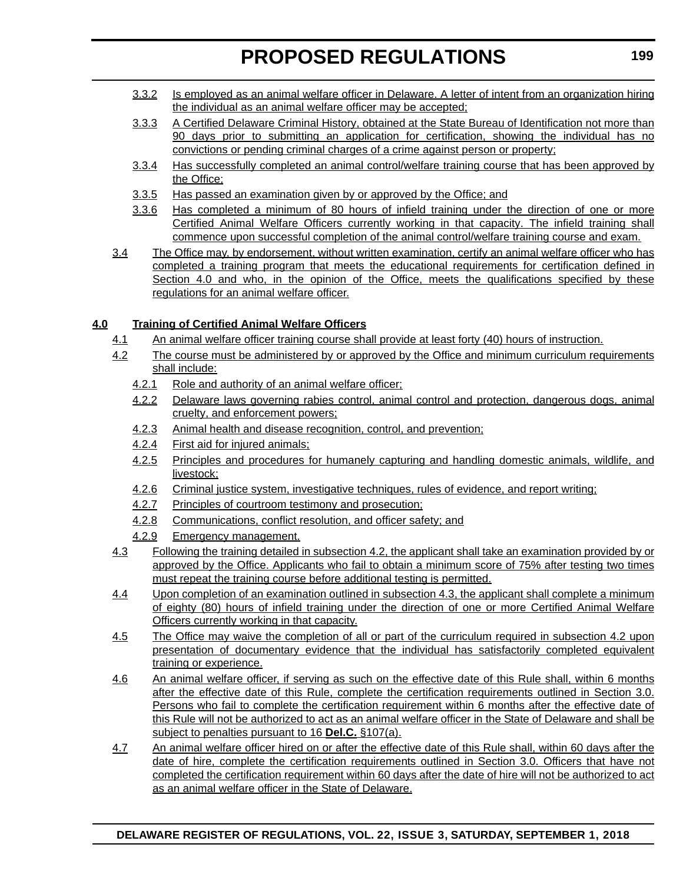3.3.2 Is employed as an animal welfare officer in Delaware. A letter of intent from an organization hiring the individual as an animal welfare officer may be accepted;

3.3.3 A Certified Delaware Criminal History, obtained at the State Bureau of Identification not more than 90 days prior to submitting an application for certification, showing the individual has no convictions or pending criminal charges of a crime against person or property;

3.3.4 Has successfully completed an animal control/welfare training course that has been approved by the Office;

3.3.5 Has passed an examination given by or approved by the Office; and

3.3.6 Has completed a minimum of 80 hours of infield training under the direction of one or more Certified Animal Welfare Officers currently working in that capacity. The infield training shall commence upon successful completion of the animal control/welfare training course and exam.

3.4 The Office may, by endorsement, without written examination, certify an animal welfare officer who has completed a training program that meets the educational requirements for certification defined in Section 4.0 and who, in the opinion of the Office, meets the qualifications specified by these regulations for an animal welfare officer.

**4.0 Training of Certified Animal Welfare Officers**

4.1 An animal welfare officer training course shall provide at least forty (40) hours of instruction.

4.2 The course must be administered by or approved by the Office and minimum curriculum requirements shall include:

4.2.1 Role and authority of an animal welfare officer;

4.2.2 Delaware laws governing rabies control, animal control and protection, dangerous dogs, animal cruelty, and enforcement powers;

4.2.3 Animal health and disease recognition, control, and prevention;

4.2.4 First aid for injured animals;

4.2.5 Principles and procedures for humanely capturing and handling domestic animals, wildlife, and livestock;

4.2.6 Criminal justice system, investigative techniques, rules of evidence, and report writing;

4.2.7 Principles of courtroom testimony and prosecution;

4.2.8 Communications, conflict resolution, and officer safety; and

4.2.9 Emergency management.

4.3 Following the training detailed in subsection 4.2, the applicant shall take an examination provided by or approved by the Office. Applicants who fail to obtain a minimum score of 75% after testing two times must repeat the training course before additional testing is permitted.

4.4 Upon completion of an examination outlined in subsection 4.3, the applicant shall complete a minimum of eighty (80) hours of infield training under the direction of one or more Certified Animal Welfare Officers currently working in that capacity.

4.5 The Office may waive the completion of all or part of the curriculum required in subsection 4.2 upon presentation of documentary evidence that the individual has satisfactorily completed equivalent training or experience.

4.6 An animal welfare officer, if serving as such on the effective date of this Rule shall, within 6 months after the effective date of this Rule, complete the certification requirements outlined in Section 3.0. Persons who fail to complete the certification requirement within 6 months after the effective date of this Rule will not be authorized to act as an animal welfare officer in the State of Delaware and shall be subject to penalties pursuant to 16 **Del.C.** §107(a).

4.7 An animal welfare officer hired on or after the effective date of this Rule shall, within 60 days after the date of hire, complete the certification requirements outlined in Section 3.0. Officers that have not completed the certification requirement within 60 days after the date of hire will not be authorized to act as an animal welfare officer in the State of Delaware.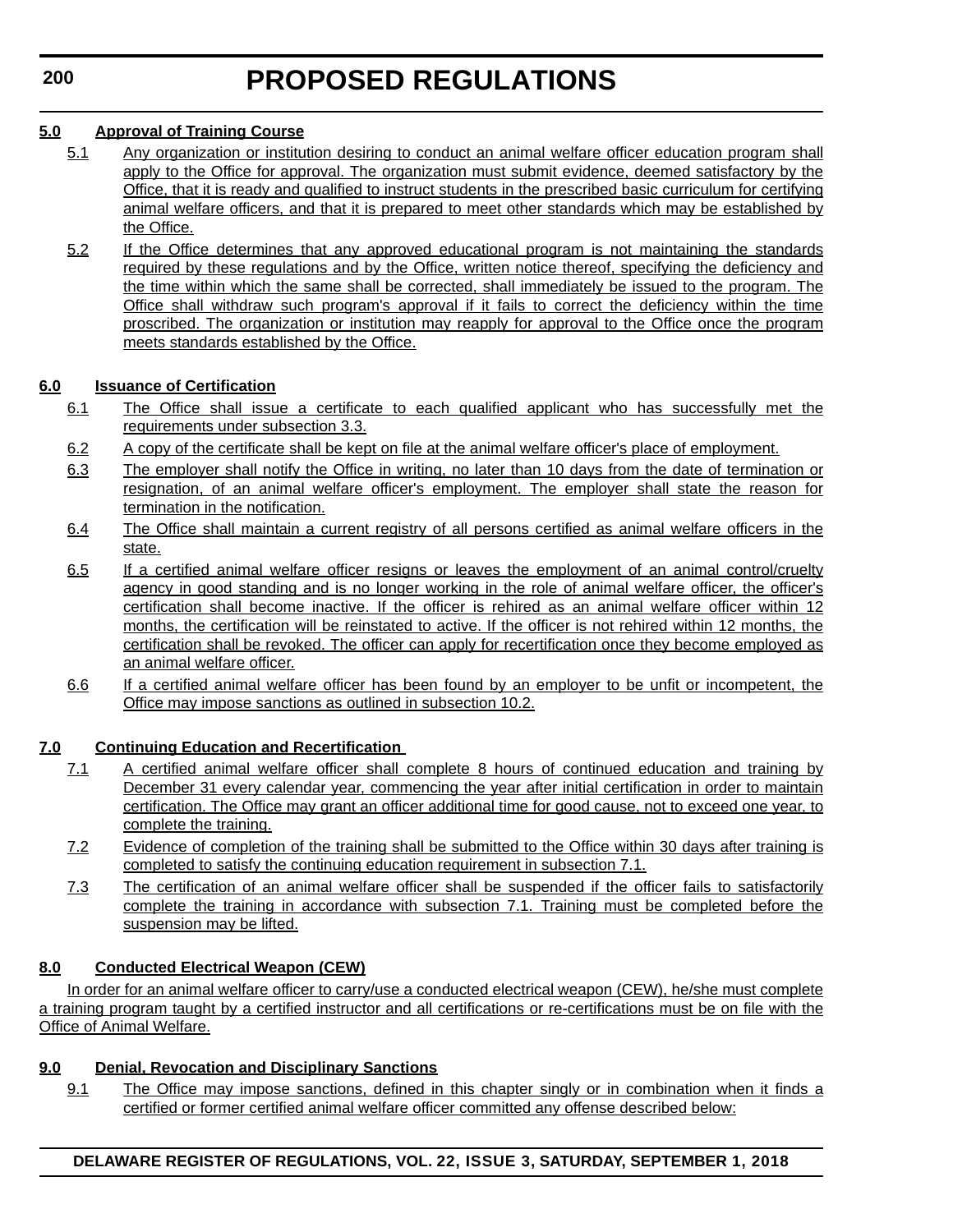**5.0 Approval of Training Course**

5.1 Any organization or institution desiring to conduct an animal welfare officer education program shall apply to the Office for approval. The organization must submit evidence, deemed satisfactory by the Office, that it is ready and qualified to instruct students in the prescribed basic curriculum for certifying animal welfare officers, and that it is prepared to meet other standards which may be established by the Office.

5.2 If the Office determines that any approved educational program is not maintaining the standards required by these regulations and by the Office, written notice thereof, specifying the deficiency and the time within which the same shall be corrected, shall immediately be issued to the program. The Office shall withdraw such program's approval if it fails to correct the deficiency within the time proscribed. The organization or institution may reapply for approval to the Office once the program meets standards established by the Office.

**6.0 Issuance of Certification**

6.1 The Office shall issue a certificate to each qualified applicant who has successfully met the requirements under subsection 3.3.

6.2 A copy of the certificate shall be kept on file at the animal welfare officer's place of employment.

6.3 The employer shall notify the Office in writing, no later than 10 days from the date of termination or resignation, of an animal welfare officer's employment. The employer shall state the reason for termination in the notification.

6.4 The Office shall maintain a current registry of all persons certified as animal welfare officers in the state.

6.5 If a certified animal welfare officer resigns or leaves the employment of an animal control/cruelty agency in good standing and is no longer working in the role of animal welfare officer, the officer's certification shall become inactive. If the officer is rehired as an animal welfare officer within 12 months, the certification will be reinstated to active. If the officer is not rehired within 12 months, the certification shall be revoked. The officer can apply for recertification once they become employed as an animal welfare officer.

6.6 If a certified animal welfare officer has been found by an employer to be unfit or incompetent, the Office may impose sanctions as outlined in subsection 10.2.

**7.0 Continuing Education and Recertification**

7.1 A certified animal welfare officer shall complete 8 hours of continued education and training by December 31 every calendar year, commencing the year after initial certification in order to maintain certification. The Office may grant an officer additional time for good cause, not to exceed one year, to complete the training.

7.2 Evidence of completion of the training shall be submitted to the Office within 30 days after training is completed to satisfy the continuing education requirement in subsection 7.1.

7.3 The certification of an animal welfare officer shall be suspended if the officer fails to satisfactorily complete the training in accordance with subsection 7.1. Training must be completed before the suspension may be lifted.

**8.0 Conducted Electrical Weapon (CEW)**

In order for an animal welfare officer to carry/use a conducted electrical weapon (CEW), he/she must complete a training program taught by a certified instructor and all certifications or re-certifications must be on file with the Office of Animal Welfare.

**9.0 Denial, Revocation and Disciplinary Sanctions**

9.1 The Office may impose sanctions, defined in this chapter singly or in combination when it finds a certified or former certified animal welfare officer committed any offense described below: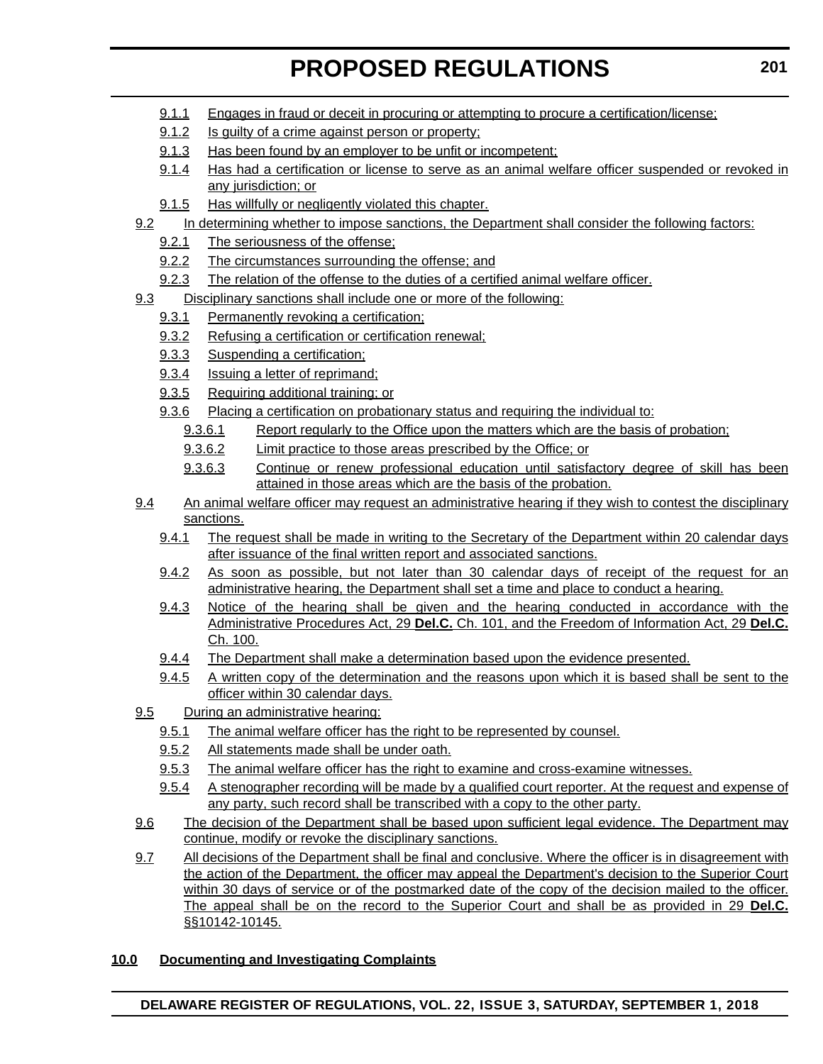9.1.1 Engages in fraud or deceit in procuring or attempting to procure a certification/license;

9.1.2 Is guilty of a crime against person or property;

9.1.3 Has been found by an employer to be unfit or incompetent;

9.1.4 Has had a certification or license to serve as an animal welfare officer suspended or revoked in any jurisdiction; or

9.1.5 Has willfully or negligently violated this chapter.

9.2 In determining whether to impose sanctions, the Department shall consider the following factors:

9.2.1 The seriousness of the offense;

9.2.2 The circumstances surrounding the offense; and

9.2.3 The relation of the offense to the duties of a certified animal welfare officer.

9.3 Disciplinary sanctions shall include one or more of the following:

9.3.1 Permanently revoking a certification;

9.3.2 Refusing a certification or certification renewal;

9.3.3 Suspending a certification;

9.3.4 Issuing a letter of reprimand;

9.3.5 Requiring additional training; or

9.3.6 Placing a certification on probationary status and requiring the individual to:

9.3.6.1 Report regularly to the Office upon the matters which are the basis of probation;

9.3.6.2 Limit practice to those areas prescribed by the Office; or

9.3.6.3 Continue or renew professional education until satisfactory degree of skill has been attained in those areas which are the basis of the probation.

9.4 An animal welfare officer may request an administrative hearing if they wish to contest the disciplinary sanctions.

9.4.1 The request shall be made in writing to the Secretary of the Department within 20 calendar days after issuance of the final written report and associated sanctions.

9.4.2 As soon as possible, but not later than 30 calendar days of receipt of the request for an administrative hearing, the Department shall set a time and place to conduct a hearing.

9.4.3 Notice of the hearing shall be given and the hearing conducted in accordance with the Administrative Procedures Act, 29 **Del.C.** Ch. 101, and the Freedom of Information Act, 29 **Del.C.** Ch. 100.

9.4.4 The Department shall make a determination based upon the evidence presented.

9.4.5 A written copy of the determination and the reasons upon which it is based shall be sent to the officer within 30 calendar days.

9.5 During an administrative hearing:

9.5.1 The animal welfare officer has the right to be represented by counsel.

9.5.2 All statements made shall be under oath.

9.5.3 The animal welfare officer has the right to examine and cross-examine witnesses.

9.5.4 A stenographer recording will be made by a qualified court reporter. At the request and expense of any party, such record shall be transcribed with a copy to the other party.

9.6 The decision of the Department shall be based upon sufficient legal evidence. The Department may continue, modify or revoke the disciplinary sanctions.

9.7 All decisions of the Department shall be final and conclusive. Where the officer is in disagreement with the action of the Department, the officer may appeal the Department's decision to the Superior Court within 30 days of service or of the postmarked date of the copy of the decision mailed to the officer. The appeal shall be on the record to the Superior Court and shall be as provided in 29 **Del.C.** §§10142-10145.

**10.0 Documenting and Investigating Complaints**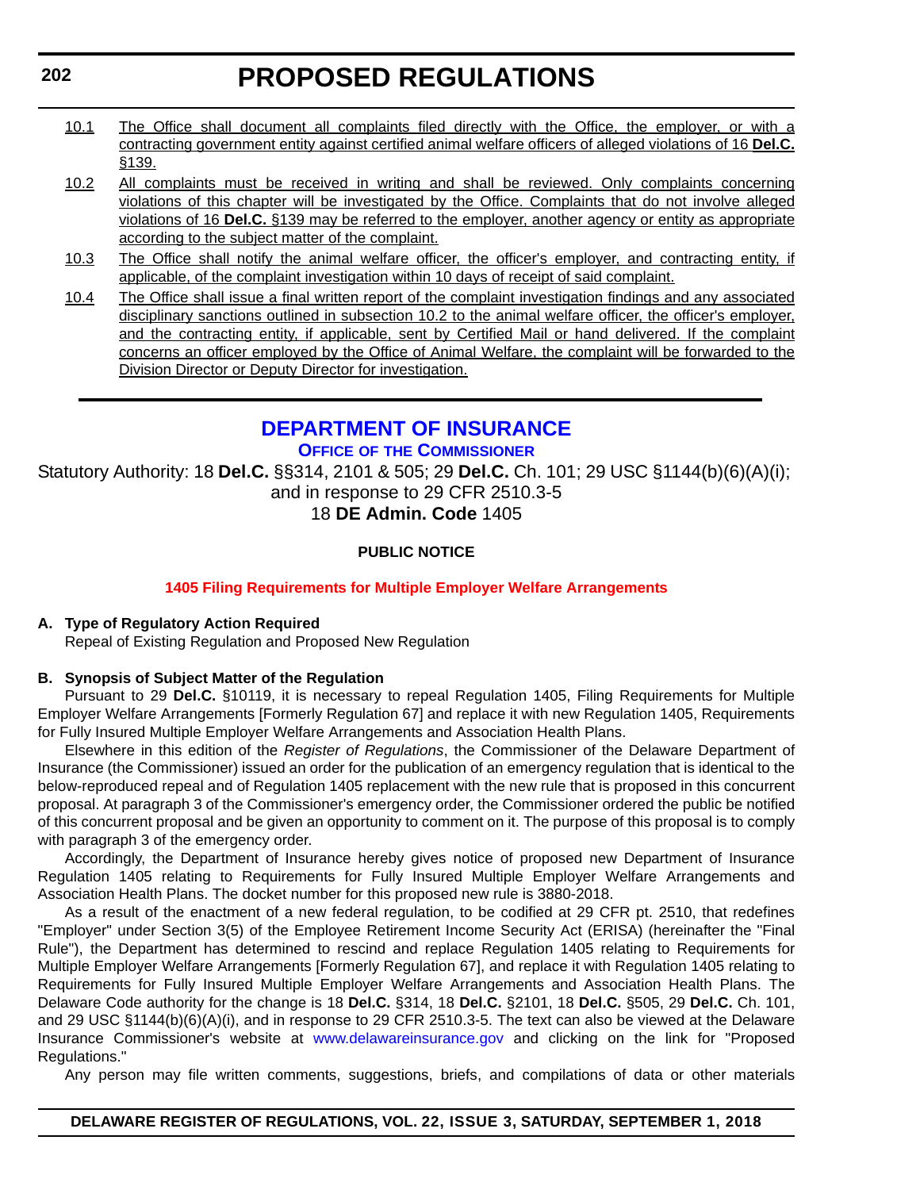10.1 The Office shall document all complaints filed directly with the Office, the employer, or with a contracting government entity against certified animal welfare officers of alleged violations of 16 **Del.C.** §139.

10.2 All complaints must be received in writing and shall be reviewed. Only complaints concerning violations of this chapter will be investigated by the Office. Complaints that do not involve alleged violations of 16 **Del.C.** §139 may be referred to the employer, another agency or entity as appropriate according to the subject matter of the complaint.

10.3 The Office shall notify the animal welfare officer, the officer's employer, and contracting entity, if applicable, of the complaint investigation within 10 days of receipt of said complaint.

10.4 The Office shall issue a final written report of the complaint investigation findings and any associated disciplinary sanctions outlined in subsection 10.2 to the animal welfare officer, the officer's employer, and the contracting entity, if applicable, sent by Certified Mail or hand delivered. If the complaint concerns an officer employed by the Office of Animal Welfare, the complaint will be forwarded to the Division Director or Deputy Director for investigation.

---

## DEPARTMENT OF INSURANCE

### OFFICE OF THE COMMISSIONER

Statutory Authority: 18 **Del.C.** §§314, 2101 & 505; 29 **Del.C.** Ch. 101; 29 USC §1144(b)(6)(A)(i); and in response to 29 CFR 2510.3-5
18 **DE Admin. Code** 1405

**PUBLIC NOTICE**

**1405 Filing Requirements for Multiple Employer Welfare Arrangements**

**A. Type of Regulatory Action Required**

Repeal of Existing Regulation and Proposed New Regulation

**B. Synopsis of Subject Matter of the Regulation**

Pursuant to 29 **Del.C.** §10119, it is necessary to repeal Regulation 1405, Filing Requirements for Multiple Employer Welfare Arrangements [Formerly Regulation 67] and replace it with new Regulation 1405, Requirements for Fully Insured Multiple Employer Welfare Arrangements and Association Health Plans.

Elsewhere in this edition of the *Register of Regulations*, the Commissioner of the Delaware Department of Insurance (the Commissioner) issued an order for the publication of an emergency regulation that is identical to the below-reproduced repeal and of Regulation 1405 replacement with the new rule that is proposed in this concurrent proposal. At paragraph 3 of the Commissioner's emergency order, the Commissioner ordered the public be notified of this concurrent proposal and be given an opportunity to comment on it. The purpose of this proposal is to comply with paragraph 3 of the emergency order.

Accordingly, the Department of Insurance hereby gives notice of proposed new Department of Insurance Regulation 1405 relating to Requirements for Fully Insured Multiple Employer Welfare Arrangements and Association Health Plans. The docket number for this proposed new rule is 3880-2018.

As a result of the enactment of a new federal regulation, to be codified at 29 CFR pt. 2510, that redefines "Employer" under Section 3(5) of the Employee Retirement Income Security Act (ERISA) (hereinafter the "Final Rule"), the Department has determined to rescind and replace Regulation 1405 relating to Requirements for Multiple Employer Welfare Arrangements [Formerly Regulation 67], and replace it with Regulation 1405 relating to Requirements for Fully Insured Multiple Employer Welfare Arrangements and Association Health Plans. The Delaware Code authority for the change is 18 **Del.C.** §314, 18 **Del.C.** §2101, 18 **Del.C.** §505, 29 **Del.C.** Ch. 101, and 29 USC §1144(b)(6)(A)(i), and in response to 29 CFR 2510.3-5. The text can also be viewed at the Delaware Insurance Commissioner's website at www.delawareinsurance.gov and clicking on the link for "Proposed Regulations."

Any person may file written comments, suggestions, briefs, and compilations of data or other materials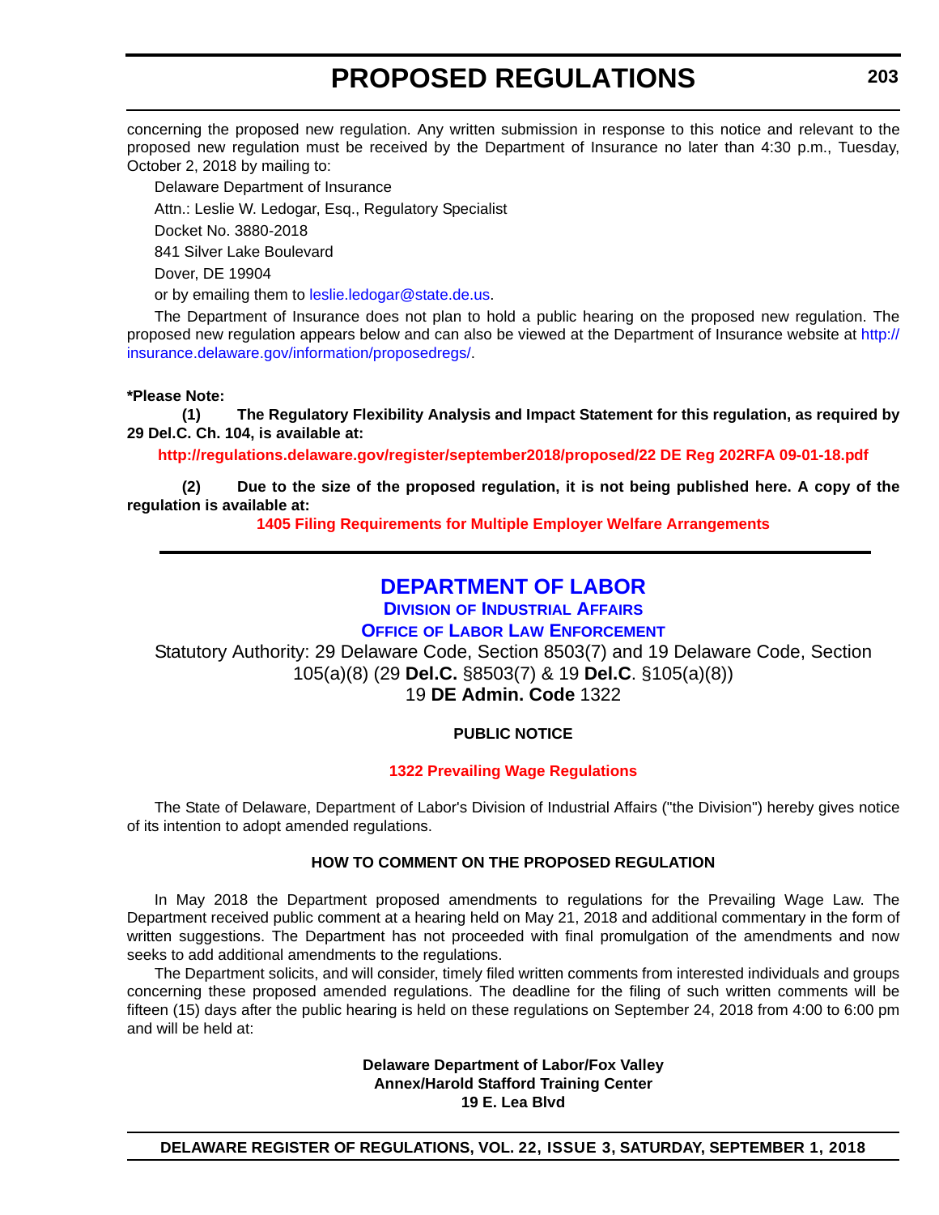concerning the proposed new regulation. Any written submission in response to this notice and relevant to the proposed new regulation must be received by the Department of Insurance no later than 4:30 p.m., Tuesday, October 2, 2018 by mailing to:

Delaware Department of Insurance

Attn.: Leslie W. Ledogar, Esq., Regulatory Specialist

Docket No. 3880-2018

841 Silver Lake Boulevard

Dover, DE 19904

or by emailing them to leslie.ledogar@state.de.us.

The Department of Insurance does not plan to hold a public hearing on the proposed new regulation. The proposed new regulation appears below and can also be viewed at the Department of Insurance website at http://insurance.delaware.gov/information/proposedregs/.

**\*Please Note:**

**(1) The Regulatory Flexibility Analysis and Impact Statement for this regulation, as required by 29 Del.C. Ch. 104, is available at:**

**http://regulations.delaware.gov/register/september2018/proposed/22 DE Reg 202RFA 09-01-18.pdf**

**(2) Due to the size of the proposed regulation, it is not being published here. A copy of the regulation is available at:**

**1405 Filing Requirements for Multiple Employer Welfare Arrangements**

---

# DEPARTMENT OF LABOR

## Division of Industrial Affairs

## Office of Labor Law Enforcement

Statutory Authority: 29 Delaware Code, Section 8503(7) and 19 Delaware Code, Section 105(a)(8) (29 **Del.C.** §8503(7) & 19 **Del.C**. §105(a)(8))
19 **DE Admin. Code** 1322

**PUBLIC NOTICE**

**1322 Prevailing Wage Regulations**

The State of Delaware, Department of Labor's Division of Industrial Affairs ("the Division") hereby gives notice of its intention to adopt amended regulations.

**HOW TO COMMENT ON THE PROPOSED REGULATION**

In May 2018 the Department proposed amendments to regulations for the Prevailing Wage Law. The Department received public comment at a hearing held on May 21, 2018 and additional commentary in the form of written suggestions. The Department has not proceeded with final promulgation of the amendments and now seeks to add additional amendments to the regulations.

The Department solicits, and will consider, timely filed written comments from interested individuals and groups concerning these proposed amended regulations. The deadline for the filing of such written comments will be fifteen (15) days after the public hearing is held on these regulations on September 24, 2018 from 4:00 to 6:00 pm and will be held at:

**Delaware Department of Labor/Fox Valley
Annex/Harold Stafford Training Center
19 E. Lea Blvd**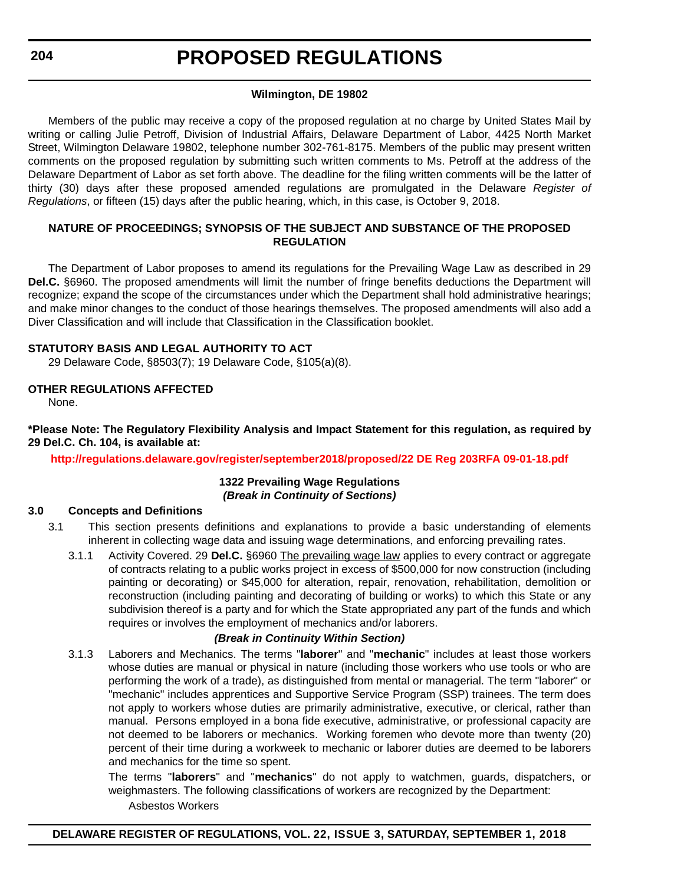**Wilmington, DE 19802**

Members of the public may receive a copy of the proposed regulation at no charge by United States Mail by writing or calling Julie Petroff, Division of Industrial Affairs, Delaware Department of Labor, 4425 North Market Street, Wilmington Delaware 19802, telephone number 302-761-8175. Members of the public may present written comments on the proposed regulation by submitting such written comments to Ms. Petroff at the address of the Delaware Department of Labor as set forth above. The deadline for the filing written comments will be the latter of thirty (30) days after these proposed amended regulations are promulgated in the Delaware *Register of Regulations*, or fifteen (15) days after the public hearing, which, in this case, is October 9, 2018.

**NATURE OF PROCEEDINGS; SYNOPSIS OF THE SUBJECT AND SUBSTANCE OF THE PROPOSED REGULATION**

The Department of Labor proposes to amend its regulations for the Prevailing Wage Law as described in 29 **Del.C.** §6960. The proposed amendments will limit the number of fringe benefits deductions the Department will recognize; expand the scope of the circumstances under which the Department shall hold administrative hearings; and make minor changes to the conduct of those hearings themselves. The proposed amendments will also add a Diver Classification and will include that Classification in the Classification booklet.

**STATUTORY BASIS AND LEGAL AUTHORITY TO ACT**

29 Delaware Code, §8503(7); 19 Delaware Code, §105(a)(8).

**OTHER REGULATIONS AFFECTED**

None.

**\*Please Note: The Regulatory Flexibility Analysis and Impact Statement for this regulation, as required by 29 Del.C. Ch. 104, is available at:**

**http://regulations.delaware.gov/register/september2018/proposed/22 DE Reg 203RFA 09-01-18.pdf**

**1322 Prevailing Wage Regulations**
***(Break in Continuity of Sections)***

**3.0 Concepts and Definitions**

3.1 This section presents definitions and explanations to provide a basic understanding of elements inherent in collecting wage data and issuing wage determinations, and enforcing prevailing rates.

3.1.1 Activity Covered. 29 **Del.C.** §6960 The prevailing wage law applies to every contract or aggregate of contracts relating to a public works project in excess of $500,000 for now construction (including painting or decorating) or $45,000 for alteration, repair, renovation, rehabilitation, demolition or reconstruction (including painting and decorating of building or works) to which this State or any subdivision thereof is a party and for which the State appropriated any part of the funds and which requires or involves the employment of mechanics and/or laborers.

***(Break in Continuity Within Section)***

3.1.3 Laborers and Mechanics. The terms "**laborer**" and "**mechanic**" includes at least those workers whose duties are manual or physical in nature (including those workers who use tools or who are performing the work of a trade), as distinguished from mental or managerial. The term "laborer" or "mechanic" includes apprentices and Supportive Service Program (SSP) trainees. The term does not apply to workers whose duties are primarily administrative, executive, or clerical, rather than manual. Persons employed in a bona fide executive, administrative, or professional capacity are not deemed to be laborers or mechanics. Working foremen who devote more than twenty (20) percent of their time during a workweek to mechanic or laborer duties are deemed to be laborers and mechanics for the time so spent.

The terms "**laborers**" and "**mechanics**" do not apply to watchmen, guards, dispatchers, or weighmasters. The following classifications of workers are recognized by the Department:

Asbestos Workers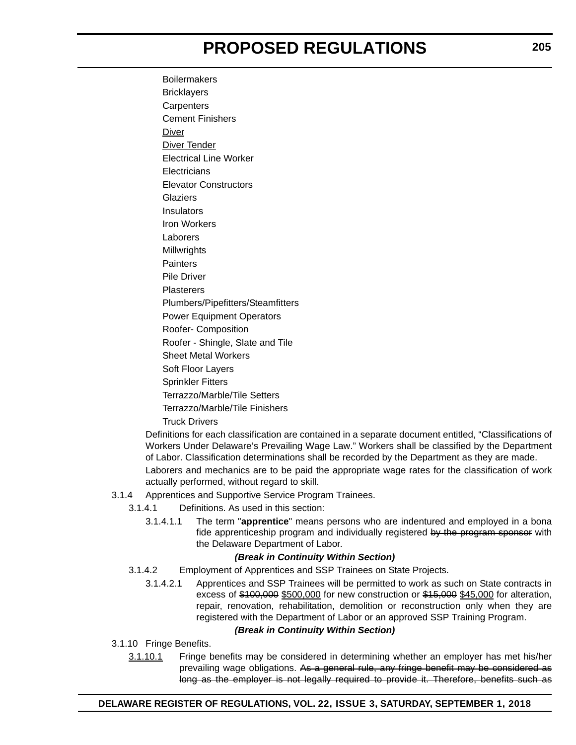Boilermakers

Bricklayers

Carpenters

Cement Finishers

<u>Diver</u>

<u>Diver Tender</u>

Electrical Line Worker

Electricians

Elevator Constructors

Glaziers

Insulators

Iron Workers

Laborers

Millwrights

Painters

Pile Driver

Plasterers

Plumbers/Pipefitters/Steamfitters

Power Equipment Operators

Roofer- Composition

Roofer - Shingle, Slate and Tile

Sheet Metal Workers

Soft Floor Layers

Sprinkler Fitters

Terrazzo/Marble/Tile Setters

Terrazzo/Marble/Tile Finishers

Truck Drivers

Definitions for each classification are contained in a separate document entitled, “Classifications of Workers Under Delaware’s Prevailing Wage Law.” Workers shall be classified by the Department of Labor. Classification determinations shall be recorded by the Department as they are made.

Laborers and mechanics are to be paid the appropriate wage rates for the classification of work actually performed, without regard to skill.

3.1.4 Apprentices and Supportive Service Program Trainees.

3.1.4.1 Definitions. As used in this section:

3.1.4.1.1 The term "**apprentice**" means persons who are indentured and employed in a bona fide apprenticeship program and individually registered ~~by the program sponsor~~ with the Delaware Department of Labor.

***(Break in Continuity Within Section)***

3.1.4.2 Employment of Apprentices and SSP Trainees on State Projects.

3.1.4.2.1 Apprentices and SSP Trainees will be permitted to work as such on State contracts in excess of ~~$100,000~~ <u>$500,000</u> for new construction or ~~$15,000~~ <u>$45,000</u> for alteration, repair, renovation, rehabilitation, demolition or reconstruction only when they are registered with the Department of Labor or an approved SSP Training Program.

***(Break in Continuity Within Section)***

3.1.10 Fringe Benefits.

<u>3.1.10.1</u> Fringe benefits may be considered in determining whether an employer has met his/her prevailing wage obligations. ~~As a general rule, any fringe benefit may be considered as long as the employer is not legally required to provide it. Therefore, benefits such as~~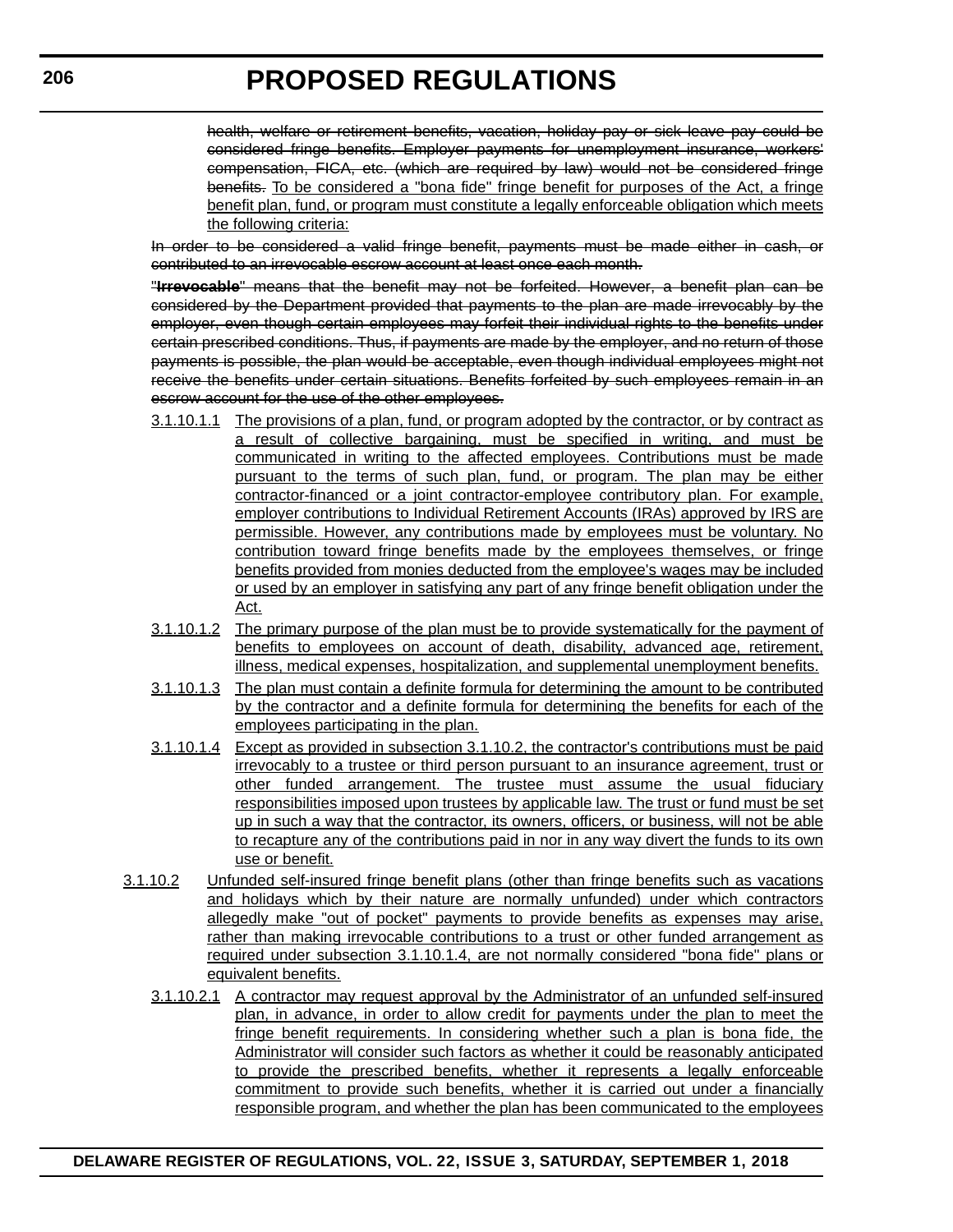~~health, welfare or retirement benefits, vacation, holiday pay or sick leave pay could be considered fringe benefits. Employer payments for unemployment insurance, workers' compensation, FICA, etc. (which are required by law) would not be considered fringe benefits.~~ <u>To be considered a "bona fide" fringe benefit for purposes of the Act, a fringe benefit plan, fund, or program must constitute a legally enforceable obligation which meets the following criteria:</u>

~~In order to be considered a valid fringe benefit, payments must be made either in cash, or contributed to an irrevocable escrow account at least once each month.~~

~~"**Irrevocable**" means that the benefit may not be forfeited. However, a benefit plan can be considered by the Department provided that payments to the plan are made irrevocably by the employer, even though certain employees may forfeit their individual rights to the benefits under certain prescribed conditions. Thus, if payments are made by the employer, and no return of those payments is possible, the plan would be acceptable, even though individual employees might not receive the benefits under certain situations. Benefits forfeited by such employees remain in an escrow account for the use of the other employees.~~

<u>3.1.10.1.1 The provisions of a plan, fund, or program adopted by the contractor, or by contract as a result of collective bargaining, must be specified in writing, and must be communicated in writing to the affected employees. Contributions must be made pursuant to the terms of such plan, fund, or program. The plan may be either contractor-financed or a joint contractor-employee contributory plan. For example, employer contributions to Individual Retirement Accounts (IRAs) approved by IRS are permissible. However, any contributions made by employees must be voluntary. No contribution toward fringe benefits made by the employees themselves, or fringe benefits provided from monies deducted from the employee's wages may be included or used by an employer in satisfying any part of any fringe benefit obligation under the Act.</u>

<u>3.1.10.1.2 The primary purpose of the plan must be to provide systematically for the payment of benefits to employees on account of death, disability, advanced age, retirement, illness, medical expenses, hospitalization, and supplemental unemployment benefits.</u>

<u>3.1.10.1.3 The plan must contain a definite formula for determining the amount to be contributed by the contractor and a definite formula for determining the benefits for each of the employees participating in the plan.</u>

<u>3.1.10.1.4 Except as provided in subsection 3.1.10.2, the contractor's contributions must be paid irrevocably to a trustee or third person pursuant to an insurance agreement, trust or other funded arrangement. The trustee must assume the usual fiduciary responsibilities imposed upon trustees by applicable law. The trust or fund must be set up in such a way that the contractor, its owners, officers, or business, will not be able to recapture any of the contributions paid in nor in any way divert the funds to its own use or benefit.</u>

<u>3.1.10.2 Unfunded self-insured fringe benefit plans (other than fringe benefits such as vacations and holidays which by their nature are normally unfunded) under which contractors allegedly make "out of pocket" payments to provide benefits as expenses may arise, rather than making irrevocable contributions to a trust or other funded arrangement as required under subsection 3.1.10.1.4, are not normally considered "bona fide" plans or equivalent benefits.</u>

<u>3.1.10.2.1 A contractor may request approval by the Administrator of an unfunded self-insured plan, in advance, in order to allow credit for payments under the plan to meet the fringe benefit requirements. In considering whether such a plan is bona fide, the Administrator will consider such factors as whether it could be reasonably anticipated to provide the prescribed benefits, whether it represents a legally enforceable commitment to provide such benefits, whether it is carried out under a financially responsible program, and whether the plan has been communicated to the employees</u>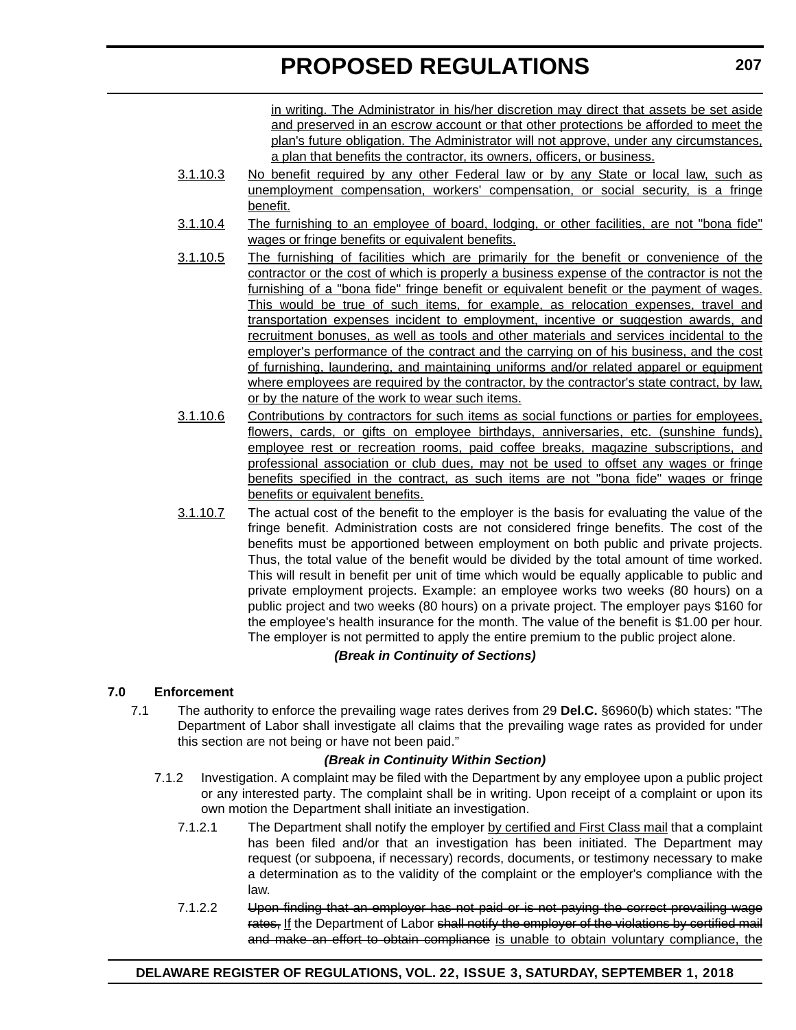<u>in writing. The Administrator in his/her discretion may direct that assets be set aside and preserved in an escrow account or that other protections be afforded to meet the plan's future obligation. The Administrator will not approve, under any circumstances, a plan that benefits the contractor, its owners, officers, or business.</u>

<u>3.1.10.3</u> <u>No benefit required by any other Federal law or by any State or local law, such as unemployment compensation, workers' compensation, or social security, is a fringe benefit.</u>

<u>3.1.10.4</u> <u>The furnishing to an employee of board, lodging, or other facilities, are not "bona fide" wages or fringe benefits or equivalent benefits.</u>

<u>3.1.10.5</u> <u>The furnishing of facilities which are primarily for the benefit or convenience of the contractor or the cost of which is properly a business expense of the contractor is not the furnishing of a "bona fide" fringe benefit or equivalent benefit or the payment of wages. This would be true of such items, for example, as relocation expenses, travel and transportation expenses incident to employment, incentive or suggestion awards, and recruitment bonuses, as well as tools and other materials and services incidental to the employer's performance of the contract and the carrying on of his business, and the cost of furnishing, laundering, and maintaining uniforms and/or related apparel or equipment where employees are required by the contractor, by the contractor's state contract, by law, or by the nature of the work to wear such items.</u>

<u>3.1.10.6</u> <u>Contributions by contractors for such items as social functions or parties for employees, flowers, cards, or gifts on employee birthdays, anniversaries, etc. (sunshine funds), employee rest or recreation rooms, paid coffee breaks, magazine subscriptions, and professional association or club dues, may not be used to offset any wages or fringe benefits specified in the contract, as such items are not "bona fide" wages or fringe benefits or equivalent benefits.</u>

<u>3.1.10.7</u> The actual cost of the benefit to the employer is the basis for evaluating the value of the fringe benefit. Administration costs are not considered fringe benefits. The cost of the benefits must be apportioned between employment on both public and private projects. Thus, the total value of the benefit would be divided by the total amount of time worked. This will result in benefit per unit of time which would be equally applicable to public and private employment projects. Example: an employee works two weeks (80 hours) on a public project and two weeks (80 hours) on a private project. The employer pays $160 for the employee's health insurance for the month. The value of the benefit is $1.00 per hour. The employer is not permitted to apply the entire premium to the public project alone.

***(Break in Continuity of Sections)***

**7.0 Enforcement**

7.1 The authority to enforce the prevailing wage rates derives from 29 **Del.C.** §6960(b) which states: "The Department of Labor shall investigate all claims that the prevailing wage rates as provided for under this section are not being or have not been paid."

***(Break in Continuity Within Section)***

7.1.2 Investigation. A complaint may be filed with the Department by any employee upon a public project or any interested party. The complaint shall be in writing. Upon receipt of a complaint or upon its own motion the Department shall initiate an investigation.

7.1.2.1 The Department shall notify the employer <u>by certified and First Class mail</u> that a complaint has been filed and/or that an investigation has been initiated. The Department may request (or subpoena, if necessary) records, documents, or testimony necessary to make a determination as to the validity of the complaint or the employer's compliance with the law.

7.1.2.2 ~~Upon finding that an employer has not paid or is not paying the correct prevailing wage rates,~~ <u>If</u> the Department of Labor ~~shall notify the employer of the violations by certified mail and make an effort to obtain compliance~~ <u>is unable to obtain voluntary compliance, the</u>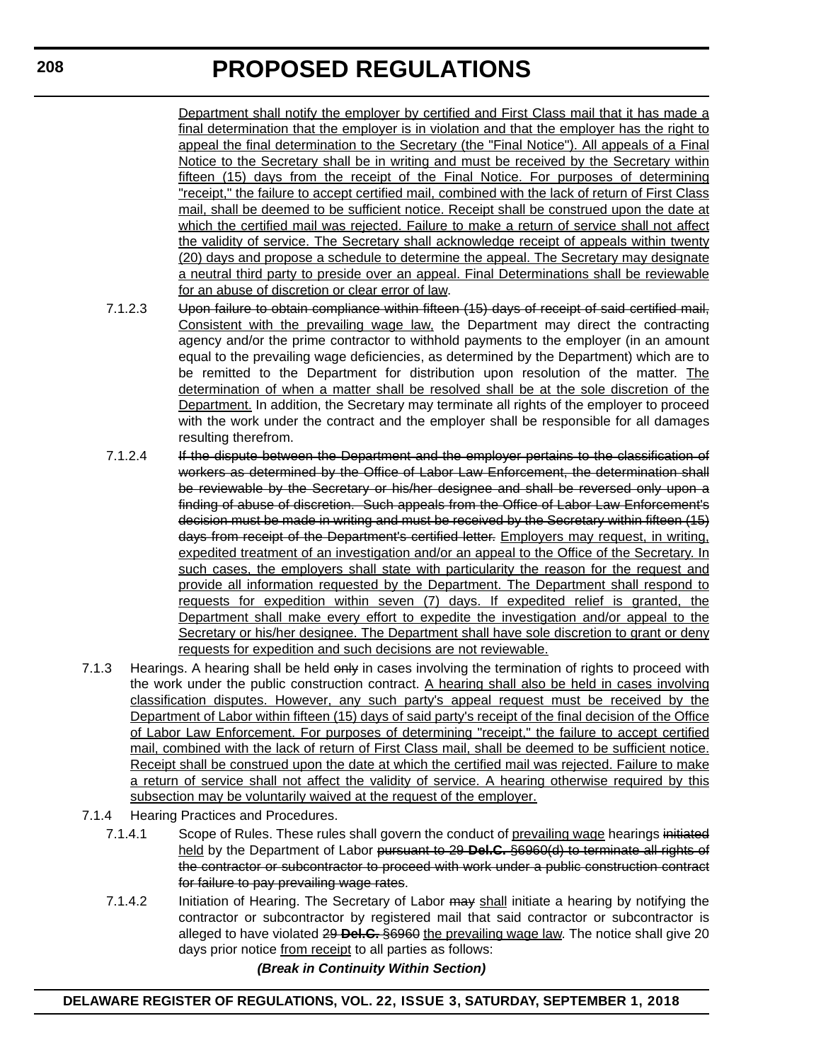Department shall notify the employer by certified and First Class mail that it has made a final determination that the employer is in violation and that the employer has the right to appeal the final determination to the Secretary (the "Final Notice"). All appeals of a Final Notice to the Secretary shall be in writing and must be received by the Secretary within fifteen (15) days from the receipt of the Final Notice. For purposes of determining "receipt," the failure to accept certified mail, combined with the lack of return of First Class mail, shall be deemed to be sufficient notice. Receipt shall be construed upon the date at which the certified mail was rejected. Failure to make a return of service shall not affect the validity of service. The Secretary shall acknowledge receipt of appeals within twenty (20) days and propose a schedule to determine the appeal. The Secretary may designate a neutral third party to preside over an appeal. Final Determinations shall be reviewable for an abuse of discretion or clear error of law.

7.1.2.3 ~~Upon failure to obtain compliance within fifteen (15) days of receipt of said certified mail,~~ Consistent with the prevailing wage law, the Department may direct the contracting agency and/or the prime contractor to withhold payments to the employer (in an amount equal to the prevailing wage deficiencies, as determined by the Department) which are to be remitted to the Department for distribution upon resolution of the matter. The determination of when a matter shall be resolved shall be at the sole discretion of the Department. In addition, the Secretary may terminate all rights of the employer to proceed with the work under the contract and the employer shall be responsible for all damages resulting therefrom.

7.1.2.4 ~~If the dispute between the Department and the employer pertains to the classification of workers as determined by the Office of Labor Law Enforcement, the determination shall be reviewable by the Secretary or his/her designee and shall be reversed only upon a finding of abuse of discretion. Such appeals from the Office of Labor Law Enforcement's decision must be made in writing and must be received by the Secretary within fifteen (15) days from receipt of the Department's certified letter.~~ Employers may request, in writing, expedited treatment of an investigation and/or an appeal to the Office of the Secretary. In such cases, the employers shall state with particularity the reason for the request and provide all information requested by the Department. The Department shall respond to requests for expedition within seven (7) days. If expedited relief is granted, the Department shall make every effort to expedite the investigation and/or appeal to the Secretary or his/her designee. The Department shall have sole discretion to grant or deny requests for expedition and such decisions are not reviewable.

7.1.3 Hearings. A hearing shall be held ~~only~~ in cases involving the termination of rights to proceed with the work under the public construction contract. A hearing shall also be held in cases involving classification disputes. However, any such party's appeal request must be received by the Department of Labor within fifteen (15) days of said party's receipt of the final decision of the Office of Labor Law Enforcement. For purposes of determining "receipt," the failure to accept certified mail, combined with the lack of return of First Class mail, shall be deemed to be sufficient notice. Receipt shall be construed upon the date at which the certified mail was rejected. Failure to make a return of service shall not affect the validity of service. A hearing otherwise required by this subsection may be voluntarily waived at the request of the employer.

7.1.4 Hearing Practices and Procedures.

7.1.4.1 Scope of Rules. These rules shall govern the conduct of prevailing wage hearings ~~initiated~~ held by the Department of Labor ~~pursuant to 29 **Del.C.** §6960(d) to terminate all rights of the contractor or subcontractor to proceed with work under a public construction contract for failure to pay prevailing wage rates~~.

7.1.4.2 Initiation of Hearing. The Secretary of Labor ~~may~~ shall initiate a hearing by notifying the contractor or subcontractor by registered mail that said contractor or subcontractor is alleged to have violated ~~29 **Del.C.** §6960~~ the prevailing wage law. The notice shall give 20 days prior notice from receipt to all parties as follows:

***(Break in Continuity Within Section)***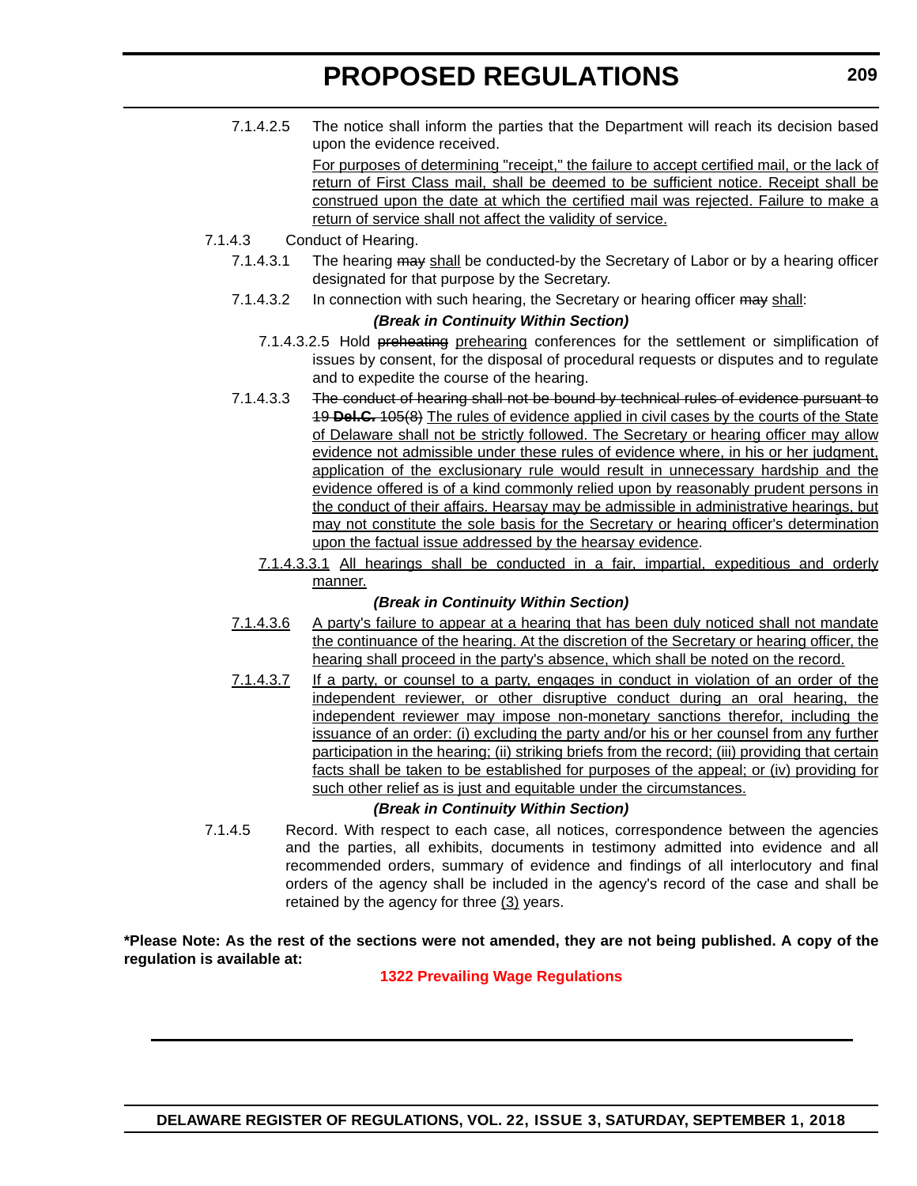7.1.4.2.5 The notice shall inform the parties that the Department will reach its decision based upon the evidence received.

<u>For purposes of determining "receipt," the failure to accept certified mail, or the lack of return of First Class mail, shall be deemed to be sufficient notice. Receipt shall be construed upon the date at which the certified mail was rejected. Failure to make a return of service shall not affect the validity of service.</u>

7.1.4.3 Conduct of Hearing.

7.1.4.3.1 The hearing ~~may~~ <u>shall</u> be conducted-by the Secretary of Labor or by a hearing officer designated for that purpose by the Secretary.

7.1.4.3.2 In connection with such hearing, the Secretary or hearing officer ~~may~~ <u>shall</u>:

***(Break in Continuity Within Section)***

7.1.4.3.2.5 Hold ~~preheating~~ <u>prehearing</u> conferences for the settlement or simplification of issues by consent, for the disposal of procedural requests or disputes and to regulate and to expedite the course of the hearing.

7.1.4.3.3 ~~The conduct of hearing shall not be bound by technical rules of evidence pursuant to 19 **Del.C.** 105(8)~~ <u>The rules of evidence applied in civil cases by the courts of the State of Delaware shall not be strictly followed. The Secretary or hearing officer may allow evidence not admissible under these rules of evidence where, in his or her judgment, application of the exclusionary rule would result in unnecessary hardship and the evidence offered is of a kind commonly relied upon by reasonably prudent persons in the conduct of their affairs. Hearsay may be admissible in administrative hearings, but may not constitute the sole basis for the Secretary or hearing officer's determination upon the factual issue addressed by the hearsay evidence</u>.

<u>7.1.4.3.3.1 All hearings shall be conducted in a fair, impartial, expeditious and orderly manner.</u>

***(Break in Continuity Within Section)***

<u>7.1.4.3.6 A party's failure to appear at a hearing that has been duly noticed shall not mandate the continuance of the hearing. At the discretion of the Secretary or hearing officer, the hearing shall proceed in the party's absence, which shall be noted on the record.</u>

<u>7.1.4.3.7 If a party, or counsel to a party, engages in conduct in violation of an order of the independent reviewer, or other disruptive conduct during an oral hearing, the independent reviewer may impose non-monetary sanctions therefor, including the issuance of an order: (i) excluding the party and/or his or her counsel from any further participation in the hearing; (ii) striking briefs from the record; (iii) providing that certain facts shall be taken to be established for purposes of the appeal; or (iv) providing for such other relief as is just and equitable under the circumstances.</u>

***(Break in Continuity Within Section)***

7.1.4.5 Record. With respect to each case, all notices, correspondence between the agencies and the parties, all exhibits, documents in testimony admitted into evidence and all recommended orders, summary of evidence and findings of all interlocutory and final orders of the agency shall be included in the agency's record of the case and shall be retained by the agency for three <u>(3)</u> years.

**\*Please Note: As the rest of the sections were not amended, they are not being published. A copy of the regulation is available at:**

**1322 Prevailing Wage Regulations**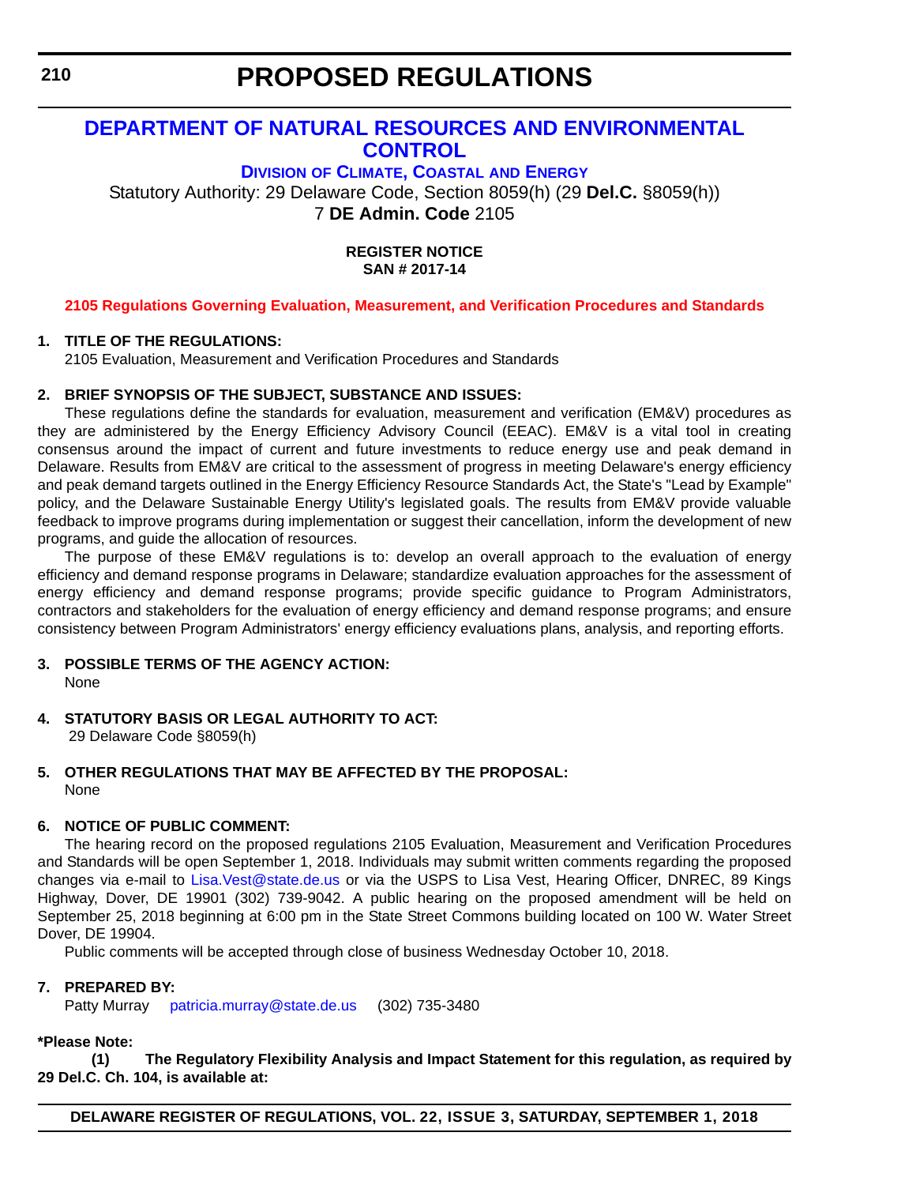# PROPOSED REGULATIONS

## DEPARTMENT OF NATURAL RESOURCES AND ENVIRONMENTAL CONTROL

### DIVISION OF CLIMATE, COASTAL AND ENERGY

Statutory Authority: 29 Delaware Code, Section 8059(h) (29 **Del.C.** §8059(h))
7 **DE Admin. Code** 2105

**REGISTER NOTICE**
**SAN # 2017-14**

**2105 Regulations Governing Evaluation, Measurement, and Verification Procedures and Standards**

**1. TITLE OF THE REGULATIONS:**

2105 Evaluation, Measurement and Verification Procedures and Standards

**2. BRIEF SYNOPSIS OF THE SUBJECT, SUBSTANCE AND ISSUES:**

These regulations define the standards for evaluation, measurement and verification (EM&V) procedures as they are administered by the Energy Efficiency Advisory Council (EEAC). EM&V is a vital tool in creating consensus around the impact of current and future investments to reduce energy use and peak demand in Delaware. Results from EM&V are critical to the assessment of progress in meeting Delaware's energy efficiency and peak demand targets outlined in the Energy Efficiency Resource Standards Act, the State's "Lead by Example" policy, and the Delaware Sustainable Energy Utility's legislated goals. The results from EM&V provide valuable feedback to improve programs during implementation or suggest their cancellation, inform the development of new programs, and guide the allocation of resources.

The purpose of these EM&V regulations is to: develop an overall approach to the evaluation of energy efficiency and demand response programs in Delaware; standardize evaluation approaches for the assessment of energy efficiency and demand response programs; provide specific guidance to Program Administrators, contractors and stakeholders for the evaluation of energy efficiency and demand response programs; and ensure consistency between Program Administrators' energy efficiency evaluations plans, analysis, and reporting efforts.

**3. POSSIBLE TERMS OF THE AGENCY ACTION:**

None

**4. STATUTORY BASIS OR LEGAL AUTHORITY TO ACT:**

29 Delaware Code §8059(h)

**5. OTHER REGULATIONS THAT MAY BE AFFECTED BY THE PROPOSAL:**

None

**6. NOTICE OF PUBLIC COMMENT:**

The hearing record on the proposed regulations 2105 Evaluation, Measurement and Verification Procedures and Standards will be open September 1, 2018. Individuals may submit written comments regarding the proposed changes via e-mail to Lisa.Vest@state.de.us or via the USPS to Lisa Vest, Hearing Officer, DNREC, 89 Kings Highway, Dover, DE 19901 (302) 739-9042. A public hearing on the proposed amendment will be held on September 25, 2018 beginning at 6:00 pm in the State Street Commons building located on 100 W. Water Street Dover, DE 19904.

Public comments will be accepted through close of business Wednesday October 10, 2018.

**7. PREPARED BY:**

Patty Murray patricia.murray@state.de.us (302) 735-3480

**\*Please Note:**

**(1) The Regulatory Flexibility Analysis and Impact Statement for this regulation, as required by 29 Del.C. Ch. 104, is available at:**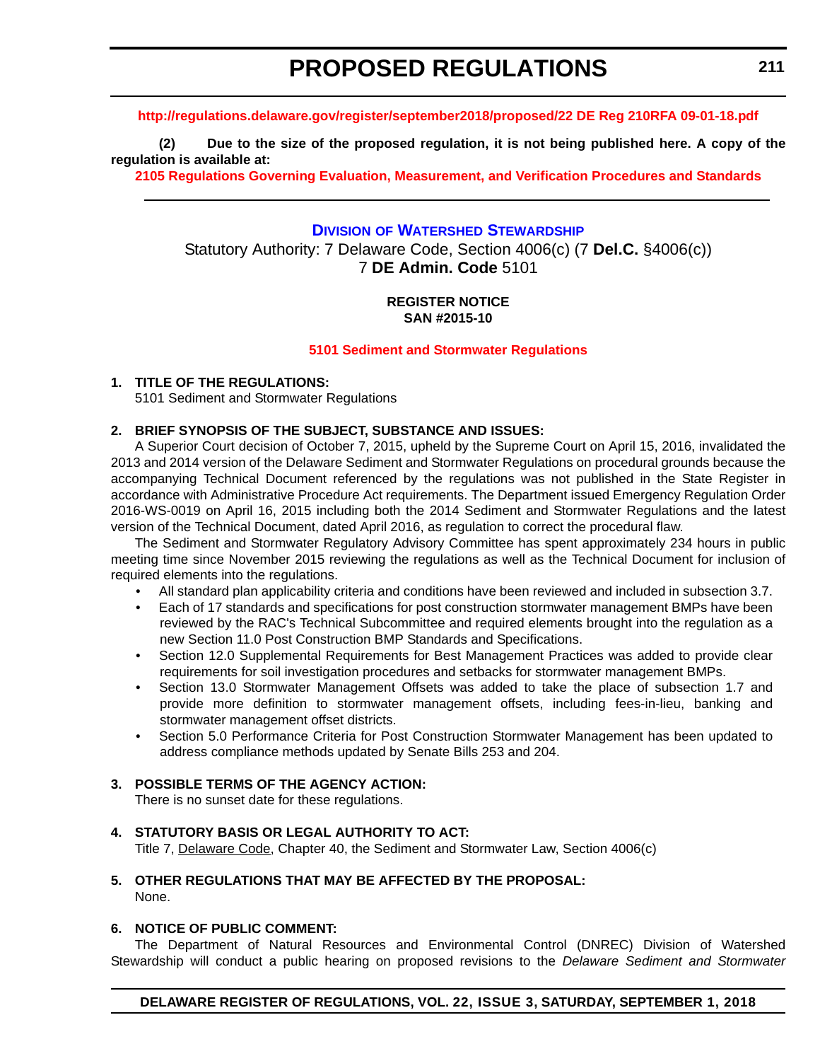http://regulations.delaware.gov/register/september2018/proposed/22 DE Reg 210RFA 09-01-18.pdf

**(2) Due to the size of the proposed regulation, it is not being published here. A copy of the regulation is available at:**

**2105 Regulations Governing Evaluation, Measurement, and Verification Procedures and Standards**

---

## Division of Watershed Stewardship

Statutory Authority: 7 Delaware Code, Section 4006(c) (7 **Del.C.** §4006(c))
7 **DE Admin. Code** 5101

**REGISTER NOTICE**
**SAN #2015-10**

**5101 Sediment and Stormwater Regulations**

**1. TITLE OF THE REGULATIONS:**

5101 Sediment and Stormwater Regulations

**2. BRIEF SYNOPSIS OF THE SUBJECT, SUBSTANCE AND ISSUES:**

A Superior Court decision of October 7, 2015, upheld by the Supreme Court on April 15, 2016, invalidated the 2013 and 2014 version of the Delaware Sediment and Stormwater Regulations on procedural grounds because the accompanying Technical Document referenced by the regulations was not published in the State Register in accordance with Administrative Procedure Act requirements. The Department issued Emergency Regulation Order 2016-WS-0019 on April 16, 2015 including both the 2014 Sediment and Stormwater Regulations and the latest version of the Technical Document, dated April 2016, as regulation to correct the procedural flaw.

The Sediment and Stormwater Regulatory Advisory Committee has spent approximately 234 hours in public meeting time since November 2015 reviewing the regulations as well as the Technical Document for inclusion of required elements into the regulations.

- All standard plan applicability criteria and conditions have been reviewed and included in subsection 3.7.
- Each of 17 standards and specifications for post construction stormwater management BMPs have been reviewed by the RAC's Technical Subcommittee and required elements brought into the regulation as a new Section 11.0 Post Construction BMP Standards and Specifications.
- Section 12.0 Supplemental Requirements for Best Management Practices was added to provide clear requirements for soil investigation procedures and setbacks for stormwater management BMPs.
- Section 13.0 Stormwater Management Offsets was added to take the place of subsection 1.7 and provide more definition to stormwater management offsets, including fees-in-lieu, banking and stormwater management offset districts.
- Section 5.0 Performance Criteria for Post Construction Stormwater Management has been updated to address compliance methods updated by Senate Bills 253 and 204.

**3. POSSIBLE TERMS OF THE AGENCY ACTION:**

There is no sunset date for these regulations.

**4. STATUTORY BASIS OR LEGAL AUTHORITY TO ACT:**

Title 7, Delaware Code, Chapter 40, the Sediment and Stormwater Law, Section 4006(c)

**5. OTHER REGULATIONS THAT MAY BE AFFECTED BY THE PROPOSAL:**

None.

**6. NOTICE OF PUBLIC COMMENT:**

The Department of Natural Resources and Environmental Control (DNREC) Division of Watershed Stewardship will conduct a public hearing on proposed revisions to the *Delaware Sediment and Stormwater*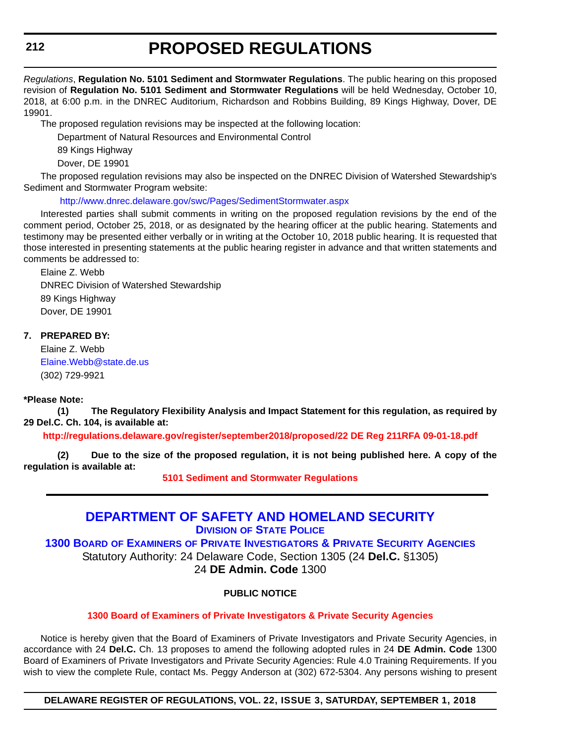*Regulations*, **Regulation No. 5101 Sediment and Stormwater Regulations**. The public hearing on this proposed revision of **Regulation No. 5101 Sediment and Stormwater Regulations** will be held Wednesday, October 10, 2018, at 6:00 p.m. in the DNREC Auditorium, Richardson and Robbins Building, 89 Kings Highway, Dover, DE 19901.

The proposed regulation revisions may be inspected at the following location:

Department of Natural Resources and Environmental Control
89 Kings Highway
Dover, DE 19901

The proposed regulation revisions may also be inspected on the DNREC Division of Watershed Stewardship's Sediment and Stormwater Program website:

http://www.dnrec.delaware.gov/swc/Pages/SedimentStormwater.aspx

Interested parties shall submit comments in writing on the proposed regulation revisions by the end of the comment period, October 25, 2018, or as designated by the hearing officer at the public hearing. Statements and testimony may be presented either verbally or in writing at the October 10, 2018 public hearing. It is requested that those interested in presenting statements at the public hearing register in advance and that written statements and comments be addressed to:

Elaine Z. Webb
DNREC Division of Watershed Stewardship
89 Kings Highway
Dover, DE 19901

**7. PREPARED BY:**

Elaine Z. Webb
Elaine.Webb@state.de.us
(302) 729-9921

**\*Please Note:**

**(1) The Regulatory Flexibility Analysis and Impact Statement for this regulation, as required by 29 Del.C. Ch. 104, is available at:**

**http://regulations.delaware.gov/register/september2018/proposed/22 DE Reg 211RFA 09-01-18.pdf**

**(2) Due to the size of the proposed regulation, it is not being published here. A copy of the regulation is available at:**

**5101 Sediment and Stormwater Regulations**

---

# DEPARTMENT OF SAFETY AND HOMELAND SECURITY

## Division of State Police

## 1300 Board of Examiners of Private Investigators & Private Security Agencies

Statutory Authority: 24 Delaware Code, Section 1305 (24 **Del.C.** §1305)
24 **DE Admin. Code** 1300

**PUBLIC NOTICE**

**1300 Board of Examiners of Private Investigators & Private Security Agencies**

Notice is hereby given that the Board of Examiners of Private Investigators and Private Security Agencies, in accordance with 24 **Del.C.** Ch. 13 proposes to amend the following adopted rules in 24 **DE Admin. Code** 1300 Board of Examiners of Private Investigators and Private Security Agencies: Rule 4.0 Training Requirements. If you wish to view the complete Rule, contact Ms. Peggy Anderson at (302) 672-5304. Any persons wishing to present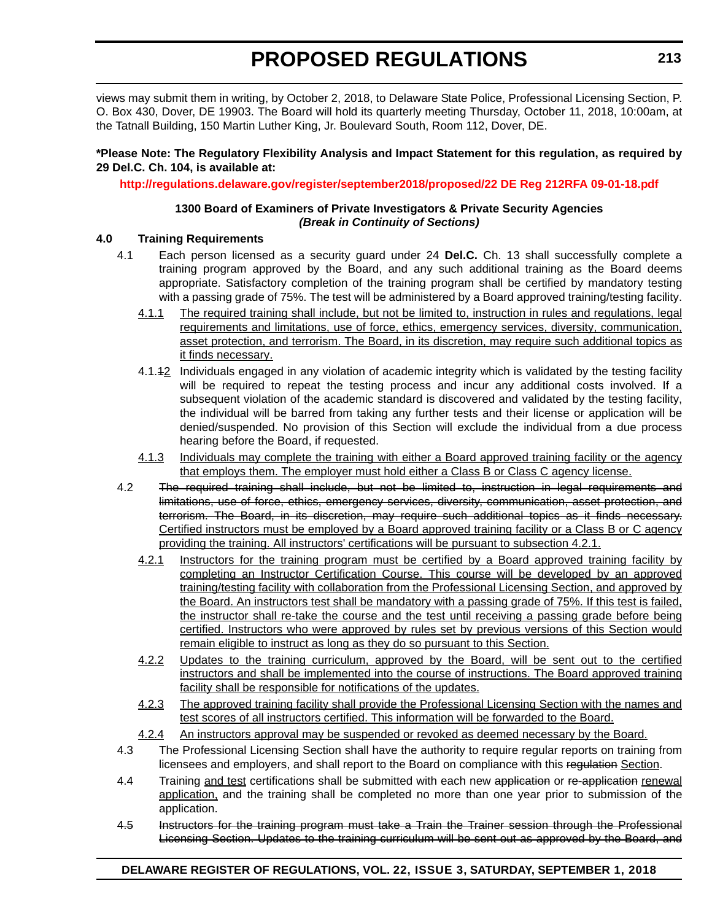views may submit them in writing, by October 2, 2018, to Delaware State Police, Professional Licensing Section, P. O. Box 430, Dover, DE 19903. The Board will hold its quarterly meeting Thursday, October 11, 2018, 10:00am, at the Tatnall Building, 150 Martin Luther King, Jr. Boulevard South, Room 112, Dover, DE.

**\*Please Note: The Regulatory Flexibility Analysis and Impact Statement for this regulation, as required by 29 Del.C. Ch. 104, is available at:**

**http://regulations.delaware.gov/register/september2018/proposed/22 DE Reg 212RFA 09-01-18.pdf**

**1300 Board of Examiners of Private Investigators & Private Security Agencies**
***(Break in Continuity of Sections)***

**4.0 Training Requirements**

4.1 Each person licensed as a security guard under 24 **Del.C.** Ch. 13 shall successfully complete a training program approved by the Board, and any such additional training as the Board deems appropriate. Satisfactory completion of the training program shall be certified by mandatory testing with a passing grade of 75%. The test will be administered by a Board approved training/testing facility.

<u>4.1.1</u> <u>The required training shall include, but not be limited to, instruction in rules and regulations, legal requirements and limitations, use of force, ethics, emergency services, diversity, communication, asset protection, and terrorism. The Board, in its discretion, may require such additional topics as it finds necessary.</u>

4.1.~~1~~<u>2</u> Individuals engaged in any violation of academic integrity which is validated by the testing facility will be required to repeat the testing process and incur any additional costs involved. If a subsequent violation of the academic standard is discovered and validated by the testing facility, the individual will be barred from taking any further tests and their license or application will be denied/suspended. No provision of this Section will exclude the individual from a due process hearing before the Board, if requested.

<u>4.1.3</u> <u>Individuals may complete the training with either a Board approved training facility or the agency that employs them. The employer must hold either a Class B or Class C agency license.</u>

4.2 ~~The required training shall include, but not be limited to, instruction in legal requirements and limitations, use of force, ethics, emergency services, diversity, communication, asset protection, and terrorism. The Board, in its discretion, may require such additional topics as it finds necessary.~~ <u>Certified instructors must be employed by a Board approved training facility or a Class B or C agency providing the training. All instructors' certifications will be pursuant to subsection 4.2.1.</u>

<u>4.2.1</u> <u>Instructors for the training program must be certified by a Board approved training facility by completing an Instructor Certification Course. This course will be developed by an approved training/testing facility with collaboration from the Professional Licensing Section, and approved by the Board. An instructors test shall be mandatory with a passing grade of 75%. If this test is failed, the instructor shall re-take the course and the test until receiving a passing grade before being certified. Instructors who were approved by rules set by previous versions of this Section would remain eligible to instruct as long as they do so pursuant to this Section.</u>

<u>4.2.2</u> <u>Updates to the training curriculum, approved by the Board, will be sent out to the certified instructors and shall be implemented into the course of instructions. The Board approved training facility shall be responsible for notifications of the updates.</u>

<u>4.2.3</u> <u>The approved training facility shall provide the Professional Licensing Section with the names and test scores of all instructors certified. This information will be forwarded to the Board.</u>

<u>4.2.4</u> <u>An instructors approval may be suspended or revoked as deemed necessary by the Board.</u>

4.3 The Professional Licensing Section shall have the authority to require regular reports on training from licensees and employers, and shall report to the Board on compliance with this ~~regulation~~ <u>Section</u>.

4.4 Training <u>and test</u> certifications shall be submitted with each new ~~application~~ or ~~re-application~~ <u>renewal application,</u> and the training shall be completed no more than one year prior to submission of the application.

~~4.5~~ ~~Instructors for the training program must take a Train the Trainer session through the Professional Licensing Section. Updates to the training curriculum will be sent out as approved by the Board, and~~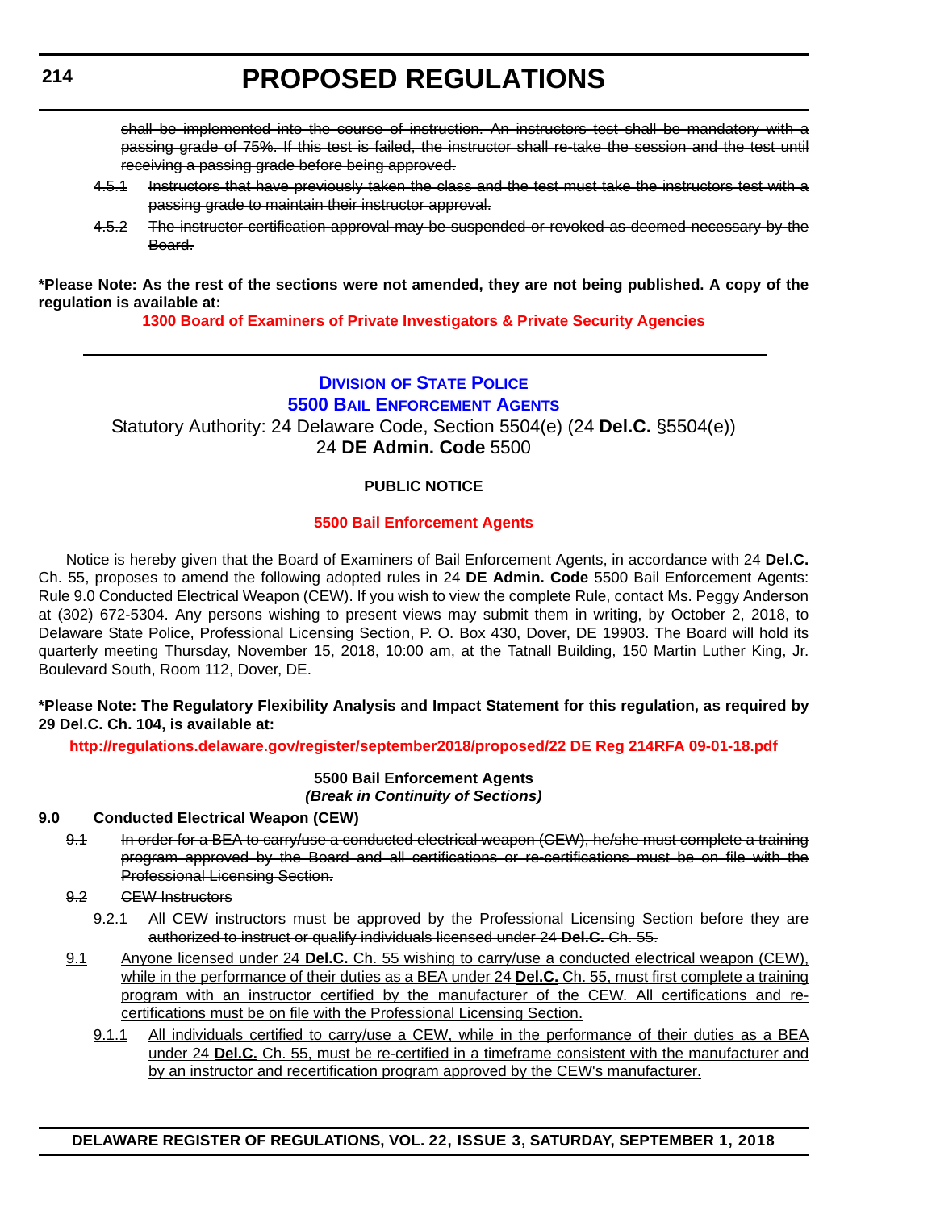~~shall be implemented into the course of instruction. An instructors test shall be mandatory with a passing grade of 75%. If this test is failed, the instructor shall re-take the session and the test until receiving a passing grade before being approved.~~

~~4.5.1 Instructors that have previously taken the class and the test must take the instructors test with a passing grade to maintain their instructor approval.~~

~~4.5.2 The instructor certification approval may be suspended or revoked as deemed necessary by the Board.~~

**\*Please Note: As the rest of the sections were not amended, they are not being published. A copy of the regulation is available at:**

**1300 Board of Examiners of Private Investigators & Private Security Agencies**

---

## DIVISION OF STATE POLICE
## 5500 BAIL ENFORCEMENT AGENTS

Statutory Authority: 24 Delaware Code, Section 5504(e) (24 **Del.C.** §5504(e))
24 **DE Admin. Code** 5500

### PUBLIC NOTICE

**5500 Bail Enforcement Agents**

Notice is hereby given that the Board of Examiners of Bail Enforcement Agents, in accordance with 24 **Del.C.** Ch. 55, proposes to amend the following adopted rules in 24 **DE Admin. Code** 5500 Bail Enforcement Agents: Rule 9.0 Conducted Electrical Weapon (CEW). If you wish to view the complete Rule, contact Ms. Peggy Anderson at (302) 672-5304. Any persons wishing to present views may submit them in writing, by October 2, 2018, to Delaware State Police, Professional Licensing Section, P. O. Box 430, Dover, DE 19903. The Board will hold its quarterly meeting Thursday, November 15, 2018, 10:00 am, at the Tatnall Building, 150 Martin Luther King, Jr. Boulevard South, Room 112, Dover, DE.

**\*Please Note: The Regulatory Flexibility Analysis and Impact Statement for this regulation, as required by 29 Del.C. Ch. 104, is available at:**

**http://regulations.delaware.gov/register/september2018/proposed/22 DE Reg 214RFA 09-01-18.pdf**

**5500 Bail Enforcement Agents**
***(Break in Continuity of Sections)***

**9.0 Conducted Electrical Weapon (CEW)**

~~9.1 In order for a BEA to carry/use a conducted electrical weapon (CEW), he/she must complete a training program approved by the Board and all certifications or re-certifications must be on file with the Professional Licensing Section.~~

~~9.2 CEW Instructors~~

~~9.2.1 All CEW instructors must be approved by the Professional Licensing Section before they are authorized to instruct or qualify individuals licensed under 24 **Del.C.** Ch. 55.~~

<u>9.1 Anyone licensed under 24 **Del.C.** Ch. 55 wishing to carry/use a conducted electrical weapon (CEW), while in the performance of their duties as a BEA under 24 **Del.C.** Ch. 55, must first complete a training program with an instructor certified by the manufacturer of the CEW. All certifications and re-certifications must be on file with the Professional Licensing Section.</u>

<u>9.1.1 All individuals certified to carry/use a CEW, while in the performance of their duties as a BEA under 24 **Del.C.** Ch. 55, must be re-certified in a timeframe consistent with the manufacturer and by an instructor and recertification program approved by the CEW's manufacturer.</u>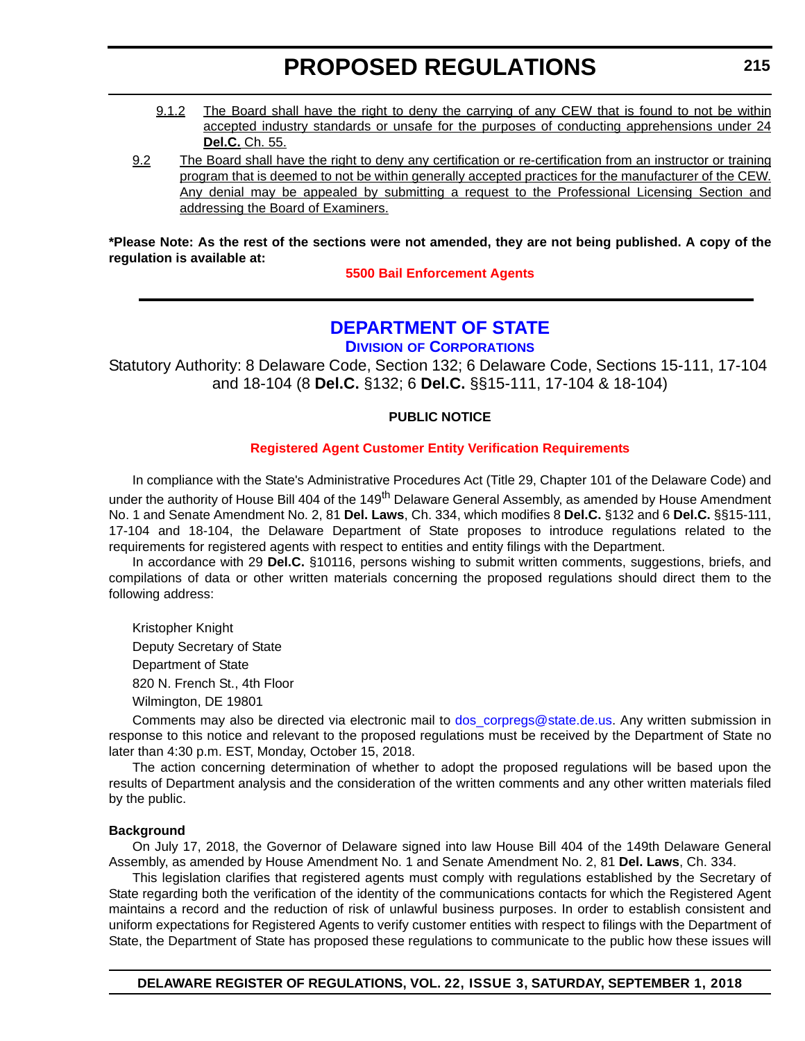9.1.2 The Board shall have the right to deny the carrying of any CEW that is found to not be within accepted industry standards or unsafe for the purposes of conducting apprehensions under 24 **Del.C.** Ch. 55.

9.2 The Board shall have the right to deny any certification or re-certification from an instructor or training program that is deemed to not be within generally accepted practices for the manufacturer of the CEW. Any denial may be appealed by submitting a request to the Professional Licensing Section and addressing the Board of Examiners.

**\*Please Note: As the rest of the sections were not amended, they are not being published. A copy of the regulation is available at:**

**5500 Bail Enforcement Agents**

---

## DEPARTMENT OF STATE

### DIVISION OF CORPORATIONS

Statutory Authority: 8 Delaware Code, Section 132; 6 Delaware Code, Sections 15-111, 17-104 and 18-104 (8 **Del.C.** §132; 6 **Del.C.** §§15-111, 17-104 & 18-104)

**PUBLIC NOTICE**

**Registered Agent Customer Entity Verification Requirements**

In compliance with the State's Administrative Procedures Act (Title 29, Chapter 101 of the Delaware Code) and under the authority of House Bill 404 of the 149th Delaware General Assembly, as amended by House Amendment No. 1 and Senate Amendment No. 2, 81 **Del. Laws**, Ch. 334, which modifies 8 **Del.C.** §132 and 6 **Del.C.** §§15-111, 17-104 and 18-104, the Delaware Department of State proposes to introduce regulations related to the requirements for registered agents with respect to entities and entity filings with the Department.

In accordance with 29 **Del.C.** §10116, persons wishing to submit written comments, suggestions, briefs, and compilations of data or other written materials concerning the proposed regulations should direct them to the following address:

Kristopher Knight
Deputy Secretary of State
Department of State
820 N. French St., 4th Floor
Wilmington, DE 19801

Comments may also be directed via electronic mail to dos_corpregs@state.de.us. Any written submission in response to this notice and relevant to the proposed regulations must be received by the Department of State no later than 4:30 p.m. EST, Monday, October 15, 2018.

The action concerning determination of whether to adopt the proposed regulations will be based upon the results of Department analysis and the consideration of the written comments and any other written materials filed by the public.

**Background**

On July 17, 2018, the Governor of Delaware signed into law House Bill 404 of the 149th Delaware General Assembly, as amended by House Amendment No. 1 and Senate Amendment No. 2, 81 **Del. Laws**, Ch. 334.

This legislation clarifies that registered agents must comply with regulations established by the Secretary of State regarding both the verification of the identity of the communications contacts for which the Registered Agent maintains a record and the reduction of risk of unlawful business purposes. In order to establish consistent and uniform expectations for Registered Agents to verify customer entities with respect to filings with the Department of State, the Department of State has proposed these regulations to communicate to the public how these issues will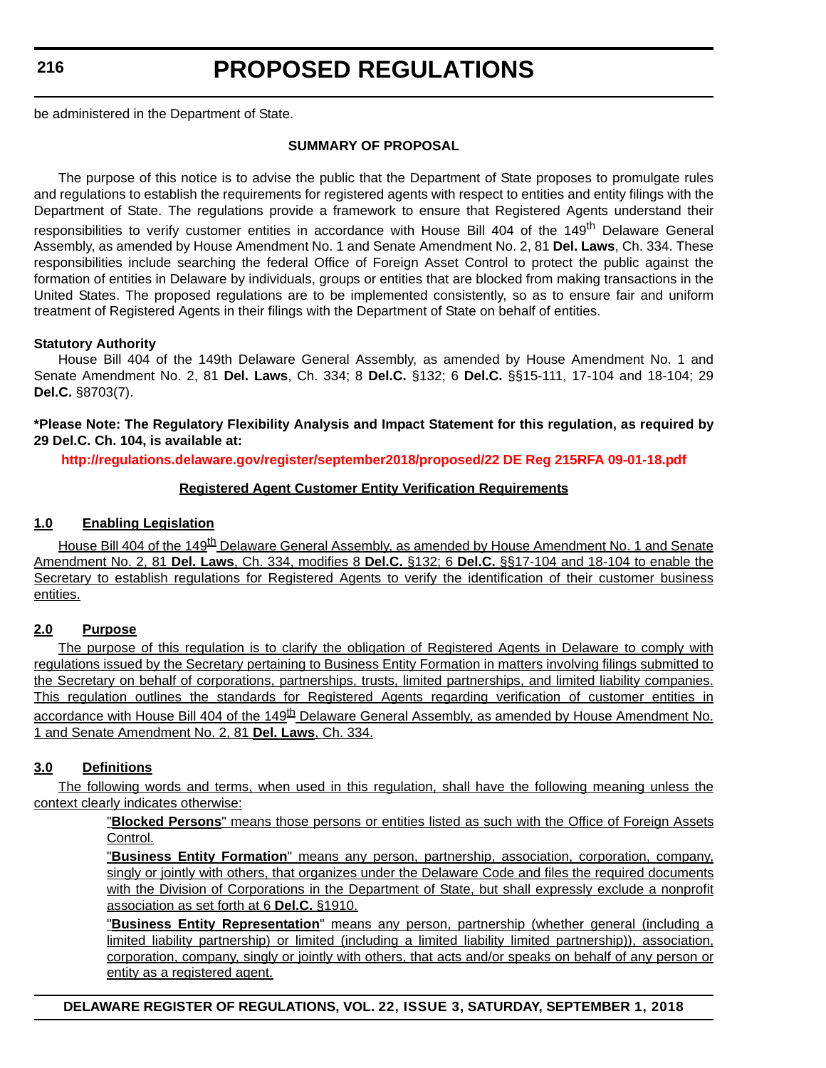be administered in the Department of State.

**SUMMARY OF PROPOSAL**

The purpose of this notice is to advise the public that the Department of State proposes to promulgate rules and regulations to establish the requirements for registered agents with respect to entities and entity filings with the Department of State. The regulations provide a framework to ensure that Registered Agents understand their responsibilities to verify customer entities in accordance with House Bill 404 of the 149th Delaware General Assembly, as amended by House Amendment No. 1 and Senate Amendment No. 2, 81 **Del. Laws**, Ch. 334. These responsibilities include searching the federal Office of Foreign Asset Control to protect the public against the formation of entities in Delaware by individuals, groups or entities that are blocked from making transactions in the United States. The proposed regulations are to be implemented consistently, so as to ensure fair and uniform treatment of Registered Agents in their filings with the Department of State on behalf of entities.

**Statutory Authority**

House Bill 404 of the 149th Delaware General Assembly, as amended by House Amendment No. 1 and Senate Amendment No. 2, 81 **Del. Laws**, Ch. 334; 8 **Del.C.** §132; 6 **Del.C.** §§15-111, 17-104 and 18-104; 29 **Del.C.** §8703(7).

**\*Please Note: The Regulatory Flexibility Analysis and Impact Statement for this regulation, as required by 29 Del.C. Ch. 104, is available at:**

**http://regulations.delaware.gov/register/september2018/proposed/22 DE Reg 215RFA 09-01-18.pdf**

**Registered Agent Customer Entity Verification Requirements**

**1.0 Enabling Legislation**

House Bill 404 of the 149th Delaware General Assembly, as amended by House Amendment No. 1 and Senate Amendment No. 2, 81 **Del. Laws**, Ch. 334, modifies 8 **Del.C.** §132; 6 **Del.C.** §§17-104 and 18-104 to enable the Secretary to establish regulations for Registered Agents to verify the identification of their customer business entities.

**2.0 Purpose**

The purpose of this regulation is to clarify the obligation of Registered Agents in Delaware to comply with regulations issued by the Secretary pertaining to Business Entity Formation in matters involving filings submitted to the Secretary on behalf of corporations, partnerships, trusts, limited partnerships, and limited liability companies. This regulation outlines the standards for Registered Agents regarding verification of customer entities in accordance with House Bill 404 of the 149th Delaware General Assembly, as amended by House Amendment No. 1 and Senate Amendment No. 2, 81 **Del. Laws**, Ch. 334.

**3.0 Definitions**

The following words and terms, when used in this regulation, shall have the following meaning unless the context clearly indicates otherwise:

"**Blocked Persons**" means those persons or entities listed as such with the Office of Foreign Assets Control.

"**Business Entity Formation**" means any person, partnership, association, corporation, company, singly or jointly with others, that organizes under the Delaware Code and files the required documents with the Division of Corporations in the Department of State, but shall expressly exclude a nonprofit association as set forth at 6 **Del.C.** §1910.

"**Business Entity Representation**" means any person, partnership (whether general (including a limited liability partnership) or limited (including a limited liability limited partnership)), association, corporation, company, singly or jointly with others, that acts and/or speaks on behalf of any person or entity as a registered agent.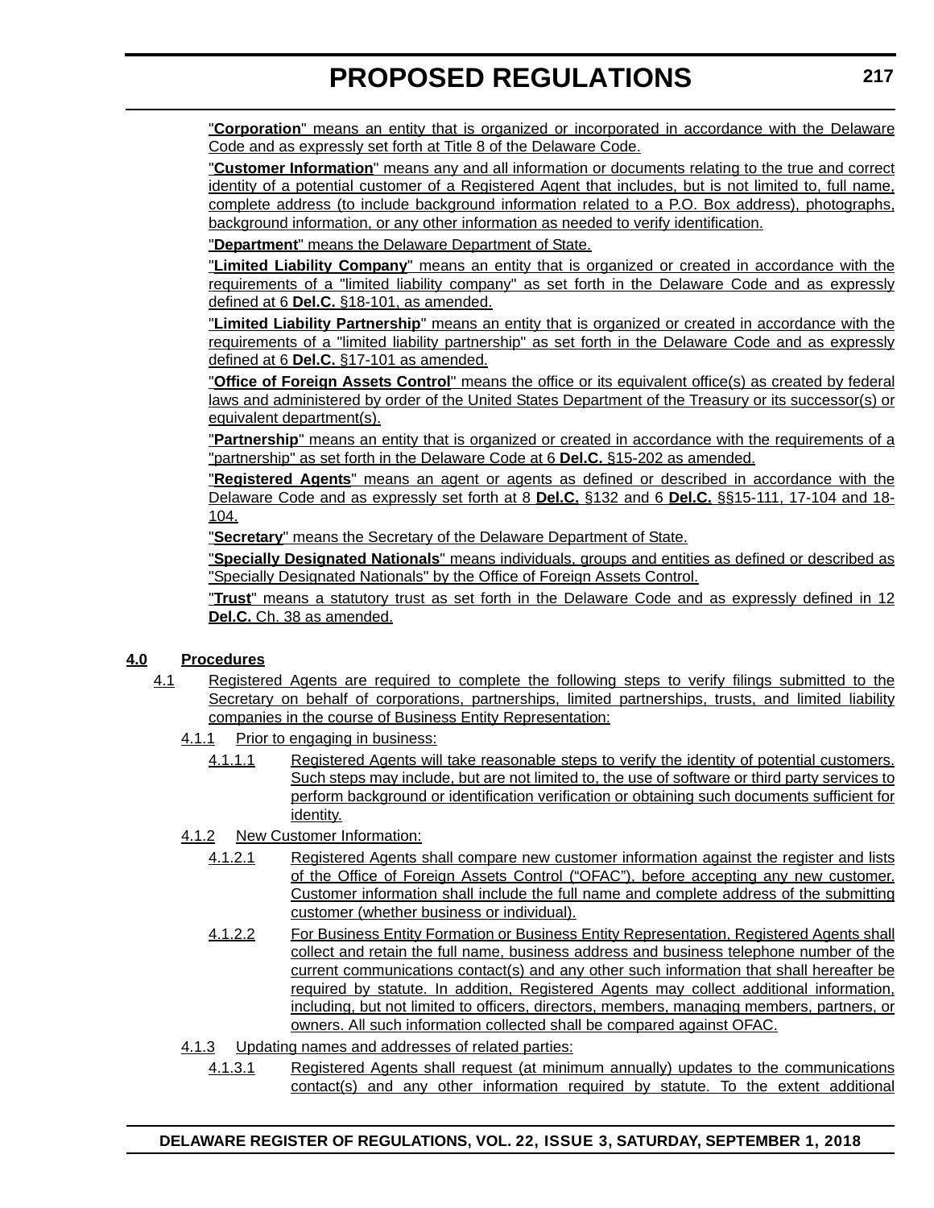"**Corporation**" means an entity that is organized or incorporated in accordance with the Delaware Code and as expressly set forth at Title 8 of the Delaware Code.

"**Customer Information**" means any and all information or documents relating to the true and correct identity of a potential customer of a Registered Agent that includes, but is not limited to, full name, complete address (to include background information related to a P.O. Box address), photographs, background information, or any other information as needed to verify identification.

"**Department**" means the Delaware Department of State.

"**Limited Liability Company**" means an entity that is organized or created in accordance with the requirements of a "limited liability company" as set forth in the Delaware Code and as expressly defined at 6 **Del.C.** §18-101, as amended.

"**Limited Liability Partnership**" means an entity that is organized or created in accordance with the requirements of a "limited liability partnership" as set forth in the Delaware Code and as expressly defined at 6 **Del.C.** §17-101 as amended.

"**Office of Foreign Assets Control**" means the office or its equivalent office(s) as created by federal laws and administered by order of the United States Department of the Treasury or its successor(s) or equivalent department(s).

"**Partnership**" means an entity that is organized or created in accordance with the requirements of a "partnership" as set forth in the Delaware Code at 6 **Del.C.** §15-202 as amended.

"**Registered Agents**" means an agent or agents as defined or described in accordance with the Delaware Code and as expressly set forth at 8 **Del.C.** §132 and 6 **Del.C.** §§15-111, 17-104 and 18-104.

"**Secretary**" means the Secretary of the Delaware Department of State.

"**Specially Designated Nationals**" means individuals, groups and entities as defined or described as "Specially Designated Nationals" by the Office of Foreign Assets Control.

"**Trust**" means a statutory trust as set forth in the Delaware Code and as expressly defined in 12 **Del.C.** Ch. 38 as amended.

**4.0 Procedures**

4.1 Registered Agents are required to complete the following steps to verify filings submitted to the Secretary on behalf of corporations, partnerships, limited partnerships, trusts, and limited liability companies in the course of Business Entity Representation:

4.1.1 Prior to engaging in business:

4.1.1.1 Registered Agents will take reasonable steps to verify the identity of potential customers. Such steps may include, but are not limited to, the use of software or third party services to perform background or identification verification or obtaining such documents sufficient for identity.

4.1.2 New Customer Information:

4.1.2.1 Registered Agents shall compare new customer information against the register and lists of the Office of Foreign Assets Control ("OFAC"), before accepting any new customer. Customer information shall include the full name and complete address of the submitting customer (whether business or individual).

4.1.2.2 For Business Entity Formation or Business Entity Representation, Registered Agents shall collect and retain the full name, business address and business telephone number of the current communications contact(s) and any other such information that shall hereafter be required by statute. In addition, Registered Agents may collect additional information, including, but not limited to officers, directors, members, managing members, partners, or owners. All such information collected shall be compared against OFAC.

4.1.3 Updating names and addresses of related parties:

4.1.3.1 Registered Agents shall request (at minimum annually) updates to the communications contact(s) and any other information required by statute. To the extent additional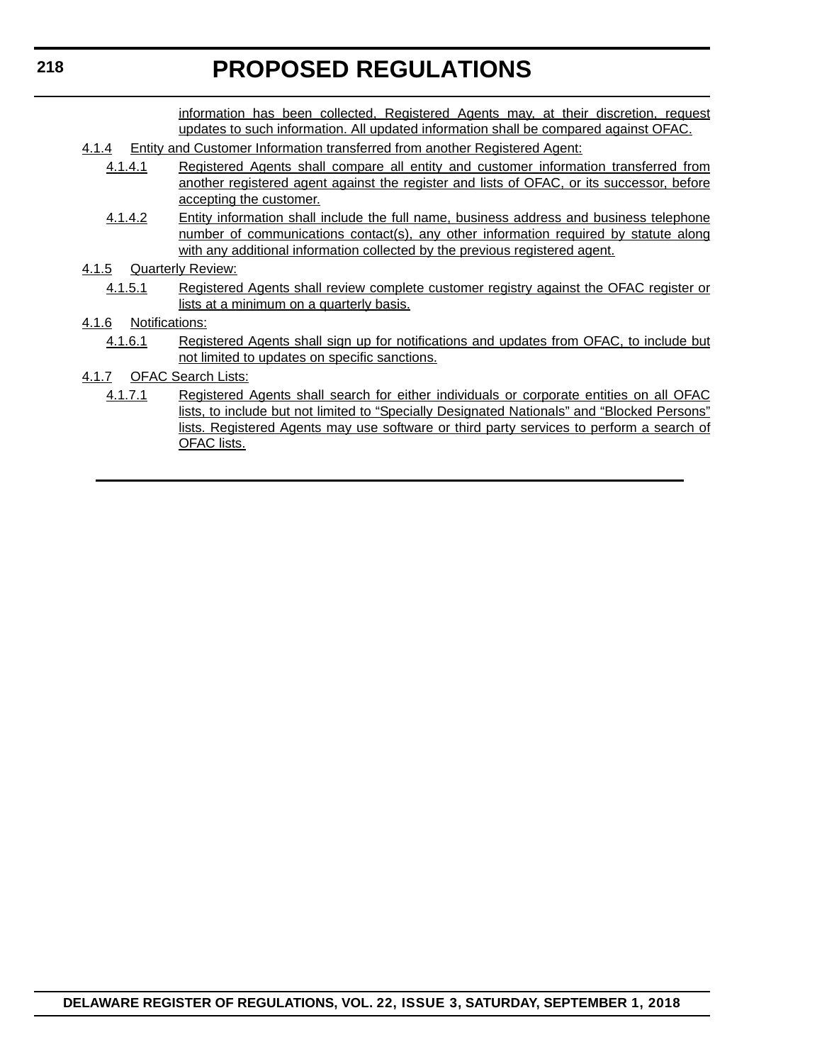information has been collected, Registered Agents may, at their discretion, request updates to such information. All updated information shall be compared against OFAC.

4.1.4 Entity and Customer Information transferred from another Registered Agent:

4.1.4.1 Registered Agents shall compare all entity and customer information transferred from another registered agent against the register and lists of OFAC, or its successor, before accepting the customer.

4.1.4.2 Entity information shall include the full name, business address and business telephone number of communications contact(s), any other information required by statute along with any additional information collected by the previous registered agent.

4.1.5 Quarterly Review:

4.1.5.1 Registered Agents shall review complete customer registry against the OFAC register or lists at a minimum on a quarterly basis.

4.1.6 Notifications:

4.1.6.1 Registered Agents shall sign up for notifications and updates from OFAC, to include but not limited to updates on specific sanctions.

4.1.7 OFAC Search Lists:

4.1.7.1 Registered Agents shall search for either individuals or corporate entities on all OFAC lists, to include but not limited to "Specially Designated Nationals" and "Blocked Persons" lists. Registered Agents may use software or third party services to perform a search of OFAC lists.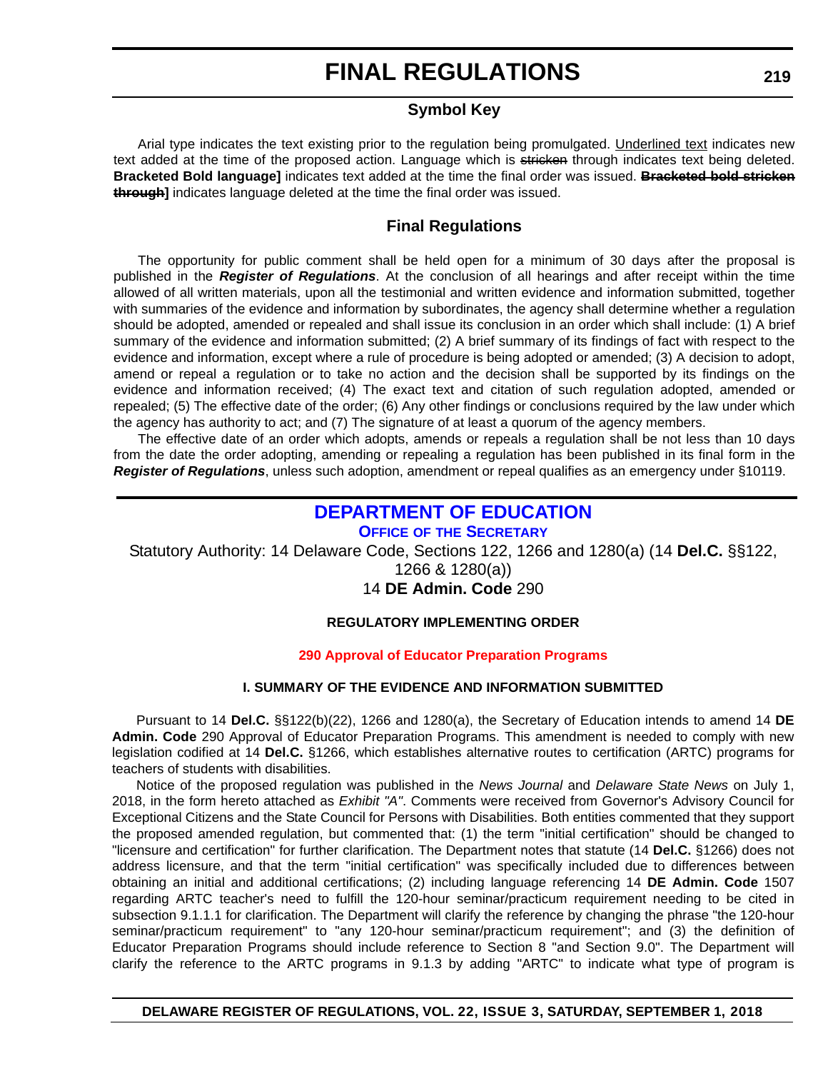# FINAL REGULATIONS

## Symbol Key

Arial type indicates the text existing prior to the regulation being promulgated. <u>Underlined text</u> indicates new text added at the time of the proposed action. Language which is ~~stricken~~ through indicates text being deleted. **Bracketed Bold language]** indicates text added at the time the final order was issued. **~~Bracketed bold stricken through~~]** indicates language deleted at the time the final order was issued.

## Final Regulations

The opportunity for public comment shall be held open for a minimum of 30 days after the proposal is published in the ***Register of Regulations***. At the conclusion of all hearings and after receipt within the time allowed of all written materials, upon all the testimonial and written evidence and information submitted, together with summaries of the evidence and information by subordinates, the agency shall determine whether a regulation should be adopted, amended or repealed and shall issue its conclusion in an order which shall include: (1) A brief summary of the evidence and information submitted; (2) A brief summary of its findings of fact with respect to the evidence and information, except where a rule of procedure is being adopted or amended; (3) A decision to adopt, amend or repeal a regulation or to take no action and the decision shall be supported by its findings on the evidence and information received; (4) The exact text and citation of such regulation adopted, amended or repealed; (5) The effective date of the order; (6) Any other findings or conclusions required by the law under which the agency has authority to act; and (7) The signature of at least a quorum of the agency members.

The effective date of an order which adopts, amends or repeals a regulation shall be not less than 10 days from the date the order adopting, amending or repealing a regulation has been published in its final form in the ***Register of Regulations***, unless such adoption, amendment or repeal qualifies as an emergency under §10119.

## DEPARTMENT OF EDUCATION

### OFFICE OF THE SECRETARY

Statutory Authority: 14 Delaware Code, Sections 122, 1266 and 1280(a) (14 **Del.C.** §§122, 1266 & 1280(a))

14 **DE Admin. Code** 290

**REGULATORY IMPLEMENTING ORDER**

**290 Approval of Educator Preparation Programs**

**I. SUMMARY OF THE EVIDENCE AND INFORMATION SUBMITTED**

Pursuant to 14 **Del.C.** §§122(b)(22), 1266 and 1280(a), the Secretary of Education intends to amend 14 **DE Admin. Code** 290 Approval of Educator Preparation Programs. This amendment is needed to comply with new legislation codified at 14 **Del.C.** §1266, which establishes alternative routes to certification (ARTC) programs for teachers of students with disabilities.

Notice of the proposed regulation was published in the *News Journal* and *Delaware State News* on July 1, 2018, in the form hereto attached as *Exhibit "A"*. Comments were received from Governor's Advisory Council for Exceptional Citizens and the State Council for Persons with Disabilities. Both entities commented that they support the proposed amended regulation, but commented that: (1) the term "initial certification" should be changed to "licensure and certification" for further clarification. The Department notes that statute (14 **Del.C.** §1266) does not address licensure, and that the term "initial certification" was specifically included due to differences between obtaining an initial and additional certifications; (2) including language referencing 14 **DE Admin. Code** 1507 regarding ARTC teacher's need to fulfill the 120-hour seminar/practicum requirement needing to be cited in subsection 9.1.1.1 for clarification. The Department will clarify the reference by changing the phrase "the 120-hour seminar/practicum requirement" to "any 120-hour seminar/practicum requirement"; and (3) the definition of Educator Preparation Programs should include reference to Section 8 "and Section 9.0". The Department will clarify the reference to the ARTC programs in 9.1.3 by adding "ARTC" to indicate what type of program is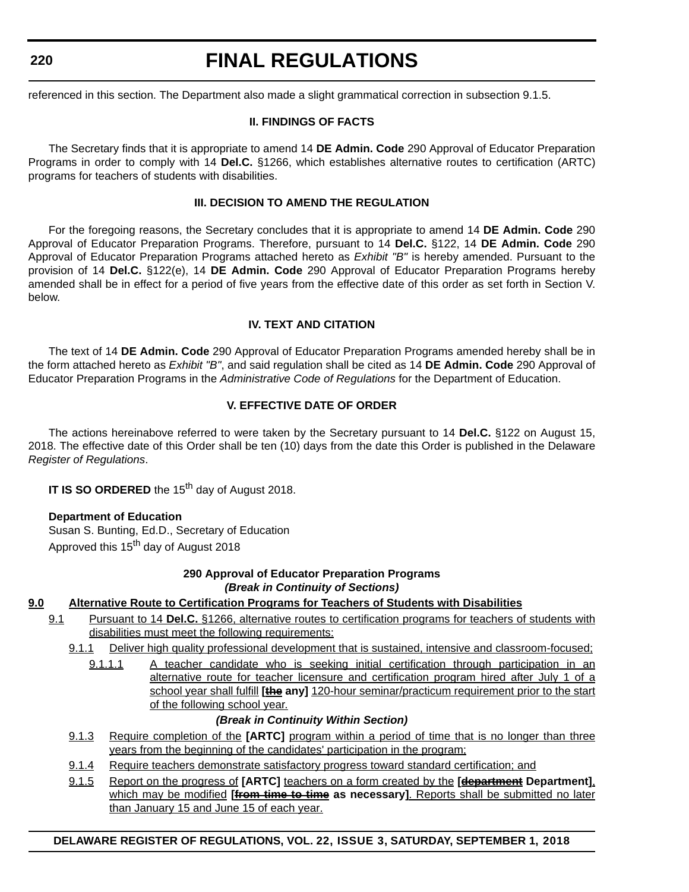referenced in this section. The Department also made a slight grammatical correction in subsection 9.1.5.

### II. FINDINGS OF FACTS

The Secretary finds that it is appropriate to amend 14 **DE Admin. Code** 290 Approval of Educator Preparation Programs in order to comply with 14 **Del.C.** §1266, which establishes alternative routes to certification (ARTC) programs for teachers of students with disabilities.

### III. DECISION TO AMEND THE REGULATION

For the foregoing reasons, the Secretary concludes that it is appropriate to amend 14 **DE Admin. Code** 290 Approval of Educator Preparation Programs. Therefore, pursuant to 14 **Del.C.** §122, 14 **DE Admin. Code** 290 Approval of Educator Preparation Programs attached hereto as *Exhibit "B"* is hereby amended. Pursuant to the provision of 14 **Del.C.** §122(e), 14 **DE Admin. Code** 290 Approval of Educator Preparation Programs hereby amended shall be in effect for a period of five years from the effective date of this order as set forth in Section V. below.

### IV. TEXT AND CITATION

The text of 14 **DE Admin. Code** 290 Approval of Educator Preparation Programs amended hereby shall be in the form attached hereto as *Exhibit "B"*, and said regulation shall be cited as 14 **DE Admin. Code** 290 Approval of Educator Preparation Programs in the *Administrative Code of Regulations* for the Department of Education.

### V. EFFECTIVE DATE OF ORDER

The actions hereinabove referred to were taken by the Secretary pursuant to 14 **Del.C.** §122 on August 15, 2018. The effective date of this Order shall be ten (10) days from the date this Order is published in the Delaware *Register of Regulations*.

**IT IS SO ORDERED** the 15th day of August 2018.

**Department of Education**
Susan S. Bunting, Ed.D., Secretary of Education
Approved this 15th day of August 2018

### 290 Approval of Educator Preparation Programs

***(Break in Continuity of Sections)***

**9.0 Alternative Route to Certification Programs for Teachers of Students with Disabilities**

9.1 Pursuant to 14 **Del.C.** §1266, alternative routes to certification programs for teachers of students with disabilities must meet the following requirements:

9.1.1 Deliver high quality professional development that is sustained, intensive and classroom-focused;

9.1.1.1 A teacher candidate who is seeking initial certification through participation in an alternative route for teacher licensure and certification program hired after July 1 of a school year shall fulfill **[~~the~~ any]** 120-hour seminar/practicum requirement prior to the start of the following school year.

***(Break in Continuity Within Section)***

9.1.3 Require completion of the **[ARTC]** program within a period of time that is no longer than three years from the beginning of the candidates' participation in the program;

9.1.4 Require teachers demonstrate satisfactory progress toward standard certification; and

9.1.5 Report on the progress of **[ARTC]** teachers on a form created by the **[~~department~~ Department]**, which may be modified **[~~from time to time~~ as necessary]**. Reports shall be submitted no later than January 15 and June 15 of each year.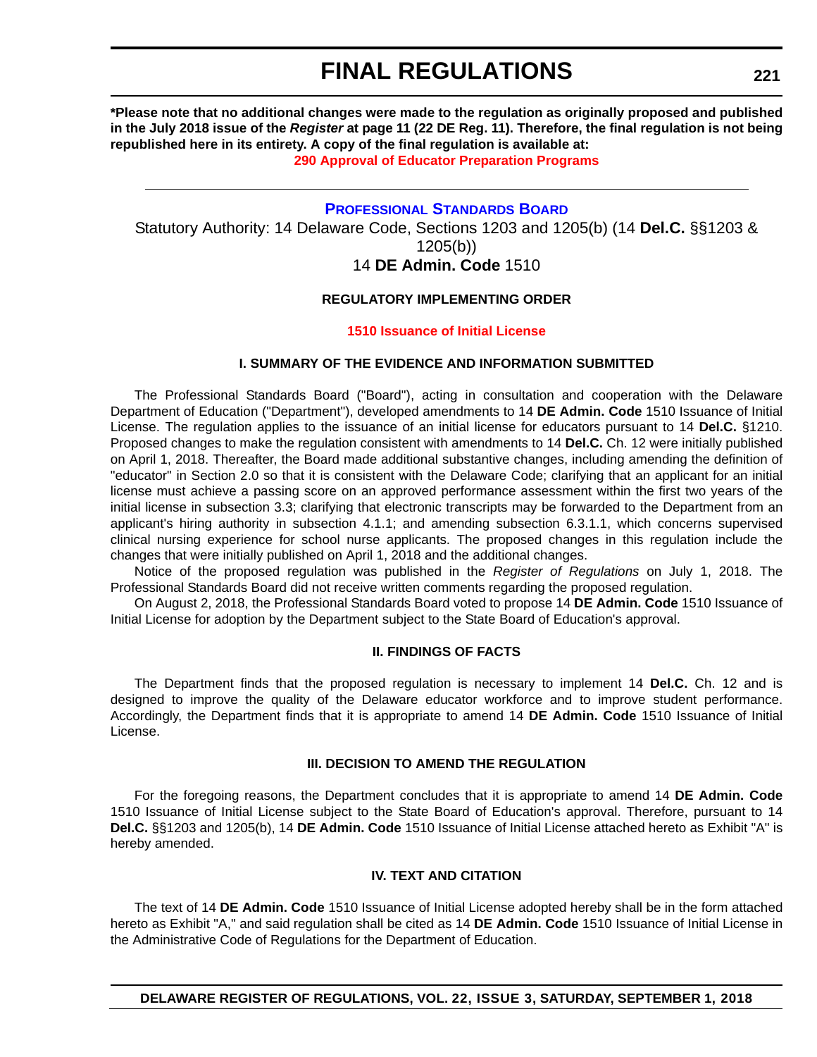**\*Please note that no additional changes were made to the regulation as originally proposed and published in the July 2018 issue of the *Register* at page 11 (22 DE Reg. 11). Therefore, the final regulation is not being republished here in its entirety. A copy of the final regulation is available at:**

**290 Approval of Educator Preparation Programs**

---

## PROFESSIONAL STANDARDS BOARD

Statutory Authority: 14 Delaware Code, Sections 1203 and 1205(b) (14 **Del.C.** §§1203 & 1205(b))

14 **DE Admin. Code** 1510

### REGULATORY IMPLEMENTING ORDER

**1510 Issuance of Initial License**

### I. SUMMARY OF THE EVIDENCE AND INFORMATION SUBMITTED

The Professional Standards Board ("Board"), acting in consultation and cooperation with the Delaware Department of Education ("Department"), developed amendments to 14 **DE Admin. Code** 1510 Issuance of Initial License. The regulation applies to the issuance of an initial license for educators pursuant to 14 **Del.C.** §1210. Proposed changes to make the regulation consistent with amendments to 14 **Del.C.** Ch. 12 were initially published on April 1, 2018. Thereafter, the Board made additional substantive changes, including amending the definition of "educator" in Section 2.0 so that it is consistent with the Delaware Code; clarifying that an applicant for an initial license must achieve a passing score on an approved performance assessment within the first two years of the initial license in subsection 3.3; clarifying that electronic transcripts may be forwarded to the Department from an applicant's hiring authority in subsection 4.1.1; and amending subsection 6.3.1.1, which concerns supervised clinical nursing experience for school nurse applicants. The proposed changes in this regulation include the changes that were initially published on April 1, 2018 and the additional changes.

Notice of the proposed regulation was published in the *Register of Regulations* on July 1, 2018. The Professional Standards Board did not receive written comments regarding the proposed regulation.

On August 2, 2018, the Professional Standards Board voted to propose 14 **DE Admin. Code** 1510 Issuance of Initial License for adoption by the Department subject to the State Board of Education's approval.

### II. FINDINGS OF FACTS

The Department finds that the proposed regulation is necessary to implement 14 **Del.C.** Ch. 12 and is designed to improve the quality of the Delaware educator workforce and to improve student performance. Accordingly, the Department finds that it is appropriate to amend 14 **DE Admin. Code** 1510 Issuance of Initial License.

### III. DECISION TO AMEND THE REGULATION

For the foregoing reasons, the Department concludes that it is appropriate to amend 14 **DE Admin. Code** 1510 Issuance of Initial License subject to the State Board of Education's approval. Therefore, pursuant to 14 **Del.C.** §§1203 and 1205(b), 14 **DE Admin. Code** 1510 Issuance of Initial License attached hereto as Exhibit "A" is hereby amended.

### IV. TEXT AND CITATION

The text of 14 **DE Admin. Code** 1510 Issuance of Initial License adopted hereby shall be in the form attached hereto as Exhibit "A," and said regulation shall be cited as 14 **DE Admin. Code** 1510 Issuance of Initial License in the Administrative Code of Regulations for the Department of Education.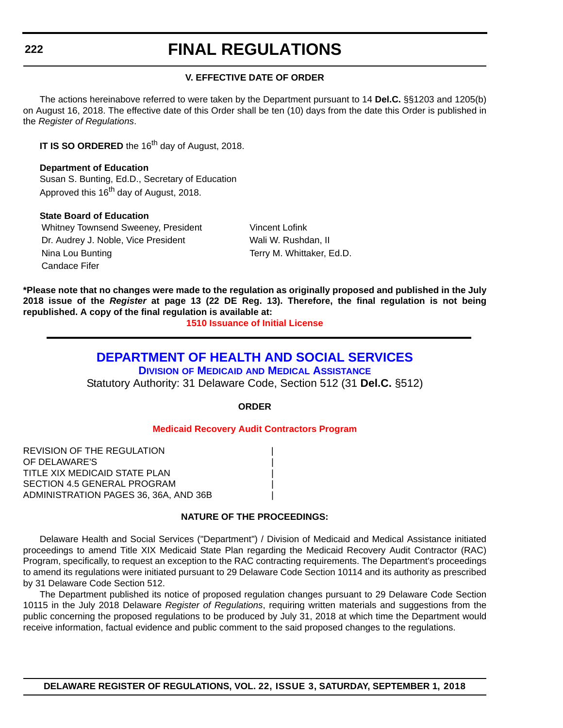### V. EFFECTIVE DATE OF ORDER

The actions hereinabove referred to were taken by the Department pursuant to 14 **Del.C.** §§1203 and 1205(b) on August 16, 2018. The effective date of this Order shall be ten (10) days from the date this Order is published in the *Register of Regulations*.

**IT IS SO ORDERED** the 16th day of August, 2018.

**Department of Education**
Susan S. Bunting, Ed.D., Secretary of Education
Approved this 16th day of August, 2018.

**State Board of Education**

Whitney Townsend Sweeney, President
Dr. Audrey J. Noble, Vice President
Nina Lou Bunting
Candace Fifer
Vincent Lofink
Wali W. Rushdan, II
Terry M. Whittaker, Ed.D.

**\*Please note that no changes were made to the regulation as originally proposed and published in the July 2018 issue of the *Register* at page 13 (22 DE Reg. 13). Therefore, the final regulation is not being republished. A copy of the final regulation is available at:**

**1510 Issuance of Initial License**

## DEPARTMENT OF HEALTH AND SOCIAL SERVICES

### DIVISION OF MEDICAID AND MEDICAL ASSISTANCE

Statutory Authority: 31 Delaware Code, Section 512 (31 **Del.C.** §512)

**ORDER**

**Medicaid Recovery Audit Contractors Program**

REVISION OF THE REGULATION
OF DELAWARE'S
TITLE XIX MEDICAID STATE PLAN
SECTION 4.5 GENERAL PROGRAM
ADMINISTRATION PAGES 36, 36A, AND 36B

**NATURE OF THE PROCEEDINGS:**

Delaware Health and Social Services ("Department") / Division of Medicaid and Medical Assistance initiated proceedings to amend Title XIX Medicaid State Plan regarding the Medicaid Recovery Audit Contractor (RAC) Program, specifically, to request an exception to the RAC contracting requirements. The Department's proceedings to amend its regulations were initiated pursuant to 29 Delaware Code Section 10114 and its authority as prescribed by 31 Delaware Code Section 512.

The Department published its notice of proposed regulation changes pursuant to 29 Delaware Code Section 10115 in the July 2018 Delaware *Register of Regulations*, requiring written materials and suggestions from the public concerning the proposed regulations to be produced by July 31, 2018 at which time the Department would receive information, factual evidence and public comment to the said proposed changes to the regulations.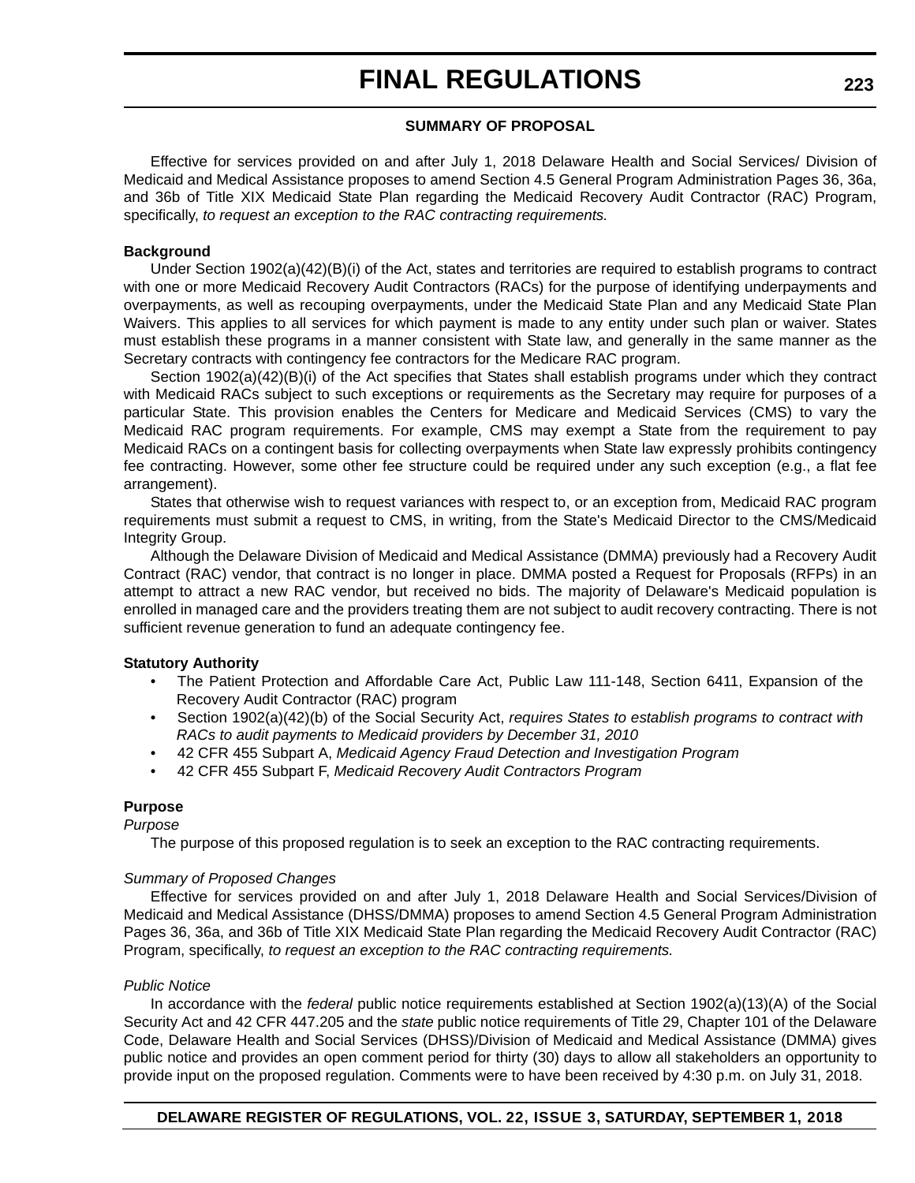#### SUMMARY OF PROPOSAL

Effective for services provided on and after July 1, 2018 Delaware Health and Social Services/ Division of Medicaid and Medical Assistance proposes to amend Section 4.5 General Program Administration Pages 36, 36a, and 36b of Title XIX Medicaid State Plan regarding the Medicaid Recovery Audit Contractor (RAC) Program, specifically, *to request an exception to the RAC contracting requirements.*

**Background**

Under Section 1902(a)(42)(B)(i) of the Act, states and territories are required to establish programs to contract with one or more Medicaid Recovery Audit Contractors (RACs) for the purpose of identifying underpayments and overpayments, as well as recouping overpayments, under the Medicaid State Plan and any Medicaid State Plan Waivers. This applies to all services for which payment is made to any entity under such plan or waiver. States must establish these programs in a manner consistent with State law, and generally in the same manner as the Secretary contracts with contingency fee contractors for the Medicare RAC program.

Section 1902(a)(42)(B)(i) of the Act specifies that States shall establish programs under which they contract with Medicaid RACs subject to such exceptions or requirements as the Secretary may require for purposes of a particular State. This provision enables the Centers for Medicare and Medicaid Services (CMS) to vary the Medicaid RAC program requirements. For example, CMS may exempt a State from the requirement to pay Medicaid RACs on a contingent basis for collecting overpayments when State law expressly prohibits contingency fee contracting. However, some other fee structure could be required under any such exception (e.g., a flat fee arrangement).

States that otherwise wish to request variances with respect to, or an exception from, Medicaid RAC program requirements must submit a request to CMS, in writing, from the State's Medicaid Director to the CMS/Medicaid Integrity Group.

Although the Delaware Division of Medicaid and Medical Assistance (DMMA) previously had a Recovery Audit Contract (RAC) vendor, that contract is no longer in place. DMMA posted a Request for Proposals (RFPs) in an attempt to attract a new RAC vendor, but received no bids. The majority of Delaware's Medicaid population is enrolled in managed care and the providers treating them are not subject to audit recovery contracting. There is not sufficient revenue generation to fund an adequate contingency fee.

**Statutory Authority**

- The Patient Protection and Affordable Care Act, Public Law 111-148, Section 6411, Expansion of the Recovery Audit Contractor (RAC) program
- Section 1902(a)(42)(b) of the Social Security Act, *requires States to establish programs to contract with RACs to audit payments to Medicaid providers by December 31, 2010*
- 42 CFR 455 Subpart A, *Medicaid Agency Fraud Detection and Investigation Program*
- 42 CFR 455 Subpart F, *Medicaid Recovery Audit Contractors Program*

**Purpose**

*Purpose*

The purpose of this proposed regulation is to seek an exception to the RAC contracting requirements.

*Summary of Proposed Changes*

Effective for services provided on and after July 1, 2018 Delaware Health and Social Services/Division of Medicaid and Medical Assistance (DHSS/DMMA) proposes to amend Section 4.5 General Program Administration Pages 36, 36a, and 36b of Title XIX Medicaid State Plan regarding the Medicaid Recovery Audit Contractor (RAC) Program, specifically, *to request an exception to the RAC contracting requirements.*

*Public Notice*

In accordance with the *federal* public notice requirements established at Section 1902(a)(13)(A) of the Social Security Act and 42 CFR 447.205 and the *state* public notice requirements of Title 29, Chapter 101 of the Delaware Code, Delaware Health and Social Services (DHSS)/Division of Medicaid and Medical Assistance (DMMA) gives public notice and provides an open comment period for thirty (30) days to allow all stakeholders an opportunity to provide input on the proposed regulation. Comments were to have been received by 4:30 p.m. on July 31, 2018.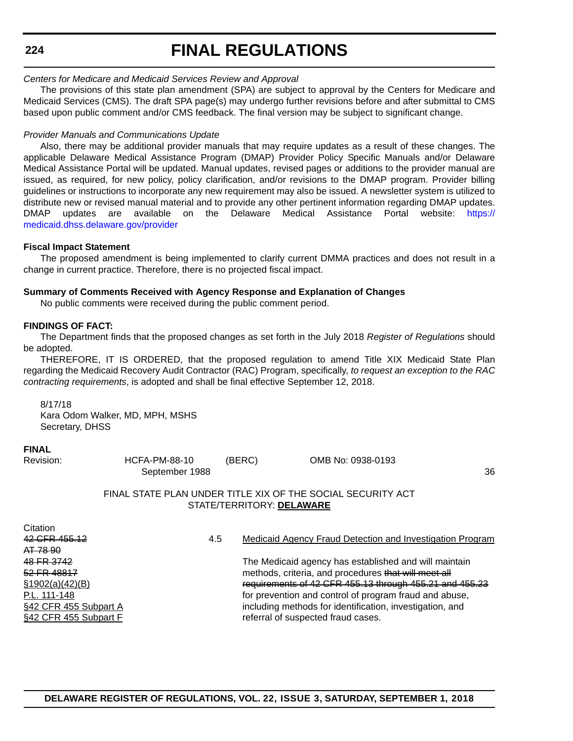*Centers for Medicare and Medicaid Services Review and Approval*

The provisions of this state plan amendment (SPA) are subject to approval by the Centers for Medicare and Medicaid Services (CMS). The draft SPA page(s) may undergo further revisions before and after submittal to CMS based upon public comment and/or CMS feedback. The final version may be subject to significant change.

*Provider Manuals and Communications Update*

Also, there may be additional provider manuals that may require updates as a result of these changes. The applicable Delaware Medical Assistance Program (DMAP) Provider Policy Specific Manuals and/or Delaware Medical Assistance Portal will be updated. Manual updates, revised pages or additions to the provider manual are issued, as required, for new policy, policy clarification, and/or revisions to the DMAP program. Provider billing guidelines or instructions to incorporate any new requirement may also be issued. A newsletter system is utilized to distribute new or revised manual material and to provide any other pertinent information regarding DMAP updates. DMAP updates are available on the Delaware Medical Assistance Portal website: https://medicaid.dhss.delaware.gov/provider

**Fiscal Impact Statement**

The proposed amendment is being implemented to clarify current DMMA practices and does not result in a change in current practice. Therefore, there is no projected fiscal impact.

**Summary of Comments Received with Agency Response and Explanation of Changes**

No public comments were received during the public comment period.

**FINDINGS OF FACT:**

The Department finds that the proposed changes as set forth in the July 2018 *Register of Regulations* should be adopted.

THEREFORE, IT IS ORDERED, that the proposed regulation to amend Title XIX Medicaid State Plan regarding the Medicaid Recovery Audit Contractor (RAC) Program, specifically, *to request an exception to the RAC contracting requirements*, is adopted and shall be final effective September 12, 2018.

8/17/18
Kara Odom Walker, MD, MPH, MSHS
Secretary, DHSS

**FINAL**

| Revision: | HCFA-PM-88-10 September 1988 | (BERC) | OMB No: 0938-0193 | 36 |
|---|---|---|---|---|

FINAL STATE PLAN UNDER TITLE XIX OF THE SOCIAL SECURITY ACT
STATE/TERRITORY: **DELAWARE**

| Citation | | |
|---|---|---|
| ~~42 CFR 455.12~~<br>~~AT 78 90~~<br>~~48 FR 3742~~<br>~~52 FR 48817~~<br>§1902(a)(42)(B)<br>P.L. 111-148<br>§42 CFR 455 Subpart A<br>§42 CFR 455 Subpart F | 4.5 | Medicaid Agency Fraud Detection and Investigation Program<br><br>The Medicaid agency has established and will maintain methods, criteria, and procedures ~~that will meet all requirements of 42 CFR 455.13 through 455.21 and 455.23~~ for prevention and control of program fraud and abuse, including methods for identification, investigation, and referral of suspected fraud cases. |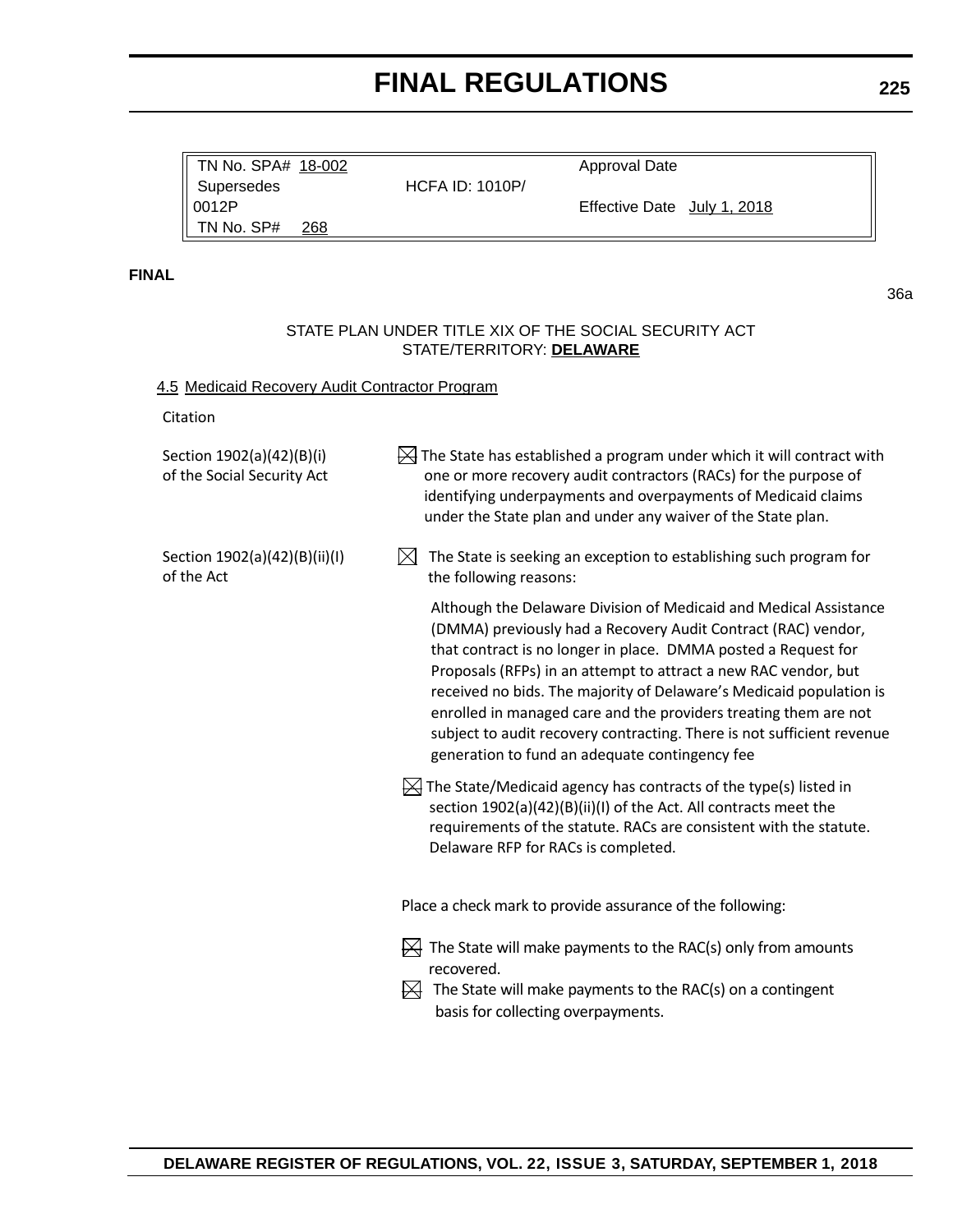| TN No. SPA# 18-002 | | Approval Date |
|---|---|---|
| Supersedes | HCFA ID: 1010P/ | |
| 0012P | | Effective Date July 1, 2018 |
| TN No. SP# 268 | | |

**FINAL**

36a

STATE PLAN UNDER TITLE XIX OF THE SOCIAL SECURITY ACT
STATE/TERRITORY: **DELAWARE**

4.5 Medicaid Recovery Audit Contractor Program

| Citation | |
|---|---|
| Section 1902(a)(42)(B)(i) of the Social Security Act | ☒ The State has established a program under which it will contract with one or more recovery audit contractors (RACs) for the purpose of identifying underpayments and overpayments of Medicaid claims under the State plan and under any waiver of the State plan. |
| Section 1902(a)(42)(B)(ii)(I) of the Act | ☒ The State is seeking an exception to establishing such program for the following reasons: |
| | Although the Delaware Division of Medicaid and Medical Assistance (DMMA) previously had a Recovery Audit Contract (RAC) vendor, that contract is no longer in place. DMMA posted a Request for Proposals (RFPs) in an attempt to attract a new RAC vendor, but received no bids. The majority of Delaware's Medicaid population is enrolled in managed care and the providers treating them are not subject to audit recovery contracting. There is not sufficient revenue generation to fund an adequate contingency fee |
| | ☒ The State/Medicaid agency has contracts of the type(s) listed in section 1902(a)(42)(B)(ii)(I) of the Act. All contracts meet the requirements of the statute. RACs are consistent with the statute. Delaware RFP for RACs is completed. |

Place a check mark to provide assurance of the following:

☒ The State will make payments to the RAC(s) only from amounts recovered.

☒ The State will make payments to the RAC(s) on a contingent basis for collecting overpayments.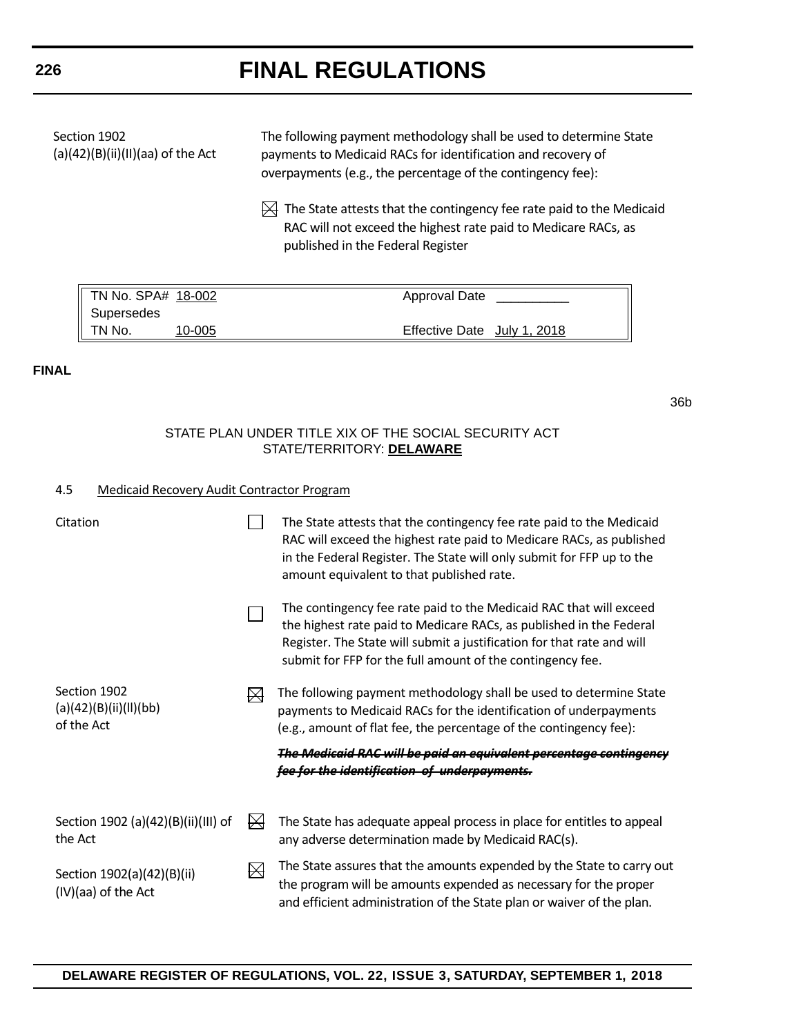Section 1902 (a)(42)(B)(ii)(II)(aa) of the Act

The following payment methodology shall be used to determine State payments to Medicaid RACs for identification and recovery of overpayments (e.g., the percentage of the contingency fee):

☒ The State attests that the contingency fee rate paid to the Medicaid RAC will not exceed the highest rate paid to Medicare RACs, as published in the Federal Register

| TN No. SPA# 18-002 | Approval Date __________ |
| --- | --- |
| Supersedes TN No. 10-005 | Effective Date July 1, 2018 |

**FINAL**

36b

STATE PLAN UNDER TITLE XIX OF THE SOCIAL SECURITY ACT
STATE/TERRITORY: **DELAWARE**

4.5 Medicaid Recovery Audit Contractor Program

Citation

☐ The State attests that the contingency fee rate paid to the Medicaid RAC will exceed the highest rate paid to Medicare RACs, as published in the Federal Register. The State will only submit for FFP up to the amount equivalent to that published rate.

☐ The contingency fee rate paid to the Medicaid RAC that will exceed the highest rate paid to Medicare RACs, as published in the Federal Register. The State will submit a justification for that rate and will submit for FFP for the full amount of the contingency fee.

Section 1902 (a)(42)(B)(ii)(II)(bb) of the Act

☒ The following payment methodology shall be used to determine State payments to Medicaid RACs for the identification of underpayments (e.g., amount of flat fee, the percentage of the contingency fee):

~~***The Medicaid RAC will be paid an equivalent percentage contingency fee for the identification of underpayments.***~~

Section 1902 (a)(42)(B)(ii)(III) of the Act

☒ The State has adequate appeal process in place for entitles to appeal any adverse determination made by Medicaid RAC(s).

Section 1902(a)(42)(B)(ii)(IV)(aa) of the Act

☒ The State assures that the amounts expended by the State to carry out the program will be amounts expended as necessary for the proper and efficient administration of the State plan or waiver of the plan.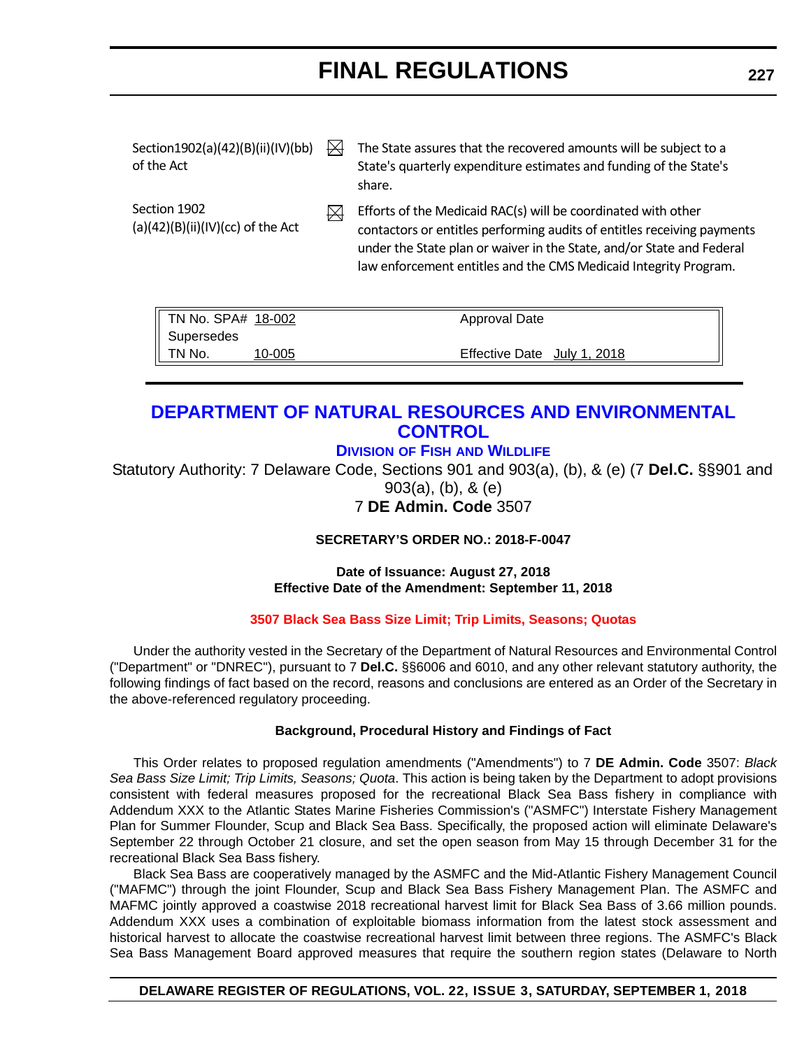| | | |
|---|---|---|
| Section1902(a)(42)(B)(ii)(IV)(bb) of the Act | ☒ | The State assures that the recovered amounts will be subject to a State's quarterly expenditure estimates and funding of the State's share. |
| Section 1902 (a)(42)(B)(ii)(IV)(cc) of the Act | ☒ | Efforts of the Medicaid RAC(s) will be coordinated with other contactors or entitles performing audits of entitles receiving payments under the State plan or waiver in the State, and/or State and Federal law enforcement entitles and the CMS Medicaid Integrity Program. |

| | |
|---|---|
| TN No. SPA# 18-002 | Approval Date |
| Supersedes | |
| TN No. 10-005 | Effective Date July 1, 2018 |

# DEPARTMENT OF NATURAL RESOURCES AND ENVIRONMENTAL CONTROL

## DIVISION OF FISH AND WILDLIFE

Statutory Authority: 7 Delaware Code, Sections 901 and 903(a), (b), & (e) (7 **Del.C.** §§901 and 903(a), (b), & (e)
7 **DE Admin. Code** 3507

**SECRETARY'S ORDER NO.: 2018-F-0047**

**Date of Issuance: August 27, 2018**
**Effective Date of the Amendment: September 11, 2018**

**3507 Black Sea Bass Size Limit; Trip Limits, Seasons; Quotas**

Under the authority vested in the Secretary of the Department of Natural Resources and Environmental Control ("Department" or "DNREC"), pursuant to 7 **Del.C.** §§6006 and 6010, and any other relevant statutory authority, the following findings of fact based on the record, reasons and conclusions are entered as an Order of the Secretary in the above-referenced regulatory proceeding.

**Background, Procedural History and Findings of Fact**

This Order relates to proposed regulation amendments ("Amendments") to 7 **DE Admin. Code** 3507: *Black Sea Bass Size Limit; Trip Limits, Seasons; Quota*. This action is being taken by the Department to adopt provisions consistent with federal measures proposed for the recreational Black Sea Bass fishery in compliance with Addendum XXX to the Atlantic States Marine Fisheries Commission's ("ASMFC") Interstate Fishery Management Plan for Summer Flounder, Scup and Black Sea Bass. Specifically, the proposed action will eliminate Delaware's September 22 through October 21 closure, and set the open season from May 15 through December 31 for the recreational Black Sea Bass fishery.

Black Sea Bass are cooperatively managed by the ASMFC and the Mid-Atlantic Fishery Management Council ("MAFMC") through the joint Flounder, Scup and Black Sea Bass Fishery Management Plan. The ASMFC and MAFMC jointly approved a coastwise 2018 recreational harvest limit for Black Sea Bass of 3.66 million pounds. Addendum XXX uses a combination of exploitable biomass information from the latest stock assessment and historical harvest to allocate the coastwise recreational harvest limit between three regions. The ASMFC's Black Sea Bass Management Board approved measures that require the southern region states (Delaware to North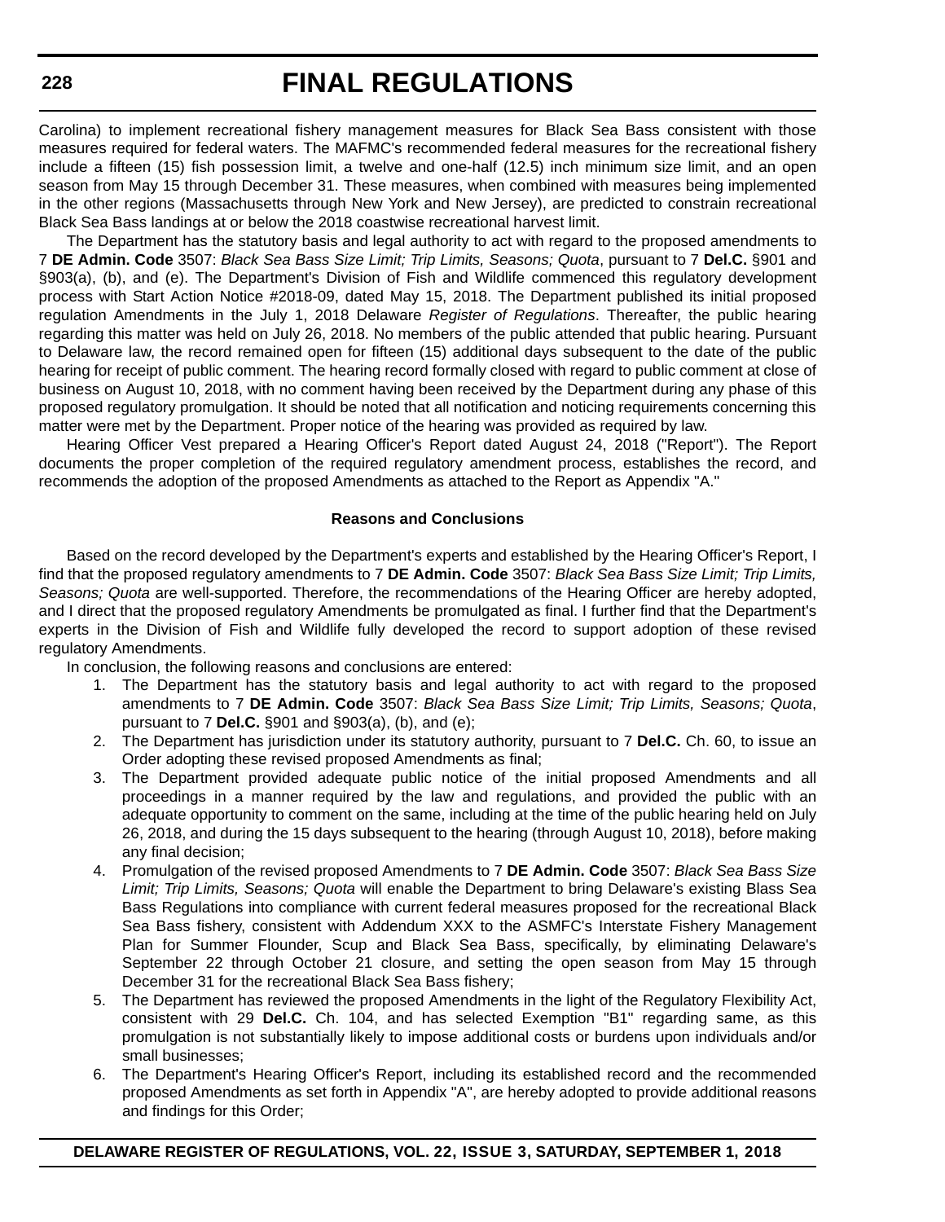Carolina) to implement recreational fishery management measures for Black Sea Bass consistent with those measures required for federal waters. The MAFMC's recommended federal measures for the recreational fishery include a fifteen (15) fish possession limit, a twelve and one-half (12.5) inch minimum size limit, and an open season from May 15 through December 31. These measures, when combined with measures being implemented in the other regions (Massachusetts through New York and New Jersey), are predicted to constrain recreational Black Sea Bass landings at or below the 2018 coastwise recreational harvest limit.

The Department has the statutory basis and legal authority to act with regard to the proposed amendments to 7 **DE Admin. Code** 3507: *Black Sea Bass Size Limit; Trip Limits, Seasons; Quota*, pursuant to 7 **Del.C.** §901 and §903(a), (b), and (e). The Department's Division of Fish and Wildlife commenced this regulatory development process with Start Action Notice #2018-09, dated May 15, 2018. The Department published its initial proposed regulation Amendments in the July 1, 2018 Delaware *Register of Regulations*. Thereafter, the public hearing regarding this matter was held on July 26, 2018. No members of the public attended that public hearing. Pursuant to Delaware law, the record remained open for fifteen (15) additional days subsequent to the date of the public hearing for receipt of public comment. The hearing record formally closed with regard to public comment at close of business on August 10, 2018, with no comment having been received by the Department during any phase of this proposed regulatory promulgation. It should be noted that all notification and noticing requirements concerning this matter were met by the Department. Proper notice of the hearing was provided as required by law.

Hearing Officer Vest prepared a Hearing Officer's Report dated August 24, 2018 ("Report"). The Report documents the proper completion of the required regulatory amendment process, establishes the record, and recommends the adoption of the proposed Amendments as attached to the Report as Appendix "A."

**Reasons and Conclusions**

Based on the record developed by the Department's experts and established by the Hearing Officer's Report, I find that the proposed regulatory amendments to 7 **DE Admin. Code** 3507: *Black Sea Bass Size Limit; Trip Limits, Seasons; Quota* are well-supported. Therefore, the recommendations of the Hearing Officer are hereby adopted, and I direct that the proposed regulatory Amendments be promulgated as final. I further find that the Department's experts in the Division of Fish and Wildlife fully developed the record to support adoption of these revised regulatory Amendments.

In conclusion, the following reasons and conclusions are entered:

1. The Department has the statutory basis and legal authority to act with regard to the proposed amendments to 7 **DE Admin. Code** 3507: *Black Sea Bass Size Limit; Trip Limits, Seasons; Quota*, pursuant to 7 **Del.C.** §901 and §903(a), (b), and (e);
2. The Department has jurisdiction under its statutory authority, pursuant to 7 **Del.C.** Ch. 60, to issue an Order adopting these revised proposed Amendments as final;
3. The Department provided adequate public notice of the initial proposed Amendments and all proceedings in a manner required by the law and regulations, and provided the public with an adequate opportunity to comment on the same, including at the time of the public hearing held on July 26, 2018, and during the 15 days subsequent to the hearing (through August 10, 2018), before making any final decision;
4. Promulgation of the revised proposed Amendments to 7 **DE Admin. Code** 3507: *Black Sea Bass Size Limit; Trip Limits, Seasons; Quota* will enable the Department to bring Delaware's existing Blass Sea Bass Regulations into compliance with current federal measures proposed for the recreational Black Sea Bass fishery, consistent with Addendum XXX to the ASMFC's Interstate Fishery Management Plan for Summer Flounder, Scup and Black Sea Bass, specifically, by eliminating Delaware's September 22 through October 21 closure, and setting the open season from May 15 through December 31 for the recreational Black Sea Bass fishery;
5. The Department has reviewed the proposed Amendments in the light of the Regulatory Flexibility Act, consistent with 29 **Del.C.** Ch. 104, and has selected Exemption "B1" regarding same, as this promulgation is not substantially likely to impose additional costs or burdens upon individuals and/or small businesses;
6. The Department's Hearing Officer's Report, including its established record and the recommended proposed Amendments as set forth in Appendix "A", are hereby adopted to provide additional reasons and findings for this Order;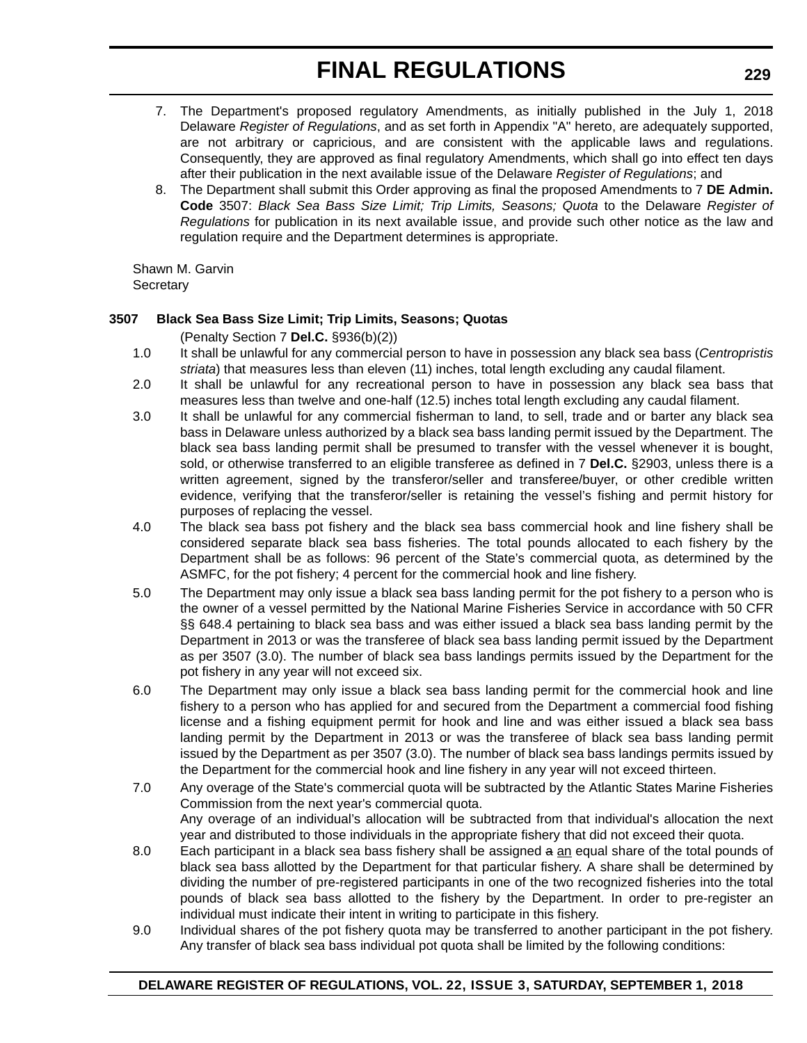7. The Department's proposed regulatory Amendments, as initially published in the July 1, 2018 Delaware *Register of Regulations*, and as set forth in Appendix "A" hereto, are adequately supported, are not arbitrary or capricious, and are consistent with the applicable laws and regulations. Consequently, they are approved as final regulatory Amendments, which shall go into effect ten days after their publication in the next available issue of the Delaware *Register of Regulations*; and
8. The Department shall submit this Order approving as final the proposed Amendments to 7 **DE Admin. Code** 3507: *Black Sea Bass Size Limit; Trip Limits, Seasons; Quota* to the Delaware *Register of Regulations* for publication in its next available issue, and provide such other notice as the law and regulation require and the Department determines is appropriate.

Shawn M. Garvin
Secretary

**3507 Black Sea Bass Size Limit; Trip Limits, Seasons; Quotas**

(Penalty Section 7 **Del.C.** §936(b)(2))

1.0 It shall be unlawful for any commercial person to have in possession any black sea bass (*Centropristis striata*) that measures less than eleven (11) inches, total length excluding any caudal filament.

2.0 It shall be unlawful for any recreational person to have in possession any black sea bass that measures less than twelve and one-half (12.5) inches total length excluding any caudal filament.

3.0 It shall be unlawful for any commercial fisherman to land, to sell, trade and or barter any black sea bass in Delaware unless authorized by a black sea bass landing permit issued by the Department. The black sea bass landing permit shall be presumed to transfer with the vessel whenever it is bought, sold, or otherwise transferred to an eligible transferee as defined in 7 **Del.C.** §2903, unless there is a written agreement, signed by the transferor/seller and transferee/buyer, or other credible written evidence, verifying that the transferor/seller is retaining the vessel's fishing and permit history for purposes of replacing the vessel.

4.0 The black sea bass pot fishery and the black sea bass commercial hook and line fishery shall be considered separate black sea bass fisheries. The total pounds allocated to each fishery by the Department shall be as follows: 96 percent of the State's commercial quota, as determined by the ASMFC, for the pot fishery; 4 percent for the commercial hook and line fishery.

5.0 The Department may only issue a black sea bass landing permit for the pot fishery to a person who is the owner of a vessel permitted by the National Marine Fisheries Service in accordance with 50 CFR §§ 648.4 pertaining to black sea bass and was either issued a black sea bass landing permit by the Department in 2013 or was the transferee of black sea bass landing permit issued by the Department as per 3507 (3.0). The number of black sea bass landings permits issued by the Department for the pot fishery in any year will not exceed six.

6.0 The Department may only issue a black sea bass landing permit for the commercial hook and line fishery to a person who has applied for and secured from the Department a commercial food fishing license and a fishing equipment permit for hook and line and was either issued a black sea bass landing permit by the Department in 2013 or was the transferee of black sea bass landing permit issued by the Department as per 3507 (3.0). The number of black sea bass landings permits issued by the Department for the commercial hook and line fishery in any year will not exceed thirteen.

7.0 Any overage of the State's commercial quota will be subtracted by the Atlantic States Marine Fisheries Commission from the next year's commercial quota.
Any overage of an individual's allocation will be subtracted from that individual's allocation the next year and distributed to those individuals in the appropriate fishery that did not exceed their quota.

8.0 Each participant in a black sea bass fishery shall be assigned ~~a~~ <u>an</u> equal share of the total pounds of black sea bass allotted by the Department for that particular fishery. A share shall be determined by dividing the number of pre-registered participants in one of the two recognized fisheries into the total pounds of black sea bass allotted to the fishery by the Department. In order to pre-register an individual must indicate their intent in writing to participate in this fishery.

9.0 Individual shares of the pot fishery quota may be transferred to another participant in the pot fishery. Any transfer of black sea bass individual pot quota shall be limited by the following conditions: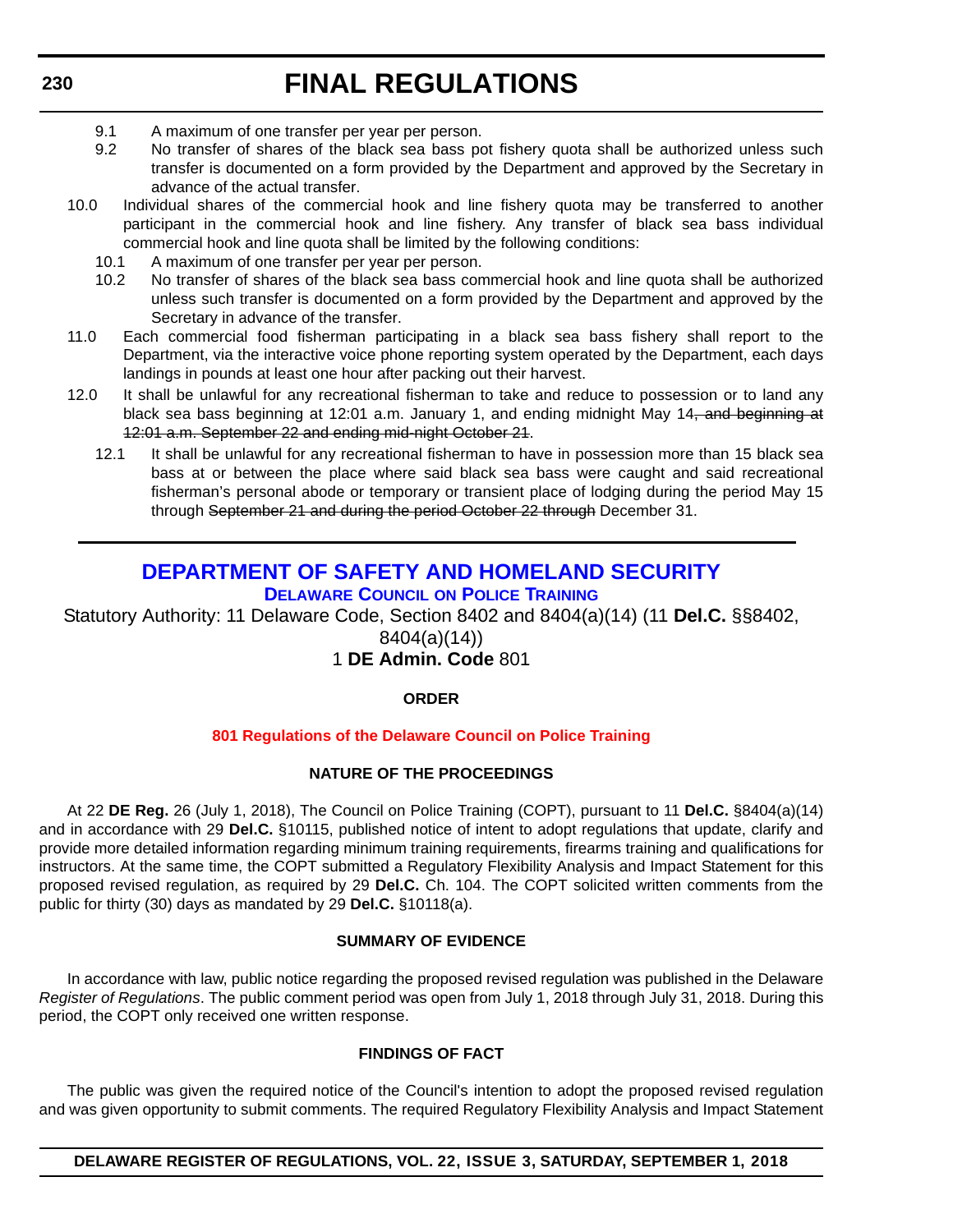9.1 A maximum of one transfer per year per person.

9.2 No transfer of shares of the black sea bass pot fishery quota shall be authorized unless such transfer is documented on a form provided by the Department and approved by the Secretary in advance of the actual transfer.

10.0 Individual shares of the commercial hook and line fishery quota may be transferred to another participant in the commercial hook and line fishery. Any transfer of black sea bass individual commercial hook and line quota shall be limited by the following conditions:

10.1 A maximum of one transfer per year per person.

10.2 No transfer of shares of the black sea bass commercial hook and line quota shall be authorized unless such transfer is documented on a form provided by the Department and approved by the Secretary in advance of the transfer.

11.0 Each commercial food fisherman participating in a black sea bass fishery shall report to the Department, via the interactive voice phone reporting system operated by the Department, each days landings in pounds at least one hour after packing out their harvest.

12.0 It shall be unlawful for any recreational fisherman to take and reduce to possession or to land any black sea bass beginning at 12:01 a.m. January 1, and ending midnight May 14~~, and beginning at 12:01 a.m. September 22 and ending mid-night October 21~~.

12.1 It shall be unlawful for any recreational fisherman to have in possession more than 15 black sea bass at or between the place where said black sea bass were caught and said recreational fisherman's personal abode or temporary or transient place of lodging during the period May 15 through ~~September 21 and during the period October 22 through~~ December 31.

---

## DEPARTMENT OF SAFETY AND HOMELAND SECURITY

### DELAWARE COUNCIL ON POLICE TRAINING

Statutory Authority: 11 Delaware Code, Section 8402 and 8404(a)(14) (11 **Del.C.** §§8402, 8404(a)(14))

1 **DE Admin. Code** 801

**ORDER**

**801 Regulations of the Delaware Council on Police Training**

**NATURE OF THE PROCEEDINGS**

At 22 **DE Reg.** 26 (July 1, 2018), The Council on Police Training (COPT), pursuant to 11 **Del.C.** §8404(a)(14) and in accordance with 29 **Del.C.** §10115, published notice of intent to adopt regulations that update, clarify and provide more detailed information regarding minimum training requirements, firearms training and qualifications for instructors. At the same time, the COPT submitted a Regulatory Flexibility Analysis and Impact Statement for this proposed revised regulation, as required by 29 **Del.C.** Ch. 104. The COPT solicited written comments from the public for thirty (30) days as mandated by 29 **Del.C.** §10118(a).

**SUMMARY OF EVIDENCE**

In accordance with law, public notice regarding the proposed revised regulation was published in the Delaware *Register of Regulations*. The public comment period was open from July 1, 2018 through July 31, 2018. During this period, the COPT only received one written response.

**FINDINGS OF FACT**

The public was given the required notice of the Council's intention to adopt the proposed revised regulation and was given opportunity to submit comments. The required Regulatory Flexibility Analysis and Impact Statement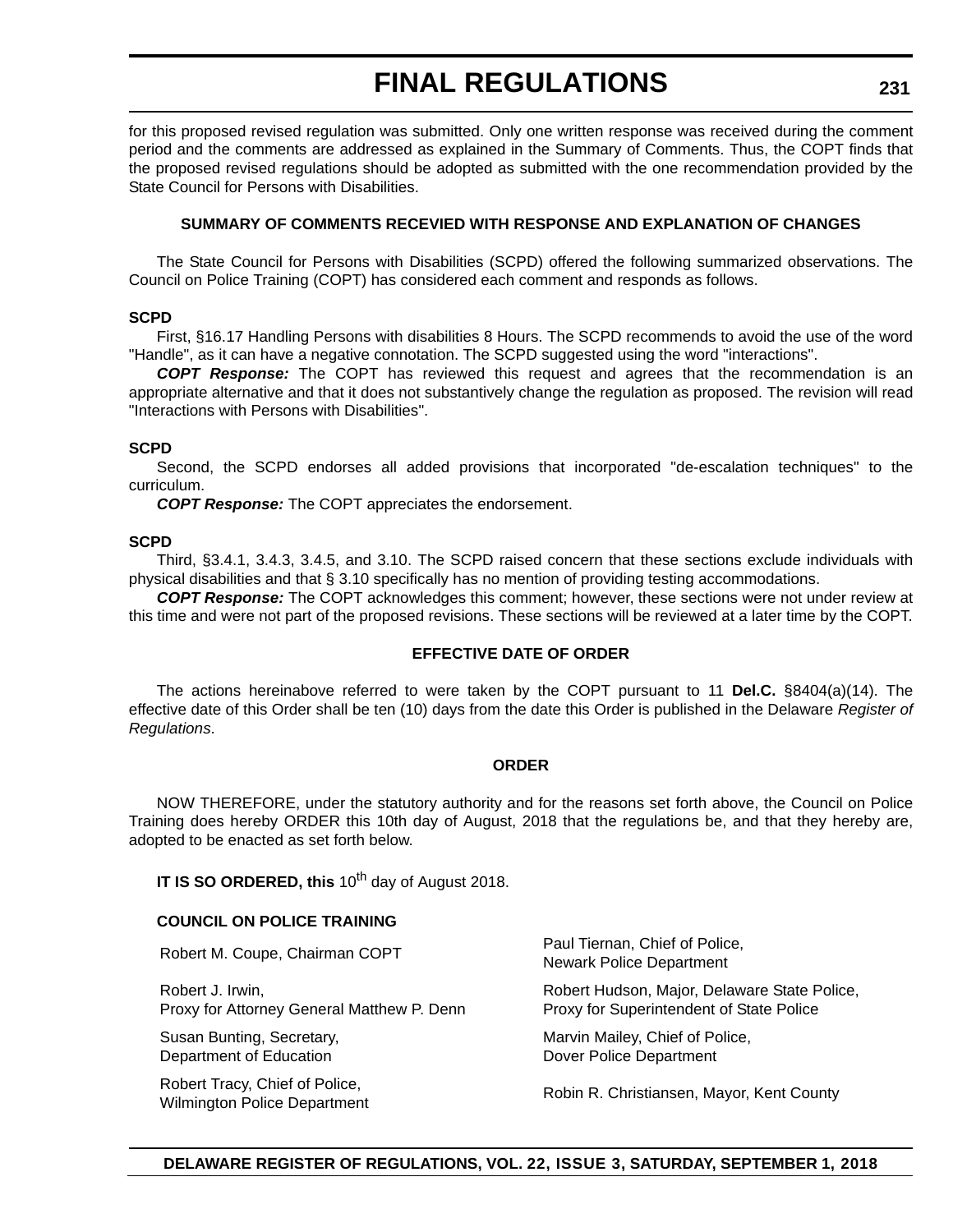for this proposed revised regulation was submitted. Only one written response was received during the comment period and the comments are addressed as explained in the Summary of Comments. Thus, the COPT finds that the proposed revised regulations should be adopted as submitted with the one recommendation provided by the State Council for Persons with Disabilities.

**SUMMARY OF COMMENTS RECEVIED WITH RESPONSE AND EXPLANATION OF CHANGES**

The State Council for Persons with Disabilities (SCPD) offered the following summarized observations. The Council on Police Training (COPT) has considered each comment and responds as follows.

**SCPD**

First, §16.17 Handling Persons with disabilities 8 Hours. The SCPD recommends to avoid the use of the word "Handle", as it can have a negative connotation. The SCPD suggested using the word "interactions".

***COPT Response:*** The COPT has reviewed this request and agrees that the recommendation is an appropriate alternative and that it does not substantively change the regulation as proposed. The revision will read "Interactions with Persons with Disabilities".

**SCPD**

Second, the SCPD endorses all added provisions that incorporated "de-escalation techniques" to the curriculum.

***COPT Response:*** The COPT appreciates the endorsement.

**SCPD**

Third, §3.4.1, 3.4.3, 3.4.5, and 3.10. The SCPD raised concern that these sections exclude individuals with physical disabilities and that § 3.10 specifically has no mention of providing testing accommodations.

***COPT Response:*** The COPT acknowledges this comment; however, these sections were not under review at this time and were not part of the proposed revisions. These sections will be reviewed at a later time by the COPT.

**EFFECTIVE DATE OF ORDER**

The actions hereinabove referred to were taken by the COPT pursuant to 11 **Del.C.** §8404(a)(14). The effective date of this Order shall be ten (10) days from the date this Order is published in the Delaware *Register of Regulations*.

**ORDER**

NOW THEREFORE, under the statutory authority and for the reasons set forth above, the Council on Police Training does hereby ORDER this 10th day of August, 2018 that the regulations be, and that they hereby are, adopted to be enacted as set forth below.

**IT IS SO ORDERED, this** 10th day of August 2018.

**COUNCIL ON POLICE TRAINING**

| | |
|---|---|
| Robert M. Coupe, Chairman COPT | Paul Tiernan, Chief of Police, Newark Police Department |
| Robert J. Irwin, Proxy for Attorney General Matthew P. Denn | Robert Hudson, Major, Delaware State Police, Proxy for Superintendent of State Police |
| Susan Bunting, Secretary, Department of Education | Marvin Mailey, Chief of Police, Dover Police Department |
| Robert Tracy, Chief of Police, Wilmington Police Department | Robin R. Christiansen, Mayor, Kent County |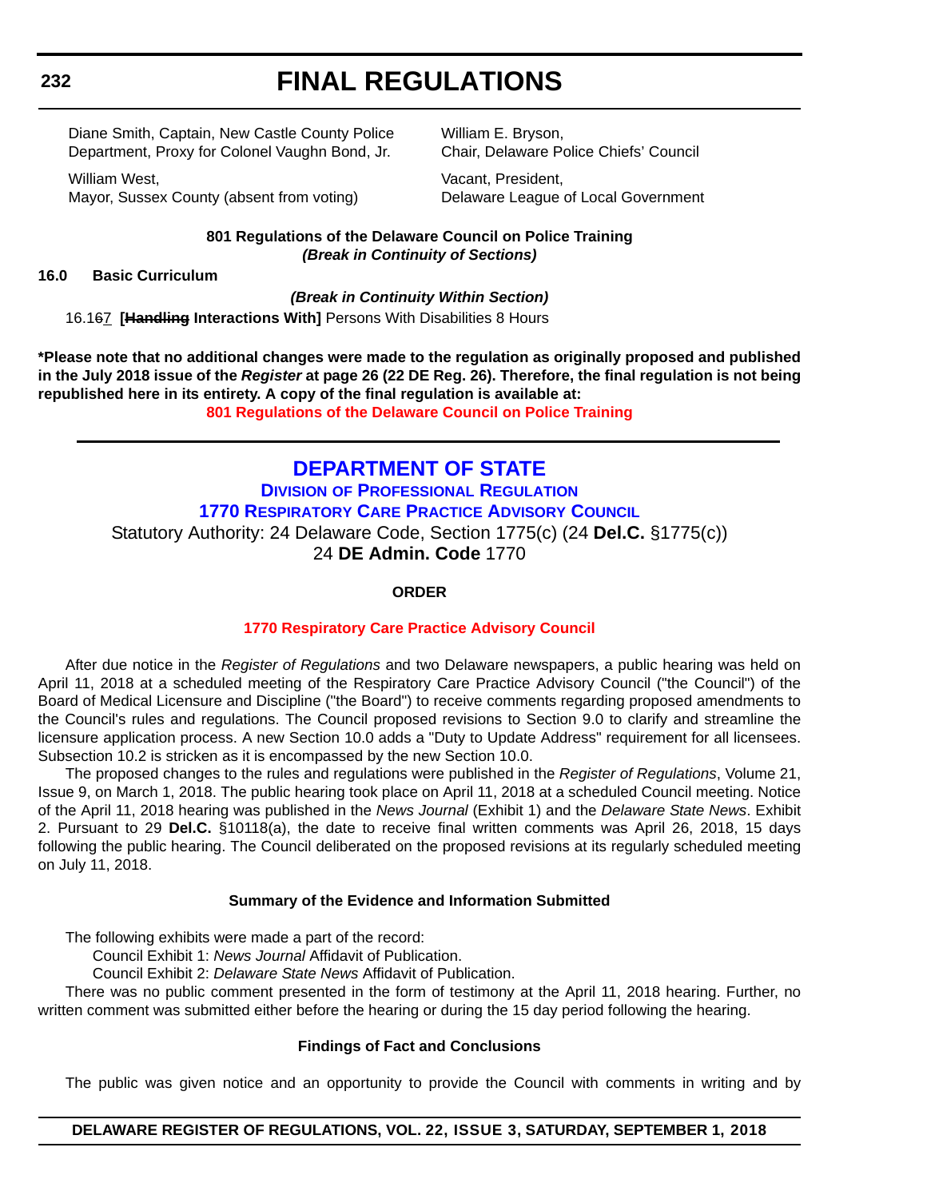Diane Smith, Captain, New Castle County Police Department, Proxy for Colonel Vaughn Bond, Jr.

William E. Bryson,
Chair, Delaware Police Chiefs' Council

William West,
Mayor, Sussex County (absent from voting)

Vacant, President,
Delaware League of Local Government

**801 Regulations of the Delaware Council on Police Training**
***(Break in Continuity of Sections)***

**16.0 Basic Curriculum**

***(Break in Continuity Within Section)***

16.1~~6~~7 **[~~Handling~~ Interactions With]** Persons With Disabilities 8 Hours

**\*Please note that no additional changes were made to the regulation as originally proposed and published in the July 2018 issue of the *Register* at page 26 (22 DE Reg. 26). Therefore, the final regulation is not being republished here in its entirety. A copy of the final regulation is available at:**

**801 Regulations of the Delaware Council on Police Training**

---

# DEPARTMENT OF STATE

## DIVISION OF PROFESSIONAL REGULATION

## 1770 RESPIRATORY CARE PRACTICE ADVISORY COUNCIL

Statutory Authority: 24 Delaware Code, Section 1775(c) (24 **Del.C.** §1775(c))
24 **DE Admin. Code** 1770

**ORDER**

**1770 Respiratory Care Practice Advisory Council**

After due notice in the *Register of Regulations* and two Delaware newspapers, a public hearing was held on April 11, 2018 at a scheduled meeting of the Respiratory Care Practice Advisory Council ("the Council") of the Board of Medical Licensure and Discipline ("the Board") to receive comments regarding proposed amendments to the Council's rules and regulations. The Council proposed revisions to Section 9.0 to clarify and streamline the licensure application process. A new Section 10.0 adds a "Duty to Update Address" requirement for all licensees. Subsection 10.2 is stricken as it is encompassed by the new Section 10.0.

The proposed changes to the rules and regulations were published in the *Register of Regulations*, Volume 21, Issue 9, on March 1, 2018. The public hearing took place on April 11, 2018 at a scheduled Council meeting. Notice of the April 11, 2018 hearing was published in the *News Journal* (Exhibit 1) and the *Delaware State News*. Exhibit 2. Pursuant to 29 **Del.C.** §10118(a), the date to receive final written comments was April 26, 2018, 15 days following the public hearing. The Council deliberated on the proposed revisions at its regularly scheduled meeting on July 11, 2018.

**Summary of the Evidence and Information Submitted**

The following exhibits were made a part of the record:

Council Exhibit 1: *News Journal* Affidavit of Publication.

Council Exhibit 2: *Delaware State News* Affidavit of Publication.

There was no public comment presented in the form of testimony at the April 11, 2018 hearing. Further, no written comment was submitted either before the hearing or during the 15 day period following the hearing.

**Findings of Fact and Conclusions**

The public was given notice and an opportunity to provide the Council with comments in writing and by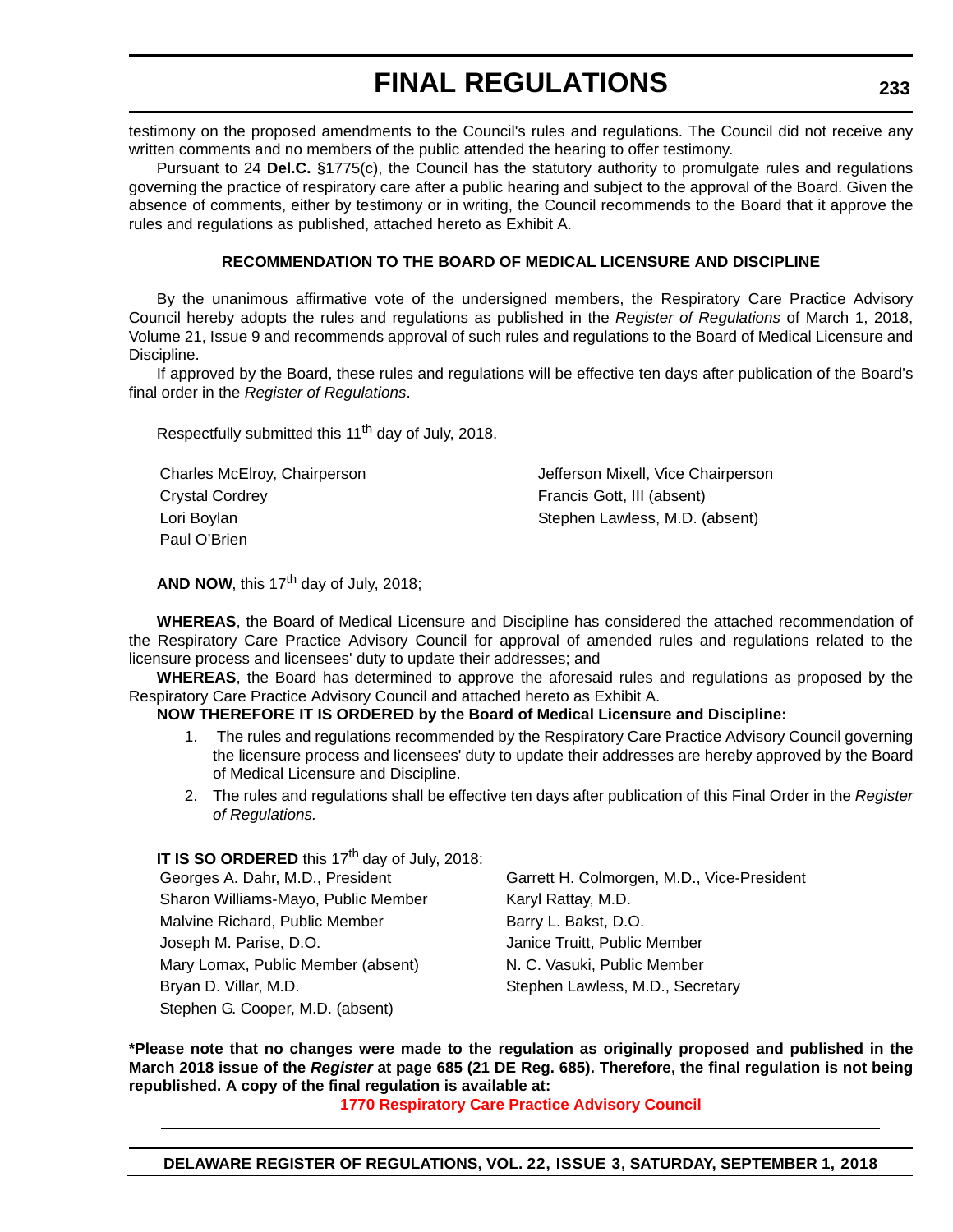testimony on the proposed amendments to the Council's rules and regulations. The Council did not receive any written comments and no members of the public attended the hearing to offer testimony.

Pursuant to 24 **Del.C.** §1775(c), the Council has the statutory authority to promulgate rules and regulations governing the practice of respiratory care after a public hearing and subject to the approval of the Board. Given the absence of comments, either by testimony or in writing, the Council recommends to the Board that it approve the rules and regulations as published, attached hereto as Exhibit A.

**RECOMMENDATION TO THE BOARD OF MEDICAL LICENSURE AND DISCIPLINE**

By the unanimous affirmative vote of the undersigned members, the Respiratory Care Practice Advisory Council hereby adopts the rules and regulations as published in the *Register of Regulations* of March 1, 2018, Volume 21, Issue 9 and recommends approval of such rules and regulations to the Board of Medical Licensure and Discipline.

If approved by the Board, these rules and regulations will be effective ten days after publication of the Board's final order in the *Register of Regulations*.

Respectfully submitted this 11th day of July, 2018.

Charles McElroy, Chairperson
Jefferson Mixell, Vice Chairperson
Crystal Cordrey
Francis Gott, III (absent)
Lori Boylan
Stephen Lawless, M.D. (absent)
Paul O'Brien

**AND NOW**, this 17th day of July, 2018;

**WHEREAS**, the Board of Medical Licensure and Discipline has considered the attached recommendation of the Respiratory Care Practice Advisory Council for approval of amended rules and regulations related to the licensure process and licensees' duty to update their addresses; and

**WHEREAS**, the Board has determined to approve the aforesaid rules and regulations as proposed by the Respiratory Care Practice Advisory Council and attached hereto as Exhibit A.

**NOW THEREFORE IT IS ORDERED by the Board of Medical Licensure and Discipline:**

1. The rules and regulations recommended by the Respiratory Care Practice Advisory Council governing the licensure process and licensees' duty to update their addresses are hereby approved by the Board of Medical Licensure and Discipline.
2. The rules and regulations shall be effective ten days after publication of this Final Order in the *Register of Regulations.*

**IT IS SO ORDERED** this 17th day of July, 2018:

Georges A. Dahr, M.D., President
Garrett H. Colmorgen, M.D., Vice-President
Sharon Williams-Mayo, Public Member
Karyl Rattay, M.D.
Malvine Richard, Public Member
Barry L. Bakst, D.O.
Joseph M. Parise, D.O.
Janice Truitt, Public Member
Mary Lomax, Public Member (absent)
N. C. Vasuki, Public Member
Bryan D. Villar, M.D.
Stephen Lawless, M.D., Secretary
Stephen G. Cooper, M.D. (absent)

**\*Please note that no changes were made to the regulation as originally proposed and published in the March 2018 issue of the *Register* at page 685 (21 DE Reg. 685). Therefore, the final regulation is not being republished. A copy of the final regulation is available at:**

**1770 Respiratory Care Practice Advisory Council**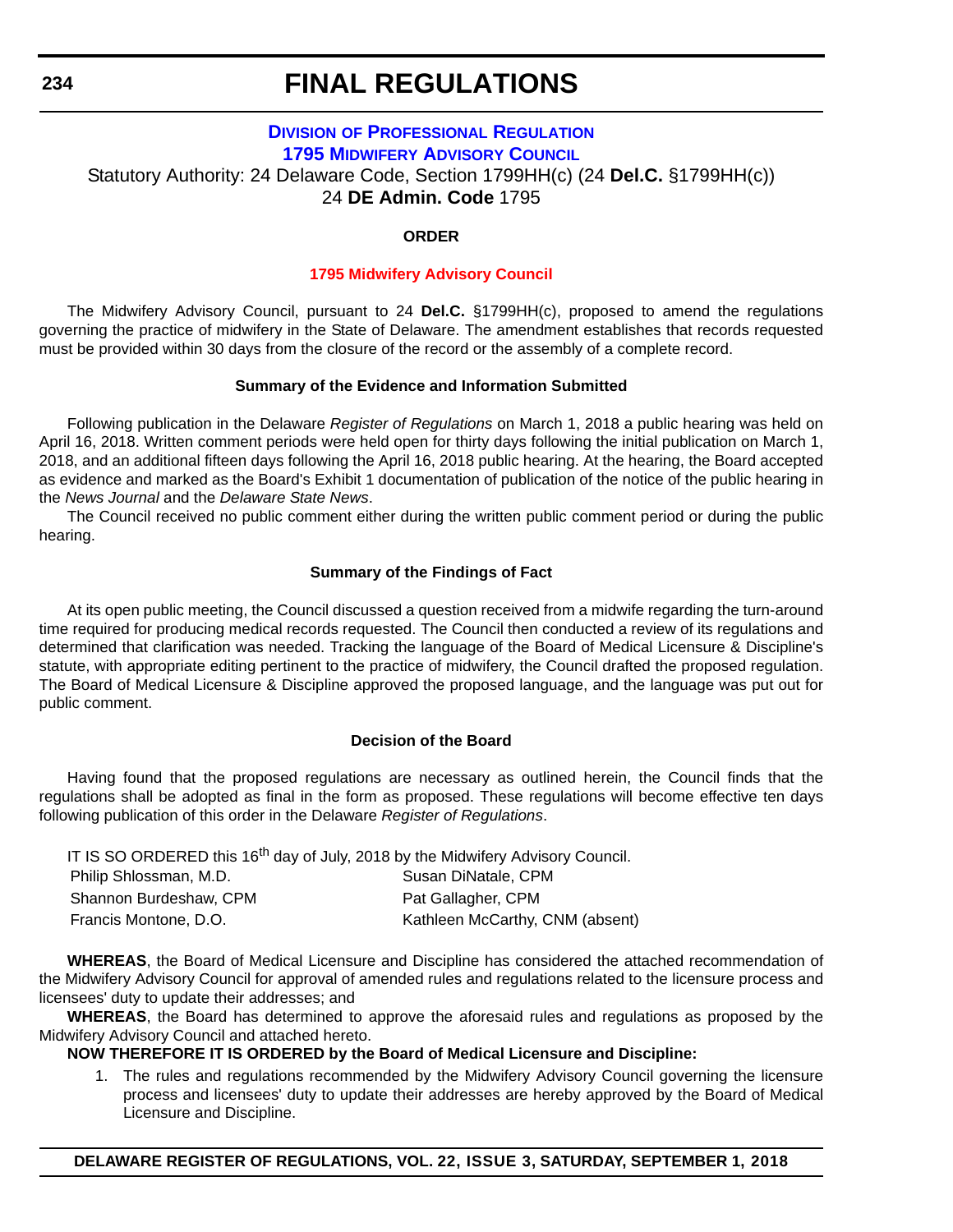# FINAL REGULATIONS

## DIVISION OF PROFESSIONAL REGULATION

## 1795 MIDWIFERY ADVISORY COUNCIL

Statutory Authority: 24 Delaware Code, Section 1799HH(c) (24 **Del.C.** §1799HH(c))
24 **DE Admin. Code** 1795

**ORDER**

**1795 Midwifery Advisory Council**

The Midwifery Advisory Council, pursuant to 24 **Del.C.** §1799HH(c), proposed to amend the regulations governing the practice of midwifery in the State of Delaware. The amendment establishes that records requested must be provided within 30 days from the closure of the record or the assembly of a complete record.

**Summary of the Evidence and Information Submitted**

Following publication in the Delaware *Register of Regulations* on March 1, 2018 a public hearing was held on April 16, 2018. Written comment periods were held open for thirty days following the initial publication on March 1, 2018, and an additional fifteen days following the April 16, 2018 public hearing. At the hearing, the Board accepted as evidence and marked as the Board's Exhibit 1 documentation of publication of the notice of the public hearing in the *News Journal* and the *Delaware State News*.

The Council received no public comment either during the written public comment period or during the public hearing.

**Summary of the Findings of Fact**

At its open public meeting, the Council discussed a question received from a midwife regarding the turn-around time required for producing medical records requested. The Council then conducted a review of its regulations and determined that clarification was needed. Tracking the language of the Board of Medical Licensure & Discipline's statute, with appropriate editing pertinent to the practice of midwifery, the Council drafted the proposed regulation. The Board of Medical Licensure & Discipline approved the proposed language, and the language was put out for public comment.

**Decision of the Board**

Having found that the proposed regulations are necessary as outlined herein, the Council finds that the regulations shall be adopted as final in the form as proposed. These regulations will become effective ten days following publication of this order in the Delaware *Register of Regulations*.

IT IS SO ORDERED this 16th day of July, 2018 by the Midwifery Advisory Council.

| | |
|---|---|
| Philip Shlossman, M.D. | Susan DiNatale, CPM |
| Shannon Burdeshaw, CPM | Pat Gallagher, CPM |
| Francis Montone, D.O. | Kathleen McCarthy, CNM (absent) |

**WHEREAS**, the Board of Medical Licensure and Discipline has considered the attached recommendation of the Midwifery Advisory Council for approval of amended rules and regulations related to the licensure process and licensees' duty to update their addresses; and

**WHEREAS**, the Board has determined to approve the aforesaid rules and regulations as proposed by the Midwifery Advisory Council and attached hereto.

**NOW THEREFORE IT IS ORDERED by the Board of Medical Licensure and Discipline:**

1. The rules and regulations recommended by the Midwifery Advisory Council governing the licensure process and licensees' duty to update their addresses are hereby approved by the Board of Medical Licensure and Discipline.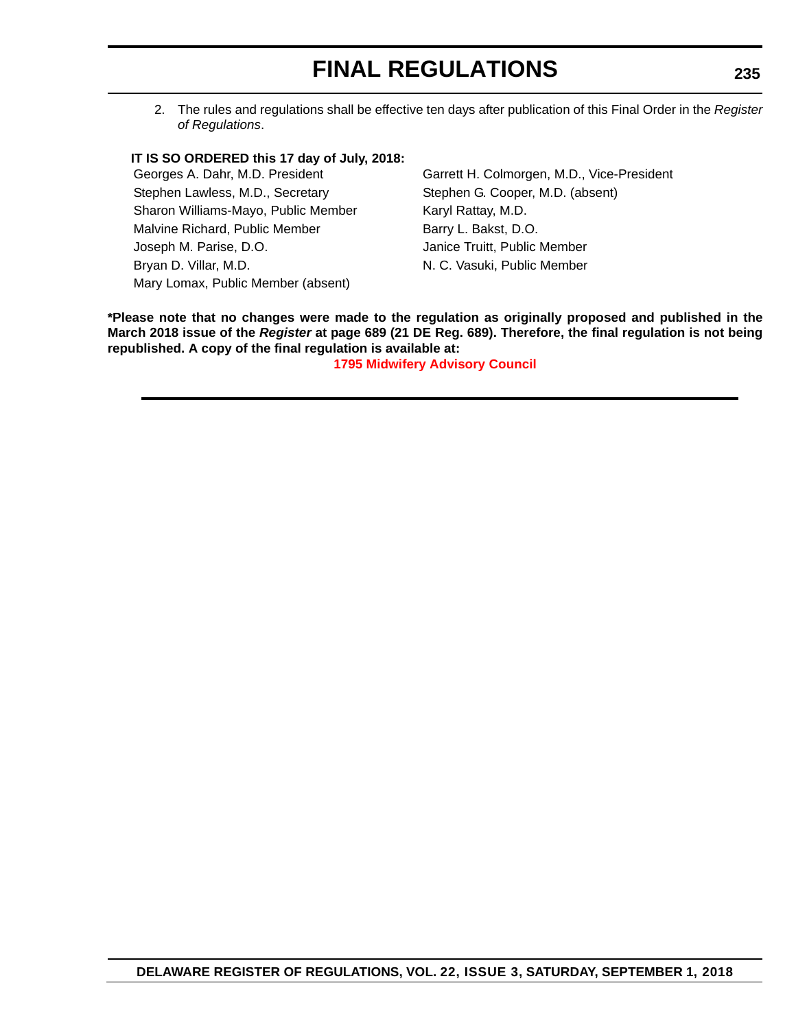2. The rules and regulations shall be effective ten days after publication of this Final Order in the *Register of Regulations*.

**IT IS SO ORDERED this 17 day of July, 2018:**

Georges A. Dahr, M.D. President
Garrett H. Colmorgen, M.D., Vice-President
Stephen Lawless, M.D., Secretary
Stephen G. Cooper, M.D. (absent)
Sharon Williams-Mayo, Public Member
Karyl Rattay, M.D.
Malvine Richard, Public Member
Barry L. Bakst, D.O.
Joseph M. Parise, D.O.
Janice Truitt, Public Member
Bryan D. Villar, M.D.
N. C. Vasuki, Public Member
Mary Lomax, Public Member (absent)

**\*Please note that no changes were made to the regulation as originally proposed and published in the March 2018 issue of the *Register* at page 689 (21 DE Reg. 689). Therefore, the final regulation is not being republished. A copy of the final regulation is available at:**

**1795 Midwifery Advisory Council**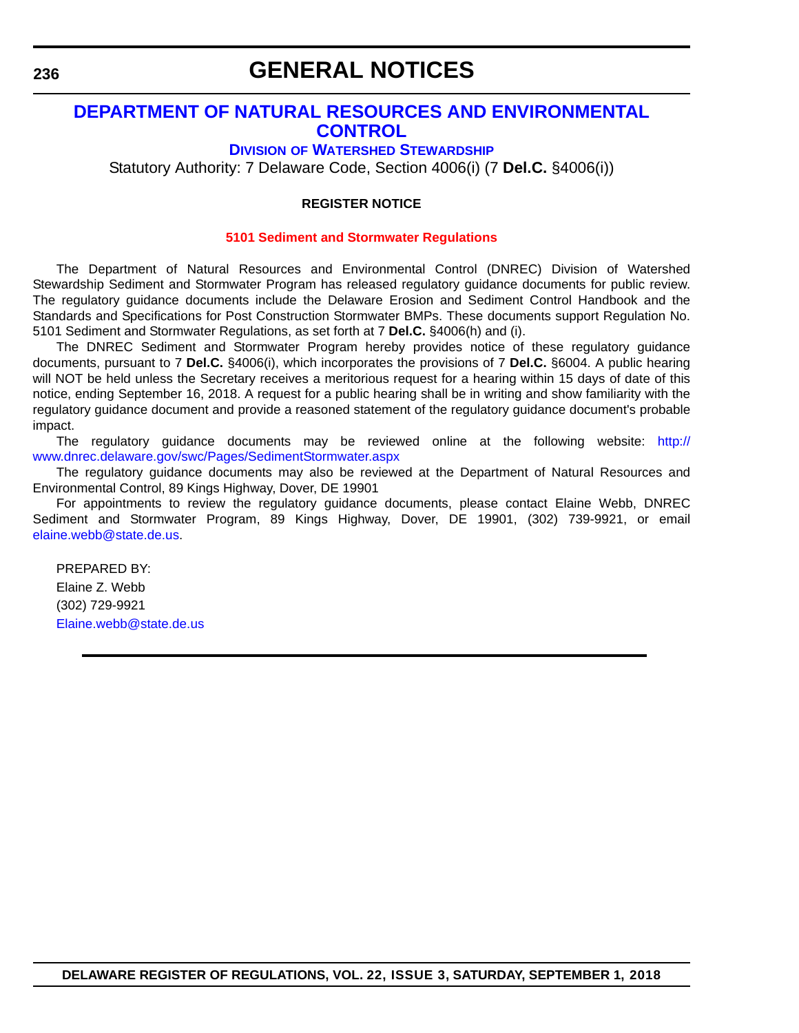# GENERAL NOTICES

## DEPARTMENT OF NATURAL RESOURCES AND ENVIRONMENTAL CONTROL

### DIVISION OF WATERSHED STEWARDSHIP

Statutory Authority: 7 Delaware Code, Section 4006(i) (7 **Del.C.** §4006(i))

**REGISTER NOTICE**

**5101 Sediment and Stormwater Regulations**

The Department of Natural Resources and Environmental Control (DNREC) Division of Watershed Stewardship Sediment and Stormwater Program has released regulatory guidance documents for public review. The regulatory guidance documents include the Delaware Erosion and Sediment Control Handbook and the Standards and Specifications for Post Construction Stormwater BMPs. These documents support Regulation No. 5101 Sediment and Stormwater Regulations, as set forth at 7 **Del.C.** §4006(h) and (i).

The DNREC Sediment and Stormwater Program hereby provides notice of these regulatory guidance documents, pursuant to 7 **Del.C.** §4006(i), which incorporates the provisions of 7 **Del.C.** §6004. A public hearing will NOT be held unless the Secretary receives a meritorious request for a hearing within 15 days of date of this notice, ending September 16, 2018. A request for a public hearing shall be in writing and show familiarity with the regulatory guidance document and provide a reasoned statement of the regulatory guidance document's probable impact.

The regulatory guidance documents may be reviewed online at the following website: http://www.dnrec.delaware.gov/swc/Pages/SedimentStormwater.aspx

The regulatory guidance documents may also be reviewed at the Department of Natural Resources and Environmental Control, 89 Kings Highway, Dover, DE 19901

For appointments to review the regulatory guidance documents, please contact Elaine Webb, DNREC Sediment and Stormwater Program, 89 Kings Highway, Dover, DE 19901, (302) 739-9921, or email elaine.webb@state.de.us.

PREPARED BY:
Elaine Z. Webb
(302) 729-9921
Elaine.webb@state.de.us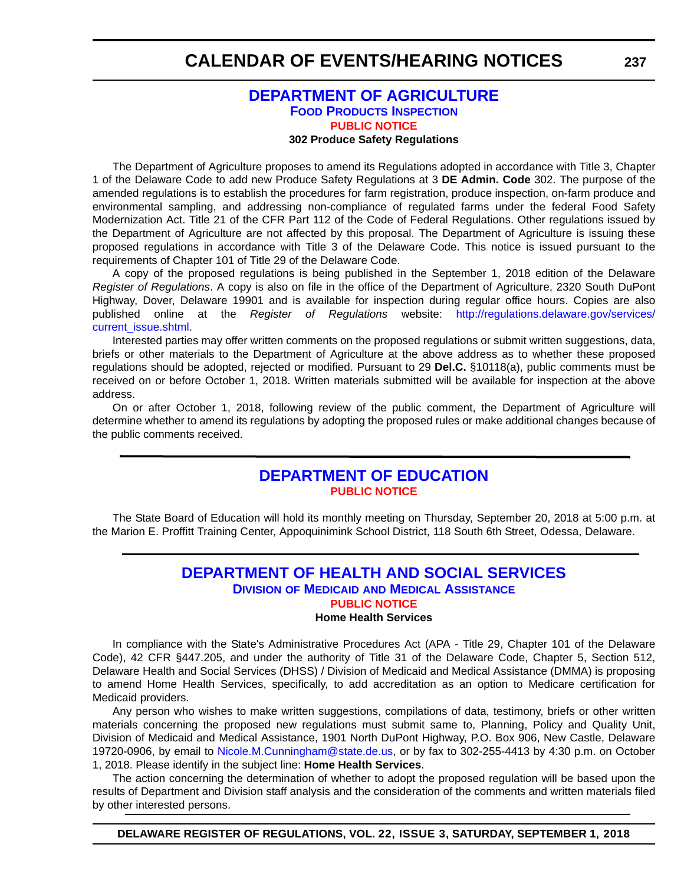# CALENDAR OF EVENTS/HEARING NOTICES

## DEPARTMENT OF AGRICULTURE

### Food Products Inspection

#### PUBLIC NOTICE

**302 Produce Safety Regulations**

The Department of Agriculture proposes to amend its Regulations adopted in accordance with Title 3, Chapter 1 of the Delaware Code to add new Produce Safety Regulations at 3 **DE Admin. Code** 302. The purpose of the amended regulations is to establish the procedures for farm registration, produce inspection, on-farm produce and environmental sampling, and addressing non-compliance of regulated farms under the federal Food Safety Modernization Act. Title 21 of the CFR Part 112 of the Code of Federal Regulations. Other regulations issued by the Department of Agriculture are not affected by this proposal. The Department of Agriculture is issuing these proposed regulations in accordance with Title 3 of the Delaware Code. This notice is issued pursuant to the requirements of Chapter 101 of Title 29 of the Delaware Code.

A copy of the proposed regulations is being published in the September 1, 2018 edition of the Delaware *Register of Regulations*. A copy is also on file in the office of the Department of Agriculture, 2320 South DuPont Highway, Dover, Delaware 19901 and is available for inspection during regular office hours. Copies are also published online at the *Register of Regulations* website: http://regulations.delaware.gov/services/current_issue.shtml.

Interested parties may offer written comments on the proposed regulations or submit written suggestions, data, briefs or other materials to the Department of Agriculture at the above address as to whether these proposed regulations should be adopted, rejected or modified. Pursuant to 29 **Del.C.** §10118(a), public comments must be received on or before October 1, 2018. Written materials submitted will be available for inspection at the above address.

On or after October 1, 2018, following review of the public comment, the Department of Agriculture will determine whether to amend its regulations by adopting the proposed rules or make additional changes because of the public comments received.

---

## DEPARTMENT OF EDUCATION

#### PUBLIC NOTICE

The State Board of Education will hold its monthly meeting on Thursday, September 20, 2018 at 5:00 p.m. at the Marion E. Proffitt Training Center, Appoquinimink School District, 118 South 6th Street, Odessa, Delaware.

---

## DEPARTMENT OF HEALTH AND SOCIAL SERVICES

### Division of Medicaid and Medical Assistance

#### PUBLIC NOTICE

**Home Health Services**

In compliance with the State's Administrative Procedures Act (APA - Title 29, Chapter 101 of the Delaware Code), 42 CFR §447.205, and under the authority of Title 31 of the Delaware Code, Chapter 5, Section 512, Delaware Health and Social Services (DHSS) / Division of Medicaid and Medical Assistance (DMMA) is proposing to amend Home Health Services, specifically, to add accreditation as an option to Medicare certification for Medicaid providers.

Any person who wishes to make written suggestions, compilations of data, testimony, briefs or other written materials concerning the proposed new regulations must submit same to, Planning, Policy and Quality Unit, Division of Medicaid and Medical Assistance, 1901 North DuPont Highway, P.O. Box 906, New Castle, Delaware 19720-0906, by email to Nicole.M.Cunningham@state.de.us, or by fax to 302-255-4413 by 4:30 p.m. on October 1, 2018. Please identify in the subject line: **Home Health Services**.

The action concerning the determination of whether to adopt the proposed regulation will be based upon the results of Department and Division staff analysis and the consideration of the comments and written materials filed by other interested persons.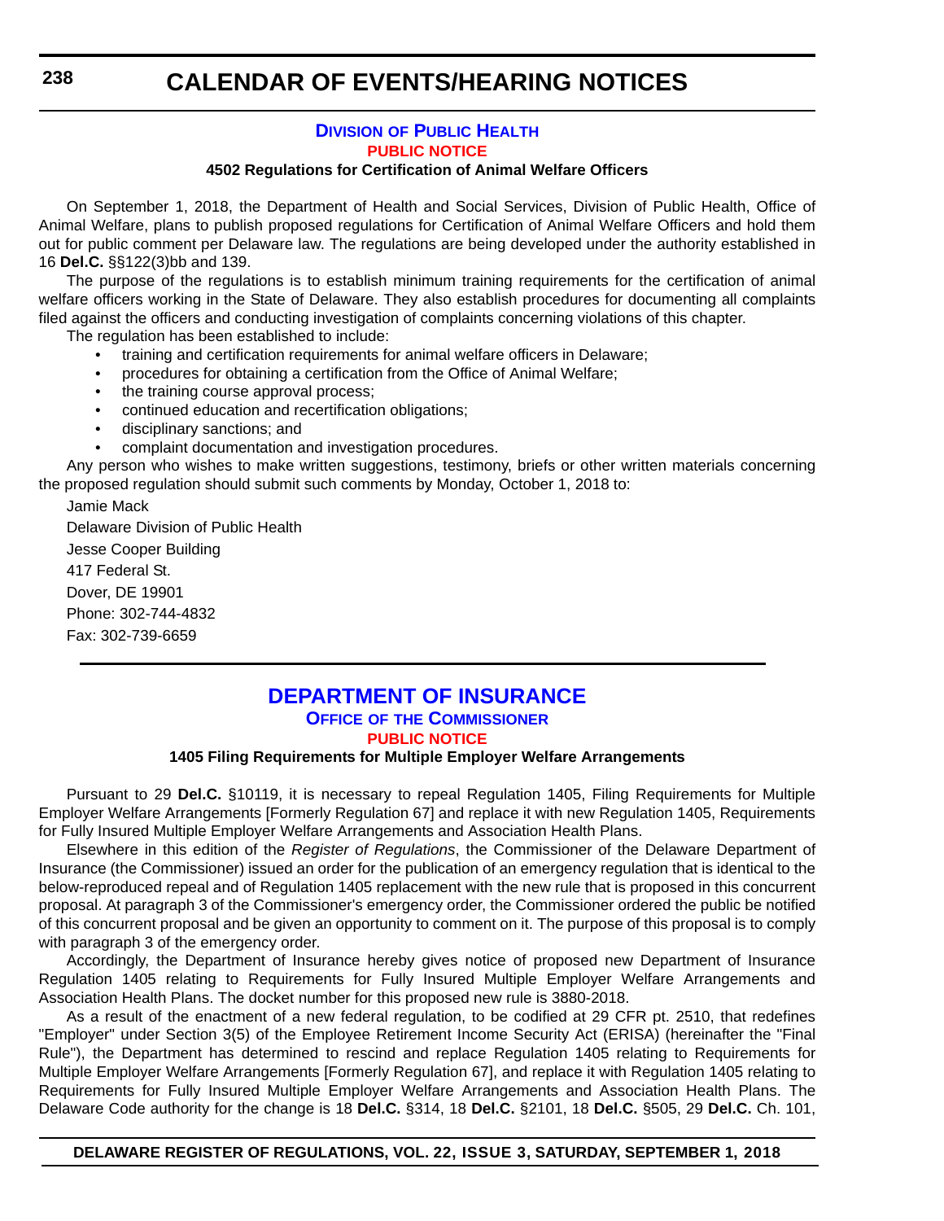## Division of Public Health

### PUBLIC NOTICE

**4502 Regulations for Certification of Animal Welfare Officers**

On September 1, 2018, the Department of Health and Social Services, Division of Public Health, Office of Animal Welfare, plans to publish proposed regulations for Certification of Animal Welfare Officers and hold them out for public comment per Delaware law. The regulations are being developed under the authority established in 16 **Del.C.** §§122(3)bb and 139.

The purpose of the regulations is to establish minimum training requirements for the certification of animal welfare officers working in the State of Delaware. They also establish procedures for documenting all complaints filed against the officers and conducting investigation of complaints concerning violations of this chapter.

The regulation has been established to include:

- training and certification requirements for animal welfare officers in Delaware;
- procedures for obtaining a certification from the Office of Animal Welfare;
- the training course approval process;
- continued education and recertification obligations;
- disciplinary sanctions; and
- complaint documentation and investigation procedures.

Any person who wishes to make written suggestions, testimony, briefs or other written materials concerning the proposed regulation should submit such comments by Monday, October 1, 2018 to:

Jamie Mack
Delaware Division of Public Health
Jesse Cooper Building
417 Federal St.
Dover, DE 19901
Phone: 302-744-4832
Fax: 302-739-6659

---

## DEPARTMENT OF INSURANCE

### Office of the Commissioner

### PUBLIC NOTICE

**1405 Filing Requirements for Multiple Employer Welfare Arrangements**

Pursuant to 29 **Del.C.** §10119, it is necessary to repeal Regulation 1405, Filing Requirements for Multiple Employer Welfare Arrangements [Formerly Regulation 67] and replace it with new Regulation 1405, Requirements for Fully Insured Multiple Employer Welfare Arrangements and Association Health Plans.

Elsewhere in this edition of the *Register of Regulations*, the Commissioner of the Delaware Department of Insurance (the Commissioner) issued an order for the publication of an emergency regulation that is identical to the below-reproduced repeal and of Regulation 1405 replacement with the new rule that is proposed in this concurrent proposal. At paragraph 3 of the Commissioner's emergency order, the Commissioner ordered the public be notified of this concurrent proposal and be given an opportunity to comment on it. The purpose of this proposal is to comply with paragraph 3 of the emergency order.

Accordingly, the Department of Insurance hereby gives notice of proposed new Department of Insurance Regulation 1405 relating to Requirements for Fully Insured Multiple Employer Welfare Arrangements and Association Health Plans. The docket number for this proposed new rule is 3880-2018.

As a result of the enactment of a new federal regulation, to be codified at 29 CFR pt. 2510, that redefines "Employer" under Section 3(5) of the Employee Retirement Income Security Act (ERISA) (hereinafter the "Final Rule"), the Department has determined to rescind and replace Regulation 1405 relating to Requirements for Multiple Employer Welfare Arrangements [Formerly Regulation 67], and replace it with Regulation 1405 relating to Requirements for Fully Insured Multiple Employer Welfare Arrangements and Association Health Plans. The Delaware Code authority for the change is 18 **Del.C.** §314, 18 **Del.C.** §2101, 18 **Del.C.** §505, 29 **Del.C.** Ch. 101,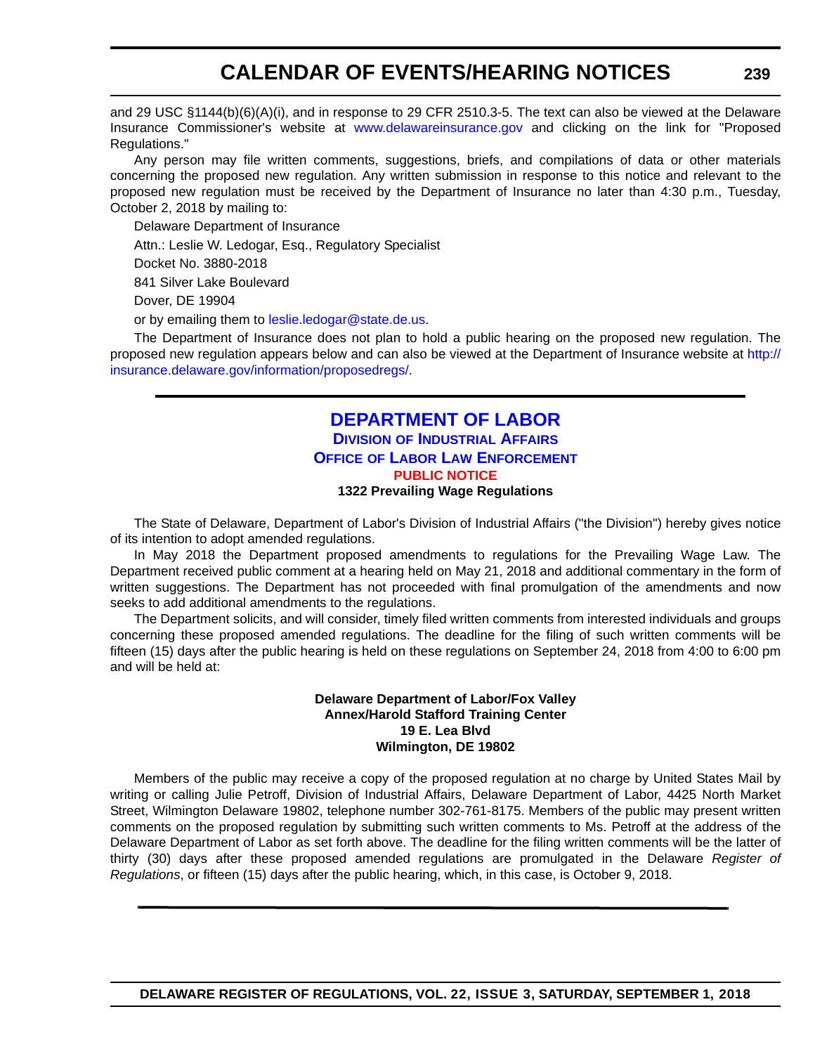and 29 USC §1144(b)(6)(A)(i), and in response to 29 CFR 2510.3-5. The text can also be viewed at the Delaware Insurance Commissioner's website at www.delawareinsurance.gov and clicking on the link for "Proposed Regulations."

Any person may file written comments, suggestions, briefs, and compilations of data or other materials concerning the proposed new regulation. Any written submission in response to this notice and relevant to the proposed new regulation must be received by the Department of Insurance no later than 4:30 p.m., Tuesday, October 2, 2018 by mailing to:

Delaware Department of Insurance

Attn.: Leslie W. Ledogar, Esq., Regulatory Specialist

Docket No. 3880-2018

841 Silver Lake Boulevard

Dover, DE 19904

or by emailing them to leslie.ledogar@state.de.us.

The Department of Insurance does not plan to hold a public hearing on the proposed new regulation. The proposed new regulation appears below and can also be viewed at the Department of Insurance website at http://insurance.delaware.gov/information/proposedregs/.

---

# DEPARTMENT OF LABOR

## Division of Industrial Affairs

## Office of Labor Law Enforcement

### PUBLIC NOTICE

**1322 Prevailing Wage Regulations**

The State of Delaware, Department of Labor's Division of Industrial Affairs ("the Division") hereby gives notice of its intention to adopt amended regulations.

In May 2018 the Department proposed amendments to regulations for the Prevailing Wage Law. The Department received public comment at a hearing held on May 21, 2018 and additional commentary in the form of written suggestions. The Department has not proceeded with final promulgation of the amendments and now seeks to add additional amendments to the regulations.

The Department solicits, and will consider, timely filed written comments from interested individuals and groups concerning these proposed amended regulations. The deadline for the filing of such written comments will be fifteen (15) days after the public hearing is held on these regulations on September 24, 2018 from 4:00 to 6:00 pm and will be held at:

**Delaware Department of Labor/Fox Valley**
**Annex/Harold Stafford Training Center**
**19 E. Lea Blvd**
**Wilmington, DE 19802**

Members of the public may receive a copy of the proposed regulation at no charge by United States Mail by writing or calling Julie Petroff, Division of Industrial Affairs, Delaware Department of Labor, 4425 North Market Street, Wilmington Delaware 19802, telephone number 302-761-8175. Members of the public may present written comments on the proposed regulation by submitting such written comments to Ms. Petroff at the address of the Delaware Department of Labor as set forth above. The deadline for the filing written comments will be the latter of thirty (30) days after these proposed amended regulations are promulgated in the Delaware *Register of Regulations*, or fifteen (15) days after the public hearing, which, in this case, is October 9, 2018.

---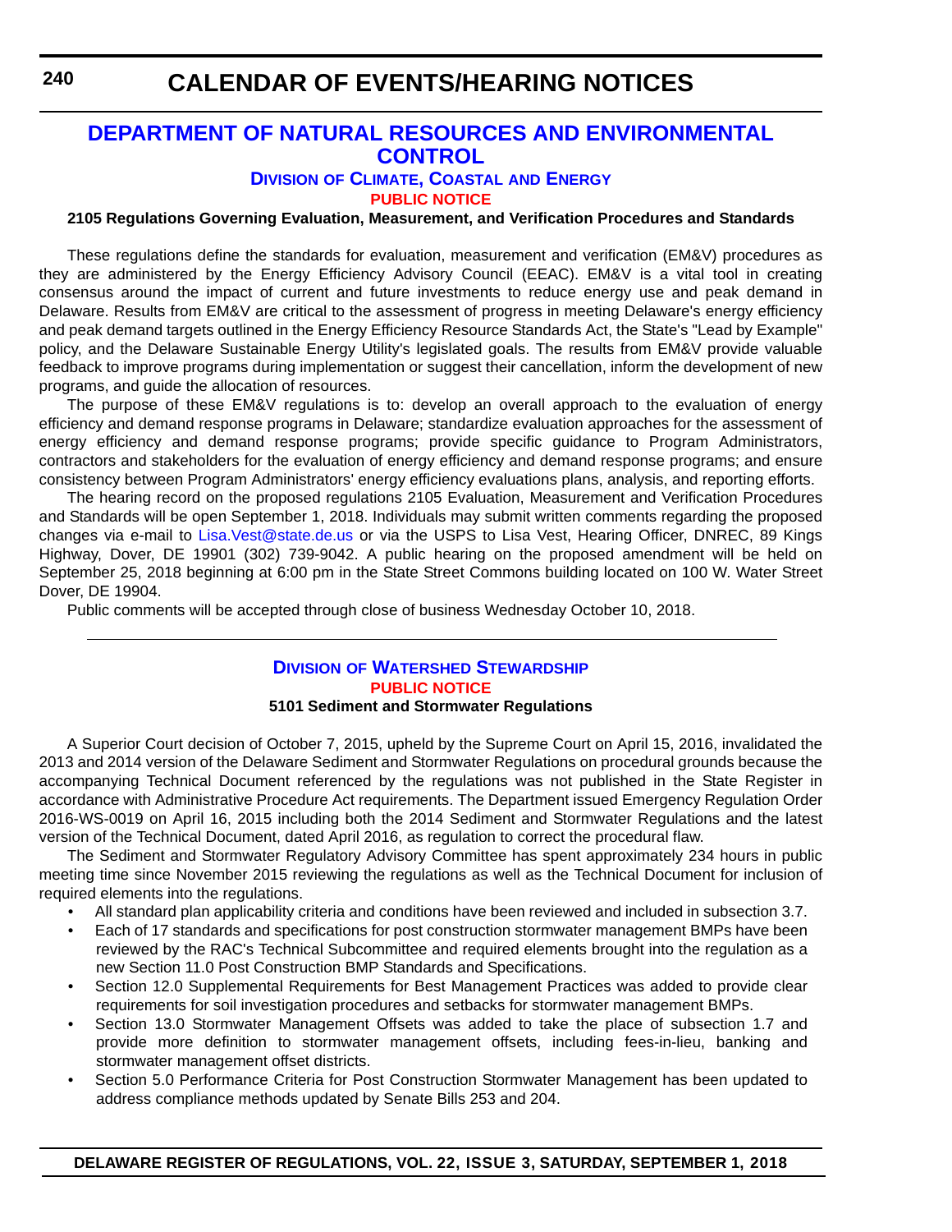# CALENDAR OF EVENTS/HEARING NOTICES

## DEPARTMENT OF NATURAL RESOURCES AND ENVIRONMENTAL CONTROL

### DIVISION OF CLIMATE, COASTAL AND ENERGY

**PUBLIC NOTICE**

**2105 Regulations Governing Evaluation, Measurement, and Verification Procedures and Standards**

These regulations define the standards for evaluation, measurement and verification (EM&V) procedures as they are administered by the Energy Efficiency Advisory Council (EEAC). EM&V is a vital tool in creating consensus around the impact of current and future investments to reduce energy use and peak demand in Delaware. Results from EM&V are critical to the assessment of progress in meeting Delaware's energy efficiency and peak demand targets outlined in the Energy Efficiency Resource Standards Act, the State's "Lead by Example" policy, and the Delaware Sustainable Energy Utility's legislated goals. The results from EM&V provide valuable feedback to improve programs during implementation or suggest their cancellation, inform the development of new programs, and guide the allocation of resources.

The purpose of these EM&V regulations is to: develop an overall approach to the evaluation of energy efficiency and demand response programs in Delaware; standardize evaluation approaches for the assessment of energy efficiency and demand response programs; provide specific guidance to Program Administrators, contractors and stakeholders for the evaluation of energy efficiency and demand response programs; and ensure consistency between Program Administrators' energy efficiency evaluations plans, analysis, and reporting efforts.

The hearing record on the proposed regulations 2105 Evaluation, Measurement and Verification Procedures and Standards will be open September 1, 2018. Individuals may submit written comments regarding the proposed changes via e-mail to Lisa.Vest@state.de.us or via the USPS to Lisa Vest, Hearing Officer, DNREC, 89 Kings Highway, Dover, DE 19901 (302) 739-9042. A public hearing on the proposed amendment will be held on September 25, 2018 beginning at 6:00 pm in the State Street Commons building located on 100 W. Water Street Dover, DE 19904.

Public comments will be accepted through close of business Wednesday October 10, 2018.

---

### DIVISION OF WATERSHED STEWARDSHIP

**PUBLIC NOTICE**

**5101 Sediment and Stormwater Regulations**

A Superior Court decision of October 7, 2015, upheld by the Supreme Court on April 15, 2016, invalidated the 2013 and 2014 version of the Delaware Sediment and Stormwater Regulations on procedural grounds because the accompanying Technical Document referenced by the regulations was not published in the State Register in accordance with Administrative Procedure Act requirements. The Department issued Emergency Regulation Order 2016-WS-0019 on April 16, 2015 including both the 2014 Sediment and Stormwater Regulations and the latest version of the Technical Document, dated April 2016, as regulation to correct the procedural flaw.

The Sediment and Stormwater Regulatory Advisory Committee has spent approximately 234 hours in public meeting time since November 2015 reviewing the regulations as well as the Technical Document for inclusion of required elements into the regulations.

- All standard plan applicability criteria and conditions have been reviewed and included in subsection 3.7.
- Each of 17 standards and specifications for post construction stormwater management BMPs have been reviewed by the RAC's Technical Subcommittee and required elements brought into the regulation as a new Section 11.0 Post Construction BMP Standards and Specifications.
- Section 12.0 Supplemental Requirements for Best Management Practices was added to provide clear requirements for soil investigation procedures and setbacks for stormwater management BMPs.
- Section 13.0 Stormwater Management Offsets was added to take the place of subsection 1.7 and provide more definition to stormwater management offsets, including fees-in-lieu, banking and stormwater management offset districts.
- Section 5.0 Performance Criteria for Post Construction Stormwater Management has been updated to address compliance methods updated by Senate Bills 253 and 204.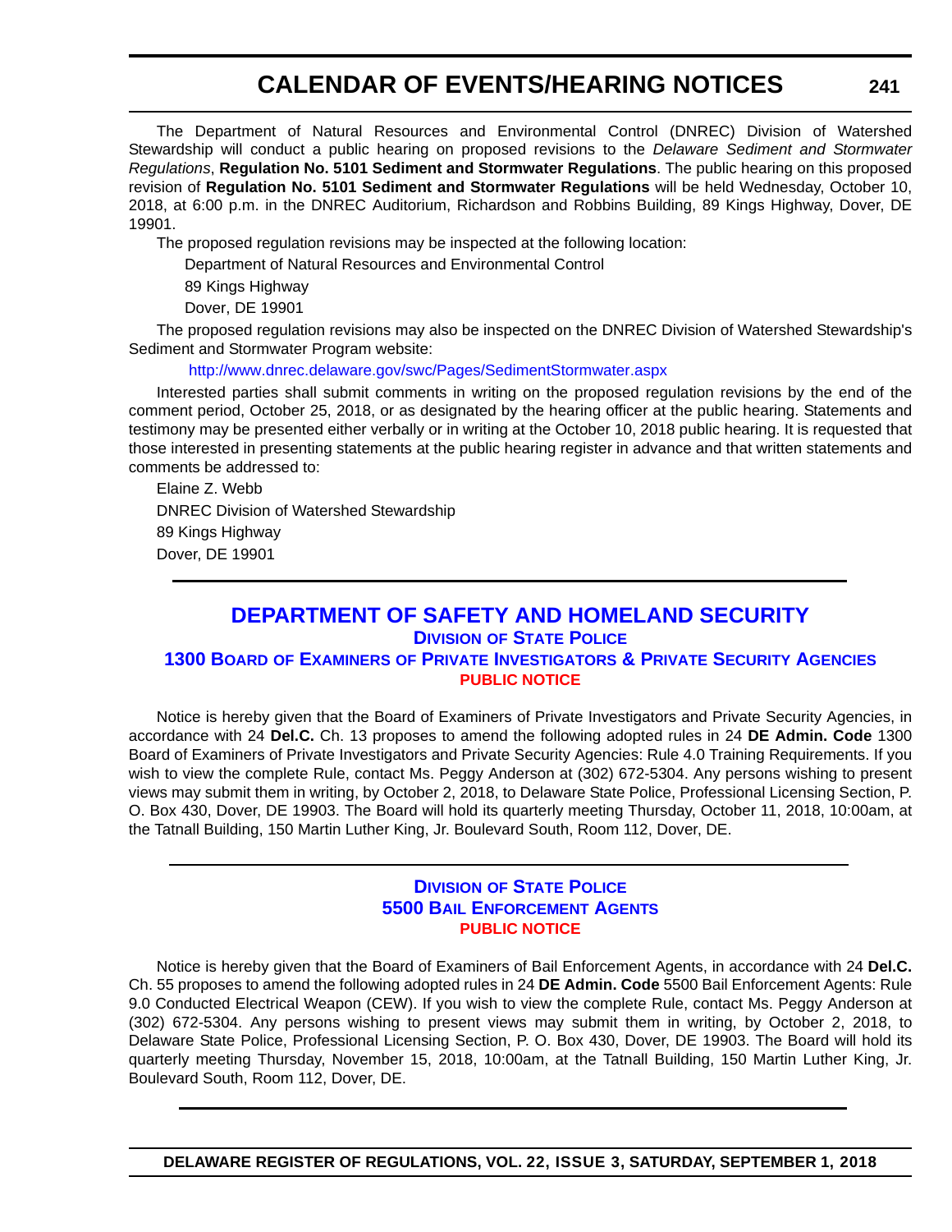The Department of Natural Resources and Environmental Control (DNREC) Division of Watershed Stewardship will conduct a public hearing on proposed revisions to the *Delaware Sediment and Stormwater Regulations*, **Regulation No. 5101 Sediment and Stormwater Regulations**. The public hearing on this proposed revision of **Regulation No. 5101 Sediment and Stormwater Regulations** will be held Wednesday, October 10, 2018, at 6:00 p.m. in the DNREC Auditorium, Richardson and Robbins Building, 89 Kings Highway, Dover, DE 19901.

The proposed regulation revisions may be inspected at the following location:

Department of Natural Resources and Environmental Control
89 Kings Highway
Dover, DE 19901

The proposed regulation revisions may also be inspected on the DNREC Division of Watershed Stewardship's Sediment and Stormwater Program website:

http://www.dnrec.delaware.gov/swc/Pages/SedimentStormwater.aspx

Interested parties shall submit comments in writing on the proposed regulation revisions by the end of the comment period, October 25, 2018, or as designated by the hearing officer at the public hearing. Statements and testimony may be presented either verbally or in writing at the October 10, 2018 public hearing. It is requested that those interested in presenting statements at the public hearing register in advance and that written statements and comments be addressed to:

Elaine Z. Webb
DNREC Division of Watershed Stewardship
89 Kings Highway
Dover, DE 19901

---

## DEPARTMENT OF SAFETY AND HOMELAND SECURITY

### Division of State Police

### 1300 Board of Examiners of Private Investigators & Private Security Agencies

**PUBLIC NOTICE**

Notice is hereby given that the Board of Examiners of Private Investigators and Private Security Agencies, in accordance with 24 **Del.C.** Ch. 13 proposes to amend the following adopted rules in 24 **DE Admin. Code** 1300 Board of Examiners of Private Investigators and Private Security Agencies: Rule 4.0 Training Requirements. If you wish to view the complete Rule, contact Ms. Peggy Anderson at (302) 672-5304. Any persons wishing to present views may submit them in writing, by October 2, 2018, to Delaware State Police, Professional Licensing Section, P. O. Box 430, Dover, DE 19903. The Board will hold its quarterly meeting Thursday, October 11, 2018, 10:00am, at the Tatnall Building, 150 Martin Luther King, Jr. Boulevard South, Room 112, Dover, DE.

---

### Division of State Police

### 5500 Bail Enforcement Agents

**PUBLIC NOTICE**

Notice is hereby given that the Board of Examiners of Bail Enforcement Agents, in accordance with 24 **Del.C.** Ch. 55 proposes to amend the following adopted rules in 24 **DE Admin. Code** 5500 Bail Enforcement Agents: Rule 9.0 Conducted Electrical Weapon (CEW). If you wish to view the complete Rule, contact Ms. Peggy Anderson at (302) 672-5304. Any persons wishing to present views may submit them in writing, by October 2, 2018, to Delaware State Police, Professional Licensing Section, P. O. Box 430, Dover, DE 19903. The Board will hold its quarterly meeting Thursday, November 15, 2018, 10:00am, at the Tatnall Building, 150 Martin Luther King, Jr. Boulevard South, Room 112, Dover, DE.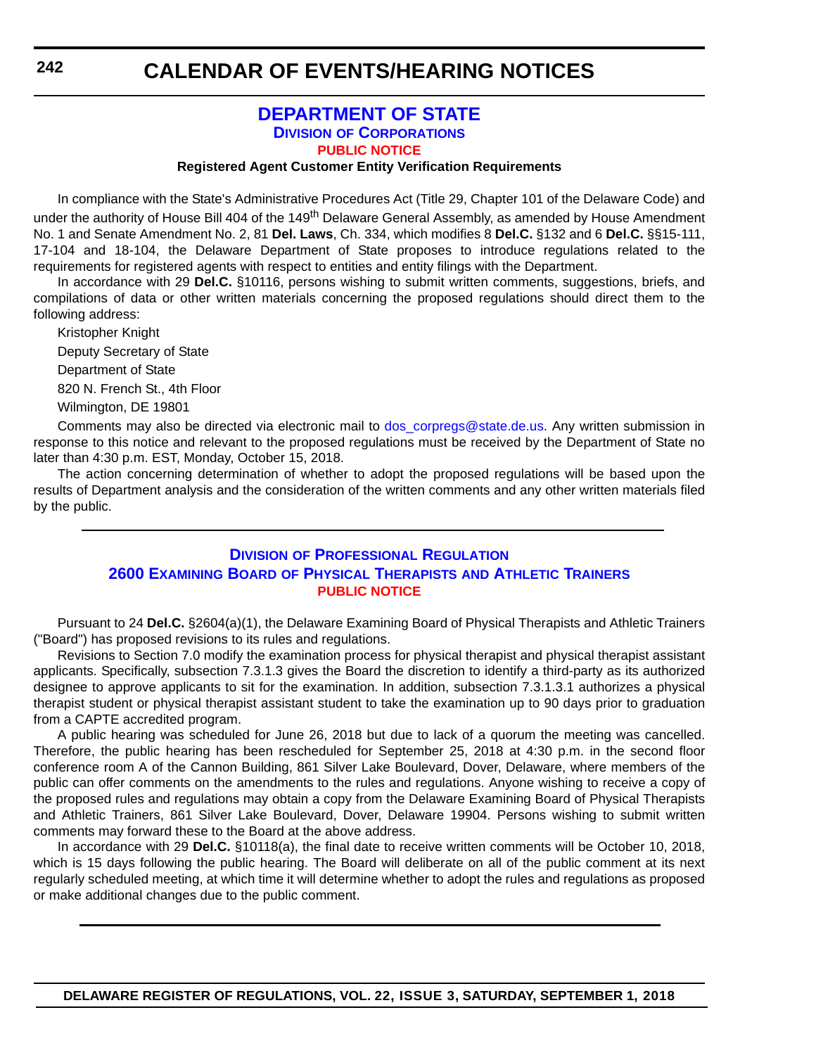# CALENDAR OF EVENTS/HEARING NOTICES

## DEPARTMENT OF STATE

### DIVISION OF CORPORATIONS

**PUBLIC NOTICE**

**Registered Agent Customer Entity Verification Requirements**

In compliance with the State's Administrative Procedures Act (Title 29, Chapter 101 of the Delaware Code) and under the authority of House Bill 404 of the 149th Delaware General Assembly, as amended by House Amendment No. 1 and Senate Amendment No. 2, 81 **Del. Laws**, Ch. 334, which modifies 8 **Del.C.** §132 and 6 **Del.C.** §§15-111, 17-104 and 18-104, the Delaware Department of State proposes to introduce regulations related to the requirements for registered agents with respect to entities and entity filings with the Department.

In accordance with 29 **Del.C.** §10116, persons wishing to submit written comments, suggestions, briefs, and compilations of data or other written materials concerning the proposed regulations should direct them to the following address:

Kristopher Knight

Deputy Secretary of State

Department of State

820 N. French St., 4th Floor

Wilmington, DE 19801

Comments may also be directed via electronic mail to dos_corpregs@state.de.us. Any written submission in response to this notice and relevant to the proposed regulations must be received by the Department of State no later than 4:30 p.m. EST, Monday, October 15, 2018.

The action concerning determination of whether to adopt the proposed regulations will be based upon the results of Department analysis and the consideration of the written comments and any other written materials filed by the public.

---

### DIVISION OF PROFESSIONAL REGULATION

### 2600 EXAMINING BOARD OF PHYSICAL THERAPISTS AND ATHLETIC TRAINERS

**PUBLIC NOTICE**

Pursuant to 24 **Del.C.** §2604(a)(1), the Delaware Examining Board of Physical Therapists and Athletic Trainers ("Board") has proposed revisions to its rules and regulations.

Revisions to Section 7.0 modify the examination process for physical therapist and physical therapist assistant applicants. Specifically, subsection 7.3.1.3 gives the Board the discretion to identify a third-party as its authorized designee to approve applicants to sit for the examination. In addition, subsection 7.3.1.3.1 authorizes a physical therapist student or physical therapist assistant student to take the examination up to 90 days prior to graduation from a CAPTE accredited program.

A public hearing was scheduled for June 26, 2018 but due to lack of a quorum the meeting was cancelled. Therefore, the public hearing has been rescheduled for September 25, 2018 at 4:30 p.m. in the second floor conference room A of the Cannon Building, 861 Silver Lake Boulevard, Dover, Delaware, where members of the public can offer comments on the amendments to the rules and regulations. Anyone wishing to receive a copy of the proposed rules and regulations may obtain a copy from the Delaware Examining Board of Physical Therapists and Athletic Trainers, 861 Silver Lake Boulevard, Dover, Delaware 19904. Persons wishing to submit written comments may forward these to the Board at the above address.

In accordance with 29 **Del.C.** §10118(a), the final date to receive written comments will be October 10, 2018, which is 15 days following the public hearing. The Board will deliberate on all of the public comment at its next regularly scheduled meeting, at which time it will determine whether to adopt the rules and regulations as proposed or make additional changes due to the public comment.

---